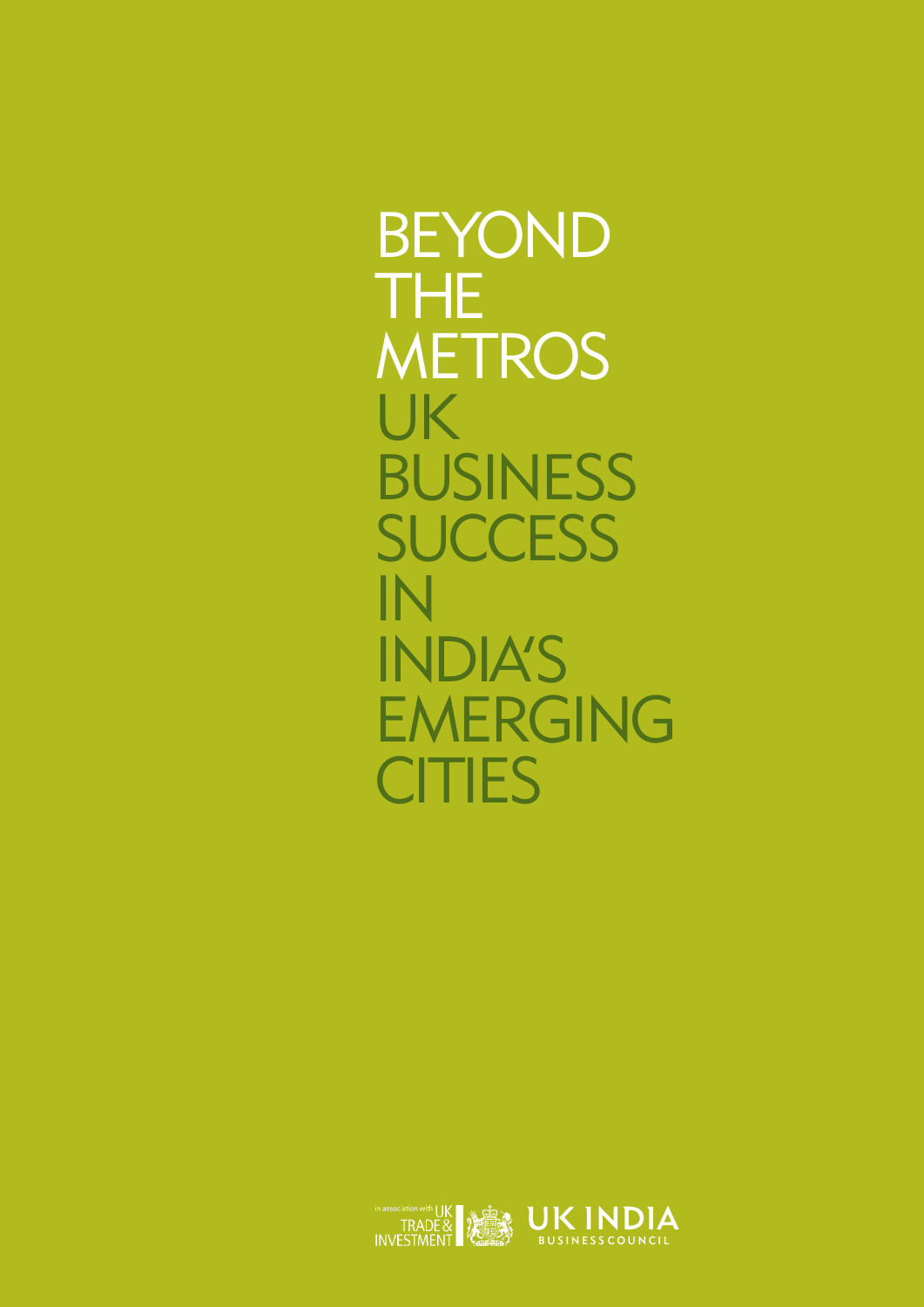# BEYOND THE METROS

## UK BUSINESS SUCCESS IN INDIA'S EMERGING CITIES

in association with UK TRADE & INVESTMENT

UK INDIA BUSINESS COUNCIL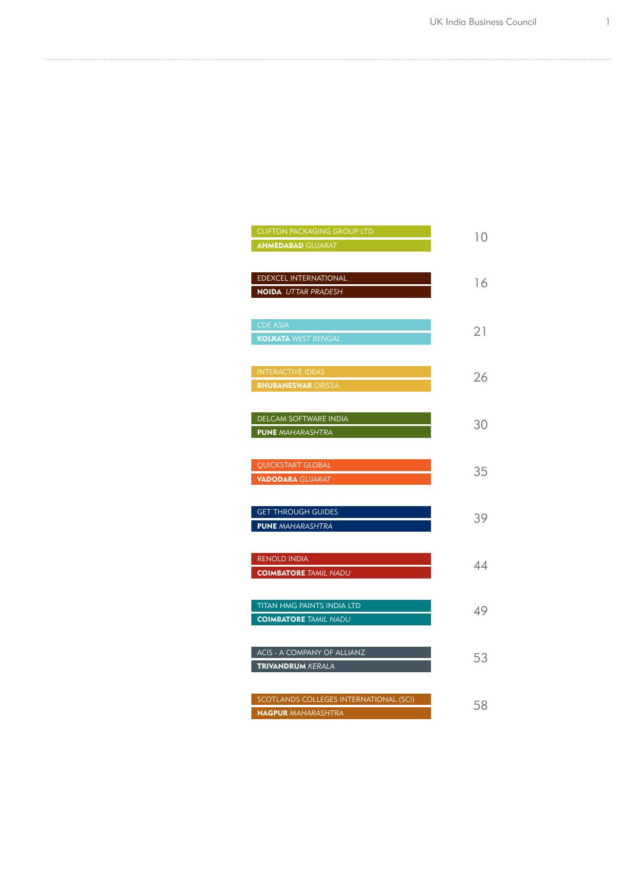| | |
|---|---|
| CLIFTON PACKAGING GROUP LTD<br>**AHMEDABAD** *GUJARAT* | 10 |
| EDEXCEL INTERNATIONAL<br>**NOIDA** *UTTAR PRADESH* | 16 |
| CDE ASIA<br>**KOLKATA** *WEST BENGAL* | 21 |
| INTERACTIVE IDEAS<br>**BHUBANESWAR** *ORISSA* | 26 |
| DELCAM SOFTWARE INDIA<br>**PUNE** *MAHARASHTRA* | 30 |
| QUICKSTART GLOBAL<br>**VADODARA** *GUJARAT* | 35 |
| GET THROUGH GUIDES<br>**PUNE** *MAHARASHTRA* | 39 |
| RENOLD INDIA<br>**COIMBATORE** *TAMIL NADU* | 44 |
| TITAN HMG PAINTS INDIA LTD<br>**COIMBATORE** *TAMIL NADU* | 49 |
| ACIS - A COMPANY OF ALLIANZ<br>**TRIVANDRUM** *KERALA* | 53 |
| SCOTLANDS COLLEGES INTERNATIONAL (SCI)<br>**NAGPUR** *MAHARASHTRA* | 58 |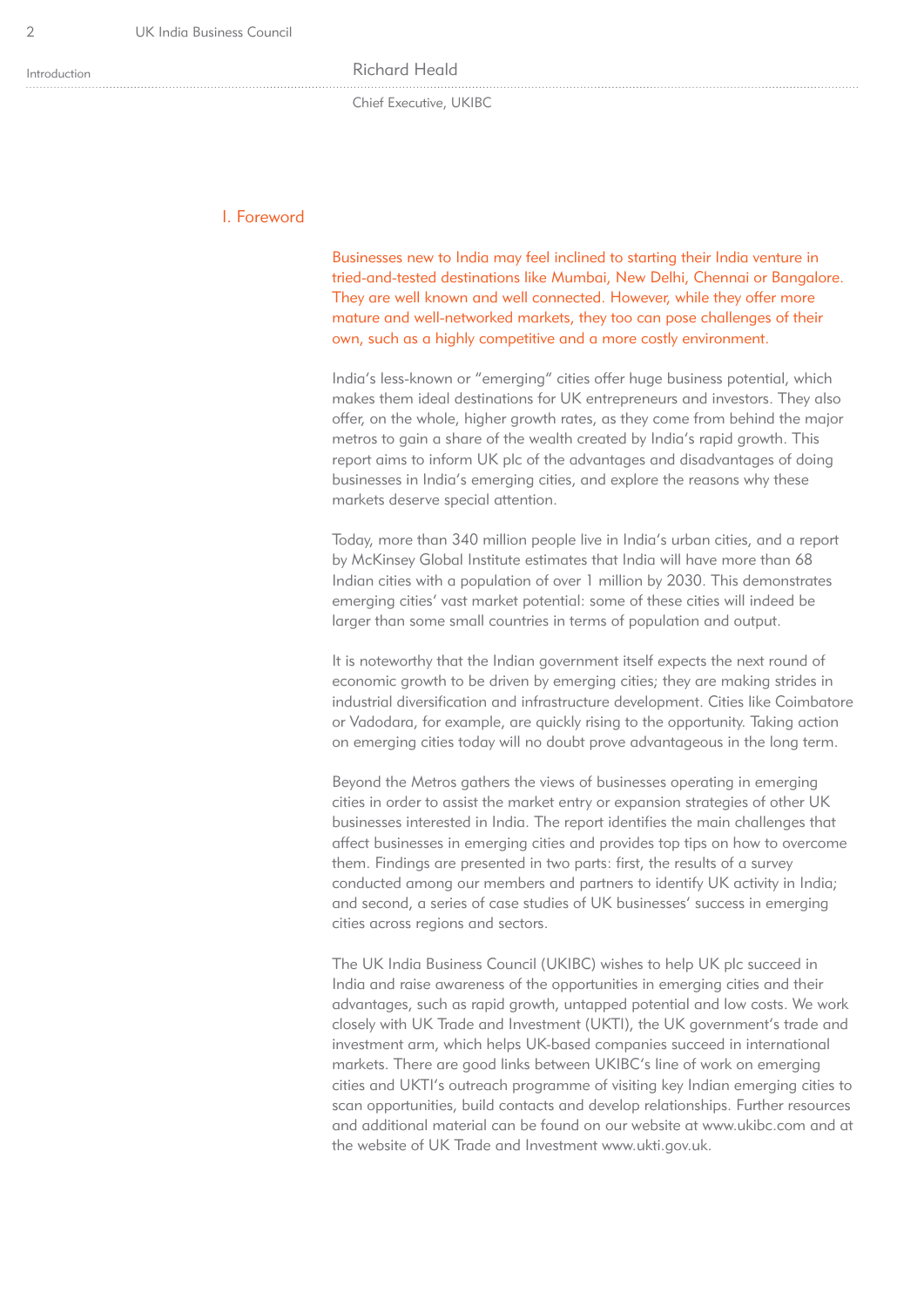Introduction

Richard Heald

Chief Executive, UKIBC

## I. Foreword

Businesses new to India may feel inclined to starting their India venture in tried-and-tested destinations like Mumbai, New Delhi, Chennai or Bangalore. They are well known and well connected. However, while they offer more mature and well-networked markets, they too can pose challenges of their own, such as a highly competitive and a more costly environment.

India's less-known or "emerging" cities offer huge business potential, which makes them ideal destinations for UK entrepreneurs and investors. They also offer, on the whole, higher growth rates, as they come from behind the major metros to gain a share of the wealth created by India's rapid growth. This report aims to inform UK plc of the advantages and disadvantages of doing businesses in India's emerging cities, and explore the reasons why these markets deserve special attention.

Today, more than 340 million people live in India's urban cities, and a report by McKinsey Global Institute estimates that India will have more than 68 Indian cities with a population of over 1 million by 2030. This demonstrates emerging cities' vast market potential: some of these cities will indeed be larger than some small countries in terms of population and output.

It is noteworthy that the Indian government itself expects the next round of economic growth to be driven by emerging cities; they are making strides in industrial diversification and infrastructure development. Cities like Coimbatore or Vadodara, for example, are quickly rising to the opportunity. Taking action on emerging cities today will no doubt prove advantageous in the long term.

Beyond the Metros gathers the views of businesses operating in emerging cities in order to assist the market entry or expansion strategies of other UK businesses interested in India. The report identifies the main challenges that affect businesses in emerging cities and provides top tips on how to overcome them. Findings are presented in two parts: first, the results of a survey conducted among our members and partners to identify UK activity in India; and second, a series of case studies of UK businesses' success in emerging cities across regions and sectors.

The UK India Business Council (UKIBC) wishes to help UK plc succeed in India and raise awareness of the opportunities in emerging cities and their advantages, such as rapid growth, untapped potential and low costs. We work closely with UK Trade and Investment (UKTI), the UK government's trade and investment arm, which helps UK-based companies succeed in international markets. There are good links between UKIBC's line of work on emerging cities and UKTI's outreach programme of visiting key Indian emerging cities to scan opportunities, build contacts and develop relationships. Further resources and additional material can be found on our website at www.ukibc.com and at the website of UK Trade and Investment www.ukti.gov.uk.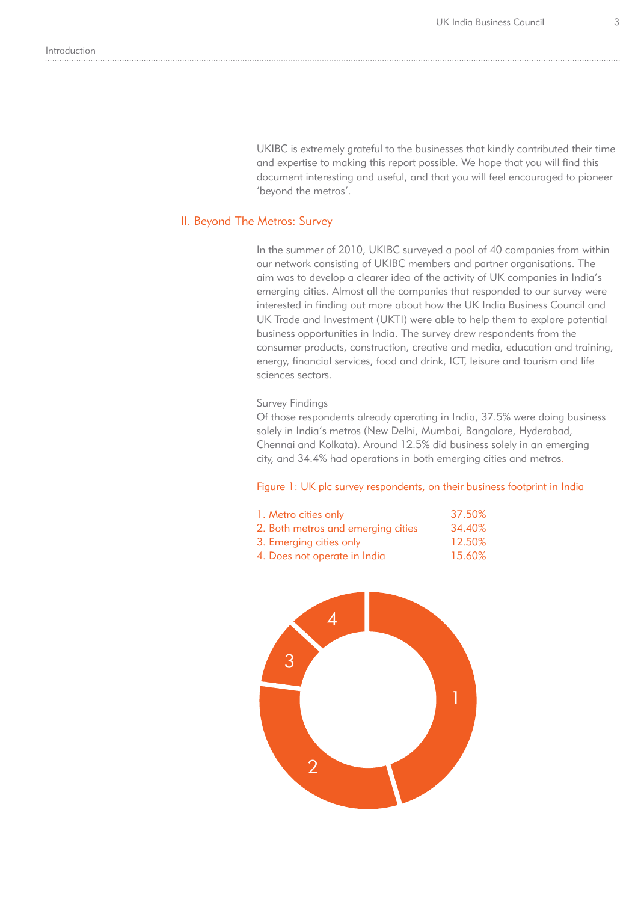UKIBC is extremely grateful to the businesses that kindly contributed their time and expertise to making this report possible. We hope that you will find this document interesting and useful, and that you will feel encouraged to pioneer 'beyond the metros'.

## II. Beyond The Metros: Survey

In the summer of 2010, UKIBC surveyed a pool of 40 companies from within our network consisting of UKIBC members and partner organisations. The aim was to develop a clearer idea of the activity of UK companies in India's emerging cities. Almost all the companies that responded to our survey were interested in finding out more about how the UK India Business Council and UK Trade and Investment (UKTI) were able to help them to explore potential business opportunities in India. The survey drew respondents from the consumer products, construction, creative and media, education and training, energy, financial services, food and drink, ICT, leisure and tourism and life sciences sectors.

### Survey Findings

Of those respondents already operating in India, 37.5% were doing business solely in India's metros (New Delhi, Mumbai, Bangalore, Hyderabad, Chennai and Kolkata). Around 12.5% did business solely in an emerging city, and 34.4% had operations in both emerging cities and metros.

Figure 1: UK plc survey respondents, on their business footprint in India

| | |
|---|---|
| 1. Metro cities only | 37.50% |
| 2. Both metros and emerging cities | 34.40% |
| 3. Emerging cities only | 12.50% |
| 4. Does not operate in India | 15.60% |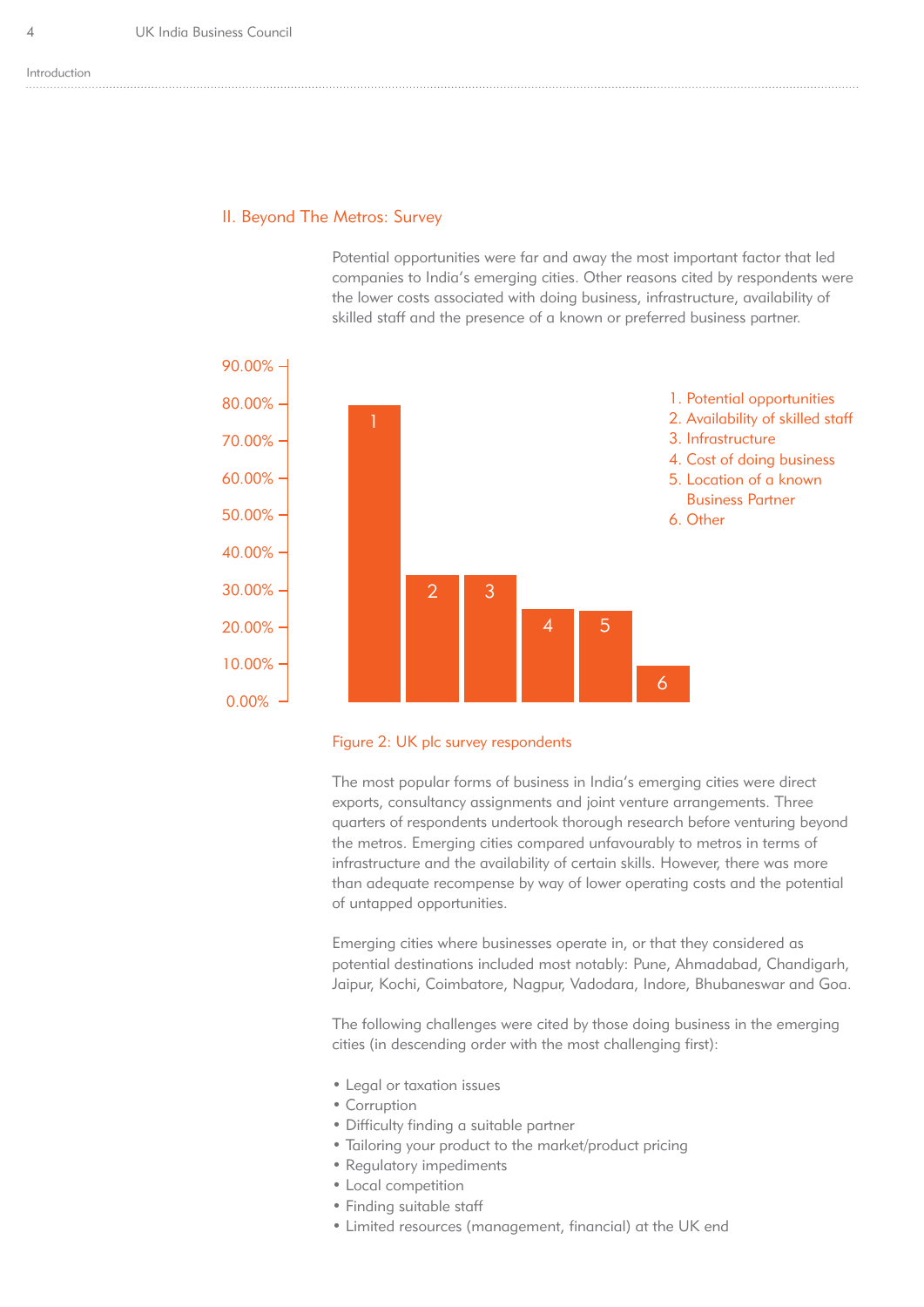## II. Beyond The Metros: Survey

Potential opportunities were far and away the most important factor that led companies to India's emerging cities. Other reasons cited by respondents were the lower costs associated with doing business, infrastructure, availability of skilled staff and the presence of a known or preferred business partner.

1. Potential opportunities
2. Availability of skilled staff
3. Infrastructure
4. Cost of doing business
5. Location of a known Business Partner
6. Other

Figure 2: UK plc survey respondents

The most popular forms of business in India's emerging cities were direct exports, consultancy assignments and joint venture arrangements. Three quarters of respondents undertook thorough research before venturing beyond the metros. Emerging cities compared unfavourably to metros in terms of infrastructure and the availability of certain skills. However, there was more than adequate recompense by way of lower operating costs and the potential of untapped opportunities.

Emerging cities where businesses operate in, or that they considered as potential destinations included most notably: Pune, Ahmadabad, Chandigarh, Jaipur, Kochi, Coimbatore, Nagpur, Vadodara, Indore, Bhubaneswar and Goa.

The following challenges were cited by those doing business in the emerging cities (in descending order with the most challenging first):

- Legal or taxation issues
- Corruption
- Difficulty finding a suitable partner
- Tailoring your product to the market/product pricing
- Regulatory impediments
- Local competition
- Finding suitable staff
- Limited resources (management, financial) at the UK end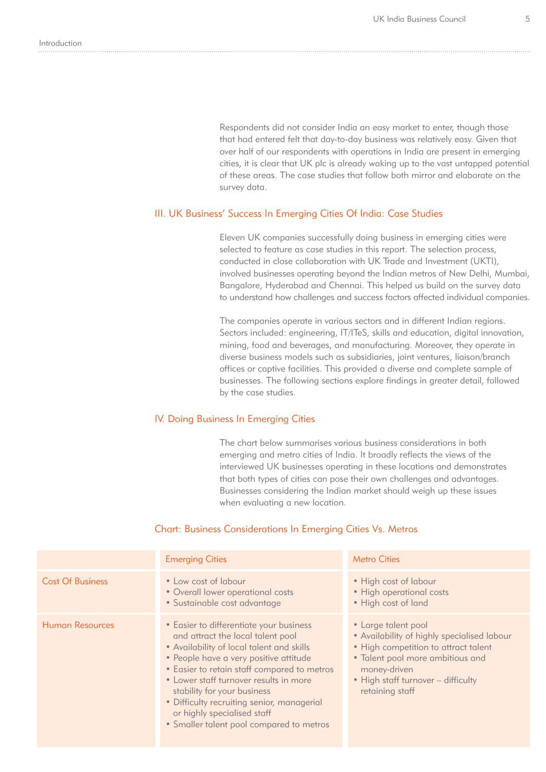Respondents did not consider India an easy market to enter, though those that had entered felt that day-to-day business was relatively easy. Given that over half of our respondents with operations in India are present in emerging cities, it is clear that UK plc is already waking up to the vast untapped potential of these areas. The case studies that follow both mirror and elaborate on the survey data.

## III. UK Business' Success In Emerging Cities Of India: Case Studies

Eleven UK companies successfully doing business in emerging cities were selected to feature as case studies in this report. The selection process, conducted in close collaboration with UK Trade and Investment (UKTI), involved businesses operating beyond the Indian metros of New Delhi, Mumbai, Bangalore, Hyderabad and Chennai. This helped us build on the survey data to understand how challenges and success factors affected individual companies.

The companies operate in various sectors and in different Indian regions. Sectors included: engineering, IT/ITeS, skills and education, digital innovation, mining, food and beverages, and manufacturing. Moreover, they operate in diverse business models such as subsidiaries, joint ventures, liaison/branch offices or captive facilities. This provided a diverse and complete sample of businesses. The following sections explore findings in greater detail, followed by the case studies.

## IV. Doing Business In Emerging Cities

The chart below summarises various business considerations in both emerging and metro cities of India. It broadly reflects the views of the interviewed UK businesses operating in these locations and demonstrates that both types of cities can pose their own challenges and advantages. Businesses considering the Indian market should weigh up these issues when evaluating a new location.

### Chart: Business Considerations In Emerging Cities Vs. Metros

| | Emerging Cities | Metro Cities |
|---|---|---|
| Cost Of Business | • Low cost of labour<br>• Overall lower operational costs<br>• Sustainable cost advantage | • High cost of labour<br>• High operational costs<br>• High cost of land |
| Human Resources | • Easier to differentiate your business and attract the local talent pool<br>• Availability of local talent and skills<br>• People have a very positive attitude<br>• Easier to retain staff compared to metros<br>• Lower staff turnover results in more stability for your business<br>• Difficulty recruiting senior, managerial or highly specialised staff<br>• Smaller talent pool compared to metros | • Large talent pool<br>• Availability of highly specialised labour<br>• High competition to attract talent<br>• Talent pool more ambitious and money-driven<br>• High staff turnover – difficulty retaining staff |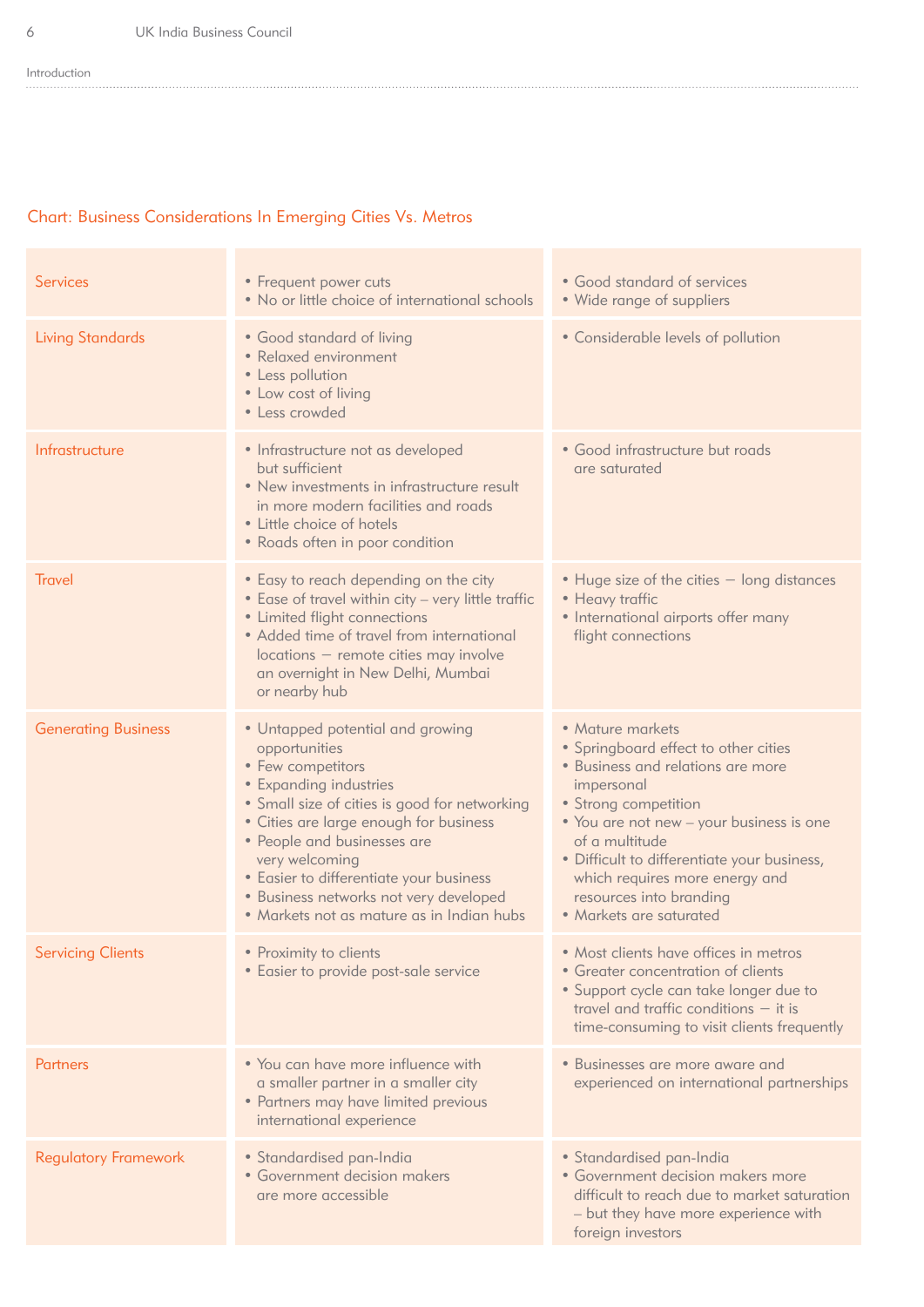## Chart: Business Considerations In Emerging Cities Vs. Metros

| | | |
|---|---|---|
| Services | • Frequent power cuts<br>• No or little choice of international schools | • Good standard of services<br>• Wide range of suppliers |
| Living Standards | • Good standard of living<br>• Relaxed environment<br>• Less pollution<br>• Low cost of living<br>• Less crowded | • Considerable levels of pollution |
| Infrastructure | • Infrastructure not as developed but sufficient<br>• New investments in infrastructure result in more modern facilities and roads<br>• Little choice of hotels<br>• Roads often in poor condition | • Good infrastructure but roads are saturated |
| Travel | • Easy to reach depending on the city<br>• Ease of travel within city – very little traffic<br>• Limited flight connections<br>• Added time of travel from international locations — remote cities may involve an overnight in New Delhi, Mumbai or nearby hub | • Huge size of the cities — long distances<br>• Heavy traffic<br>• International airports offer many flight connections |
| Generating Business | • Untapped potential and growing opportunities<br>• Few competitors<br>• Expanding industries<br>• Small size of cities is good for networking<br>• Cities are large enough for business<br>• People and businesses are very welcoming<br>• Easier to differentiate your business<br>• Business networks not very developed<br>• Markets not as mature as in Indian hubs | • Mature markets<br>• Springboard effect to other cities<br>• Business and relations are more impersonal<br>• Strong competition<br>• You are not new – your business is one of a multitude<br>• Difficult to differentiate your business, which requires more energy and resources into branding<br>• Markets are saturated |
| Servicing Clients | • Proximity to clients<br>• Easier to provide post-sale service | • Most clients have offices in metros<br>• Greater concentration of clients<br>• Support cycle can take longer due to travel and traffic conditions — it is time-consuming to visit clients frequently |
| Partners | • You can have more influence with a smaller partner in a smaller city<br>• Partners may have limited previous international experience | • Businesses are more aware and experienced on international partnerships |
| Regulatory Framework | • Standardised pan-India<br>• Government decision makers are more accessible | • Standardised pan-India<br>• Government decision makers more difficult to reach due to market saturation – but they have more experience with foreign investors |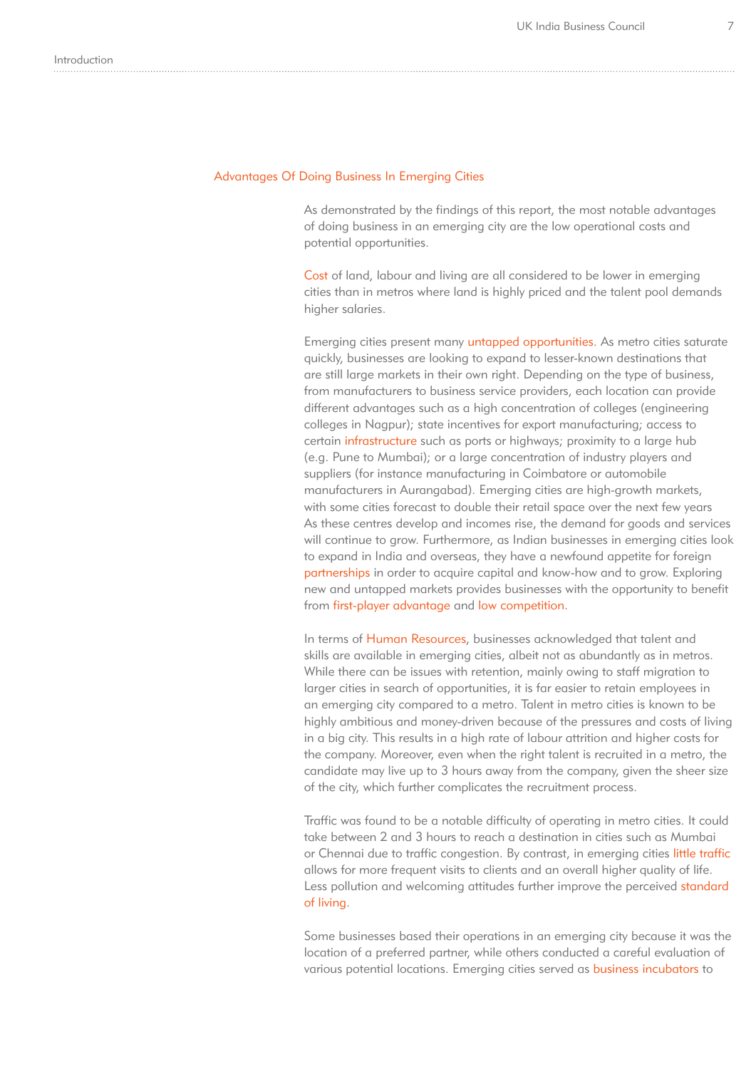## Advantages Of Doing Business In Emerging Cities

As demonstrated by the findings of this report, the most notable advantages of doing business in an emerging city are the low operational costs and potential opportunities.

Cost of land, labour and living are all considered to be lower in emerging cities than in metros where land is highly priced and the talent pool demands higher salaries.

Emerging cities present many untapped opportunities. As metro cities saturate quickly, businesses are looking to expand to lesser-known destinations that are still large markets in their own right. Depending on the type of business, from manufacturers to business service providers, each location can provide different advantages such as a high concentration of colleges (engineering colleges in Nagpur); state incentives for export manufacturing; access to certain infrastructure such as ports or highways; proximity to a large hub (e.g. Pune to Mumbai); or a large concentration of industry players and suppliers (for instance manufacturing in Coimbatore or automobile manufacturers in Aurangabad). Emerging cities are high-growth markets, with some cities forecast to double their retail space over the next few years As these centres develop and incomes rise, the demand for goods and services will continue to grow. Furthermore, as Indian businesses in emerging cities look to expand in India and overseas, they have a newfound appetite for foreign partnerships in order to acquire capital and know-how and to grow. Exploring new and untapped markets provides businesses with the opportunity to benefit from first-player advantage and low competition.

In terms of Human Resources, businesses acknowledged that talent and skills are available in emerging cities, albeit not as abundantly as in metros. While there can be issues with retention, mainly owing to staff migration to larger cities in search of opportunities, it is far easier to retain employees in an emerging city compared to a metro. Talent in metro cities is known to be highly ambitious and money-driven because of the pressures and costs of living in a big city. This results in a high rate of labour attrition and higher costs for the company. Moreover, even when the right talent is recruited in a metro, the candidate may live up to 3 hours away from the company, given the sheer size of the city, which further complicates the recruitment process.

Traffic was found to be a notable difficulty of operating in metro cities. It could take between 2 and 3 hours to reach a destination in cities such as Mumbai or Chennai due to traffic congestion. By contrast, in emerging cities little traffic allows for more frequent visits to clients and an overall higher quality of life. Less pollution and welcoming attitudes further improve the perceived standard of living.

Some businesses based their operations in an emerging city because it was the location of a preferred partner, while others conducted a careful evaluation of various potential locations. Emerging cities served as business incubators to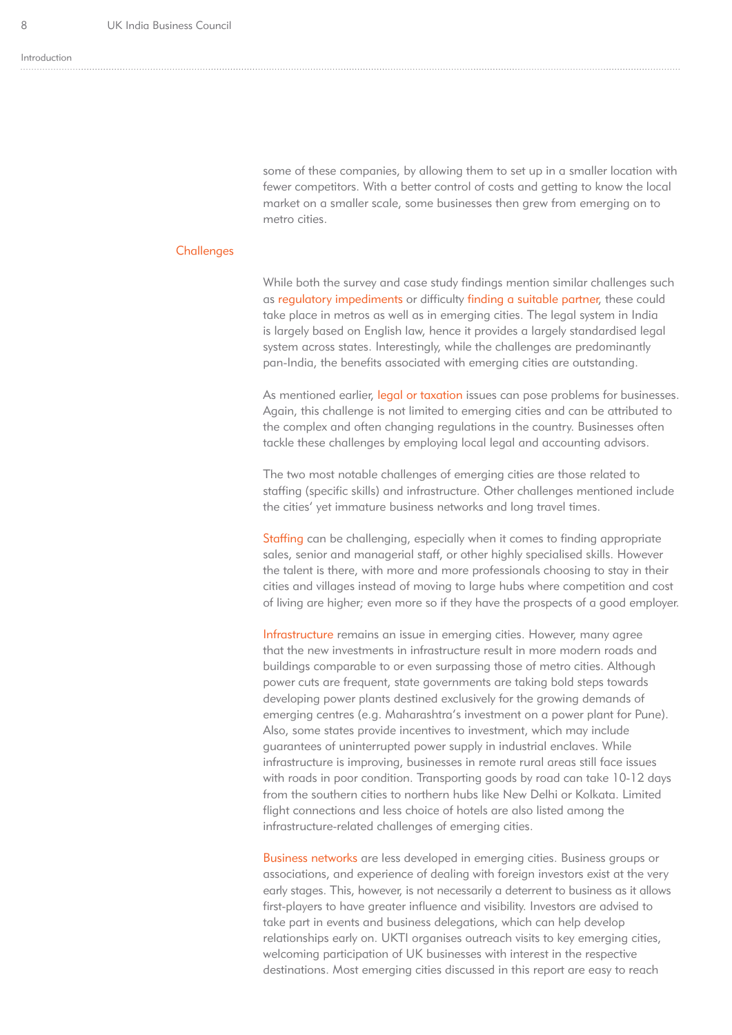some of these companies, by allowing them to set up in a smaller location with fewer competitors. With a better control of costs and getting to know the local market on a smaller scale, some businesses then grew from emerging on to metro cities.

## Challenges

While both the survey and case study findings mention similar challenges such as regulatory impediments or difficulty finding a suitable partner, these could take place in metros as well as in emerging cities. The legal system in India is largely based on English law, hence it provides a largely standardised legal system across states. Interestingly, while the challenges are predominantly pan-India, the benefits associated with emerging cities are outstanding.

As mentioned earlier, legal or taxation issues can pose problems for businesses. Again, this challenge is not limited to emerging cities and can be attributed to the complex and often changing regulations in the country. Businesses often tackle these challenges by employing local legal and accounting advisors.

The two most notable challenges of emerging cities are those related to staffing (specific skills) and infrastructure. Other challenges mentioned include the cities' yet immature business networks and long travel times.

Staffing can be challenging, especially when it comes to finding appropriate sales, senior and managerial staff, or other highly specialised skills. However the talent is there, with more and more professionals choosing to stay in their cities and villages instead of moving to large hubs where competition and cost of living are higher; even more so if they have the prospects of a good employer.

Infrastructure remains an issue in emerging cities. However, many agree that the new investments in infrastructure result in more modern roads and buildings comparable to or even surpassing those of metro cities. Although power cuts are frequent, state governments are taking bold steps towards developing power plants destined exclusively for the growing demands of emerging centres (e.g. Maharashtra's investment on a power plant for Pune). Also, some states provide incentives to investment, which may include guarantees of uninterrupted power supply in industrial enclaves. While infrastructure is improving, businesses in remote rural areas still face issues with roads in poor condition. Transporting goods by road can take 10-12 days from the southern cities to northern hubs like New Delhi or Kolkata. Limited flight connections and less choice of hotels are also listed among the infrastructure-related challenges of emerging cities.

Business networks are less developed in emerging cities. Business groups or associations, and experience of dealing with foreign investors exist at the very early stages. This, however, is not necessarily a deterrent to business as it allows first-players to have greater influence and visibility. Investors are advised to take part in events and business delegations, which can help develop relationships early on. UKTI organises outreach visits to key emerging cities, welcoming participation of UK businesses with interest in the respective destinations. Most emerging cities discussed in this report are easy to reach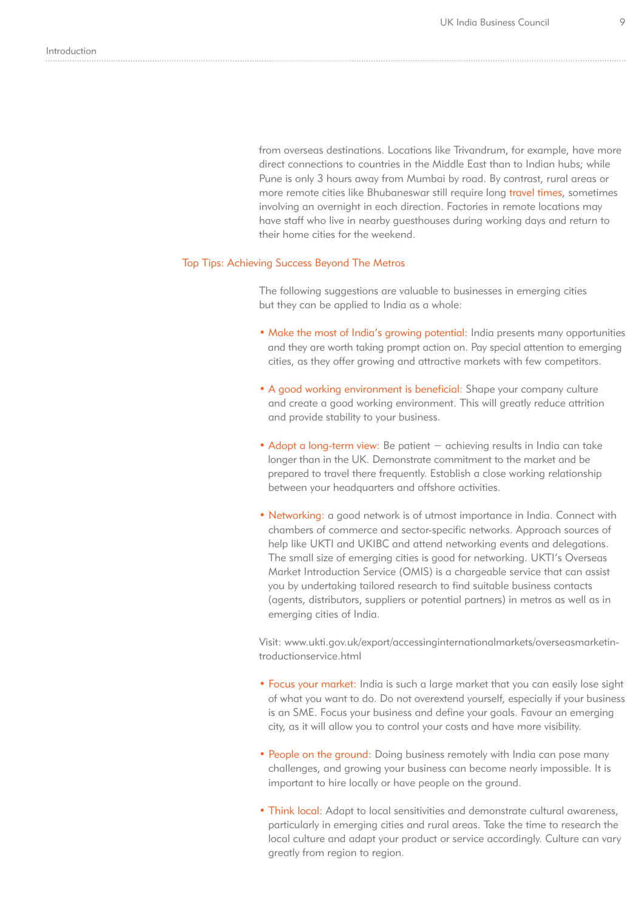from overseas destinations. Locations like Trivandrum, for example, have more direct connections to countries in the Middle East than to Indian hubs; while Pune is only 3 hours away from Mumbai by road. By contrast, rural areas or more remote cities like Bhubaneswar still require long travel times, sometimes involving an overnight in each direction. Factories in remote locations may have staff who live in nearby guesthouses during working days and return to their home cities for the weekend.

## Top Tips: Achieving Success Beyond The Metros

The following suggestions are valuable to businesses in emerging cities but they can be applied to India as a whole:

- Make the most of India's growing potential: India presents many opportunities and they are worth taking prompt action on. Pay special attention to emerging cities, as they offer growing and attractive markets with few competitors.

- A good working environment is beneficial: Shape your company culture and create a good working environment. This will greatly reduce attrition and provide stability to your business.

- Adopt a long-term view: Be patient – achieving results in India can take longer than in the UK. Demonstrate commitment to the market and be prepared to travel there frequently. Establish a close working relationship between your headquarters and offshore activities.

- Networking: a good network is of utmost importance in India. Connect with chambers of commerce and sector-specific networks. Approach sources of help like UKTI and UKIBC and attend networking events and delegations. The small size of emerging cities is good for networking. UKTI's Overseas Market Introduction Service (OMIS) is a chargeable service that can assist you by undertaking tailored research to find suitable business contacts (agents, distributors, suppliers or potential partners) in metros as well as in emerging cities of India.

Visit: www.ukti.gov.uk/export/accessinginternationalmarkets/overseasmarketintroductionservice.html

- Focus your market: India is such a large market that you can easily lose sight of what you want to do. Do not overextend yourself, especially if your business is an SME. Focus your business and define your goals. Favour an emerging city, as it will allow you to control your costs and have more visibility.

- People on the ground: Doing business remotely with India can pose many challenges, and growing your business can become nearly impossible. It is important to hire locally or have people on the ground.

- Think local: Adapt to local sensitivities and demonstrate cultural awareness, particularly in emerging cities and rural areas. Take the time to research the local culture and adapt your product or service accordingly. Culture can vary greatly from region to region.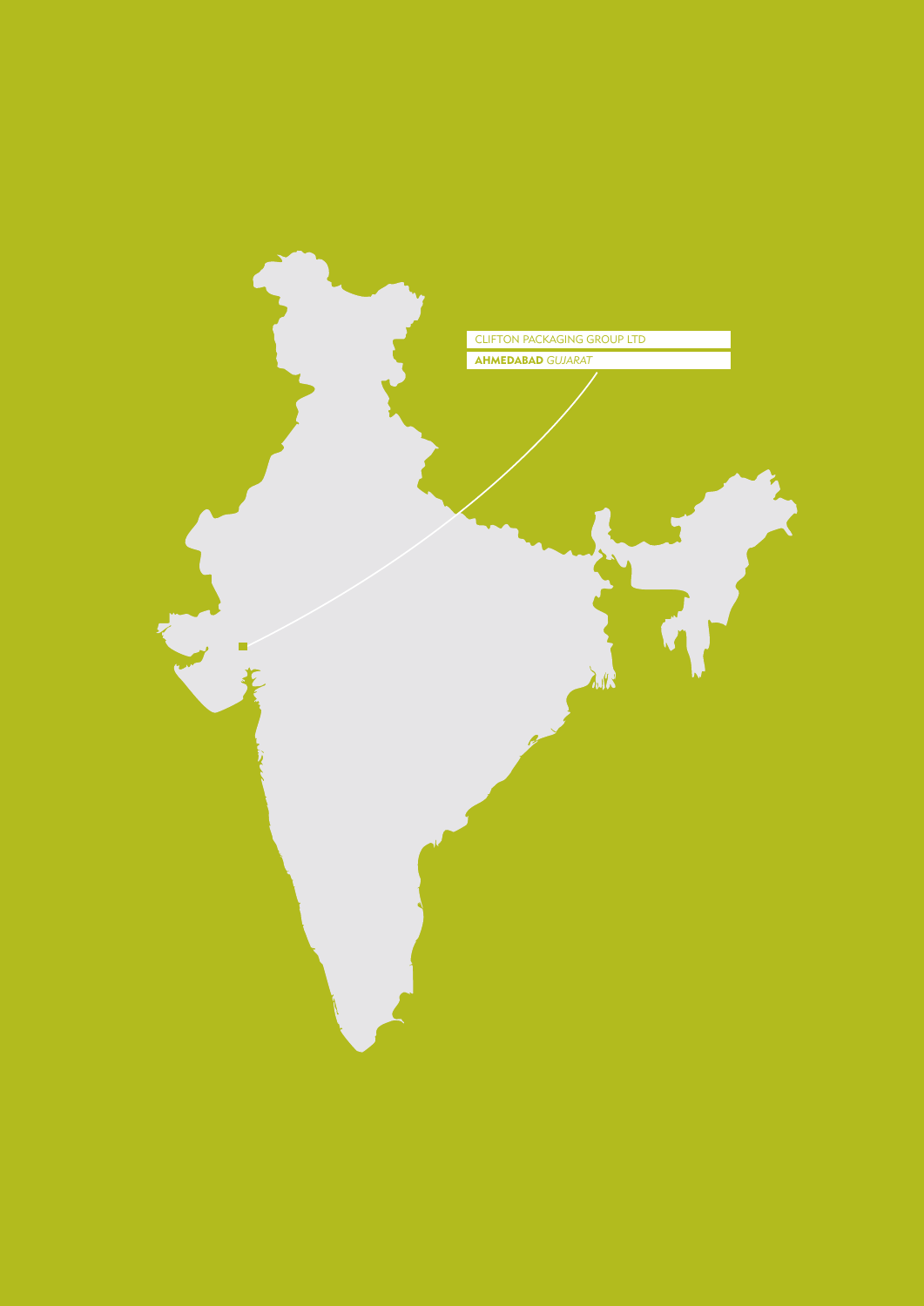CLIFTON PACKAGING GROUP LTD

**AHMEDABAD** *GUJARAT*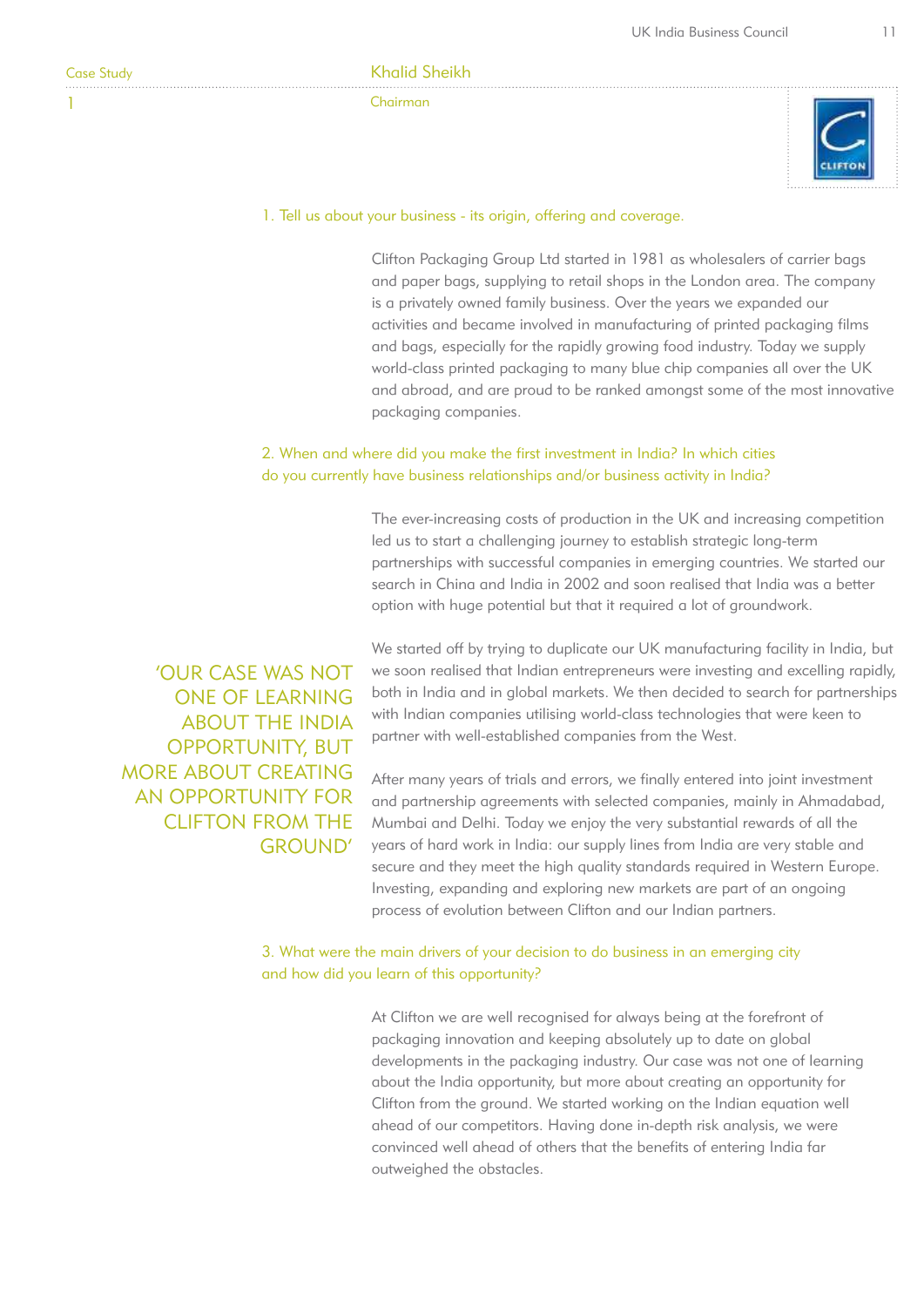Case Study 1

## Khalid Sheikh

Chairman

### 1. Tell us about your business - its origin, offering and coverage.

Clifton Packaging Group Ltd started in 1981 as wholesalers of carrier bags and paper bags, supplying to retail shops in the London area. The company is a privately owned family business. Over the years we expanded our activities and became involved in manufacturing of printed packaging films and bags, especially for the rapidly growing food industry. Today we supply world-class printed packaging to many blue chip companies all over the UK and abroad, and are proud to be ranked amongst some of the most innovative packaging companies.

### 2. When and where did you make the first investment in India? In which cities do you currently have business relationships and/or business activity in India?

The ever-increasing costs of production in the UK and increasing competition led us to start a challenging journey to establish strategic long-term partnerships with successful companies in emerging countries. We started our search in China and India in 2002 and soon realised that India was a better option with huge potential but that it required a lot of groundwork.

We started off by trying to duplicate our UK manufacturing facility in India, but we soon realised that Indian entrepreneurs were investing and excelling rapidly, both in India and in global markets. We then decided to search for partnerships with Indian companies utilising world-class technologies that were keen to partner with well-established companies from the West.

> 'OUR CASE WAS NOT ONE OF LEARNING ABOUT THE INDIA OPPORTUNITY, BUT MORE ABOUT CREATING AN OPPORTUNITY FOR CLIFTON FROM THE GROUND'

After many years of trials and errors, we finally entered into joint investment and partnership agreements with selected companies, mainly in Ahmadabad, Mumbai and Delhi. Today we enjoy the very substantial rewards of all the years of hard work in India: our supply lines from India are very stable and secure and they meet the high quality standards required in Western Europe. Investing, expanding and exploring new markets are part of an ongoing process of evolution between Clifton and our Indian partners.

### 3. What were the main drivers of your decision to do business in an emerging city and how did you learn of this opportunity?

At Clifton we are well recognised for always being at the forefront of packaging innovation and keeping absolutely up to date on global developments in the packaging industry. Our case was not one of learning about the India opportunity, but more about creating an opportunity for Clifton from the ground. We started working on the Indian equation well ahead of our competitors. Having done in-depth risk analysis, we were convinced well ahead of others that the benefits of entering India far outweighed the obstacles.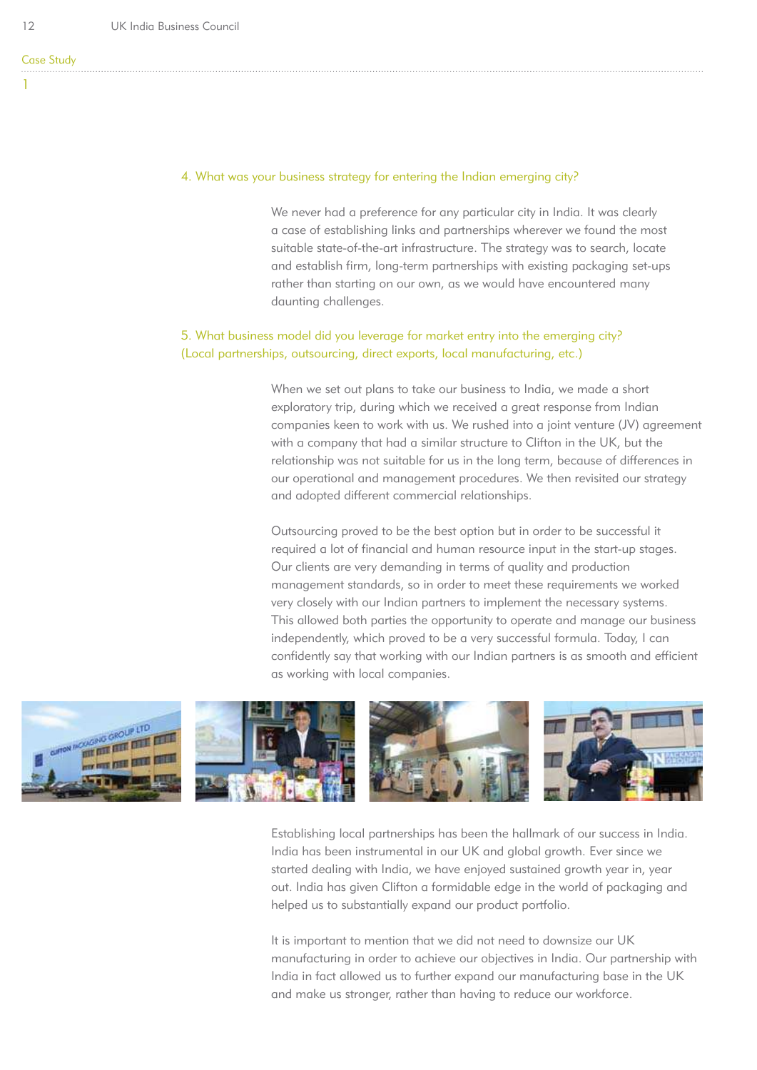Case Study

1

### 4. What was your business strategy for entering the Indian emerging city?

We never had a preference for any particular city in India. It was clearly a case of establishing links and partnerships wherever we found the most suitable state-of-the-art infrastructure. The strategy was to search, locate and establish firm, long-term partnerships with existing packaging set-ups rather than starting on our own, as we would have encountered many daunting challenges.

### 5. What business model did you leverage for market entry into the emerging city? (Local partnerships, outsourcing, direct exports, local manufacturing, etc.)

When we set out plans to take our business to India, we made a short exploratory trip, during which we received a great response from Indian companies keen to work with us. We rushed into a joint venture (JV) agreement with a company that had a similar structure to Clifton in the UK, but the relationship was not suitable for us in the long term, because of differences in our operational and management procedures. We then revisited our strategy and adopted different commercial relationships.

Outsourcing proved to be the best option but in order to be successful it required a lot of financial and human resource input in the start-up stages. Our clients are very demanding in terms of quality and production management standards, so in order to meet these requirements we worked very closely with our Indian partners to implement the necessary systems. This allowed both parties the opportunity to operate and manage our business independently, which proved to be a very successful formula. Today, I can confidently say that working with our Indian partners is as smooth and efficient as working with local companies.

Establishing local partnerships has been the hallmark of our success in India. India has been instrumental in our UK and global growth. Ever since we started dealing with India, we have enjoyed sustained growth year in, year out. India has given Clifton a formidable edge in the world of packaging and helped us to substantially expand our product portfolio.

It is important to mention that we did not need to downsize our UK manufacturing in order to achieve our objectives in India. Our partnership with India in fact allowed us to further expand our manufacturing base in the UK and make us stronger, rather than having to reduce our workforce.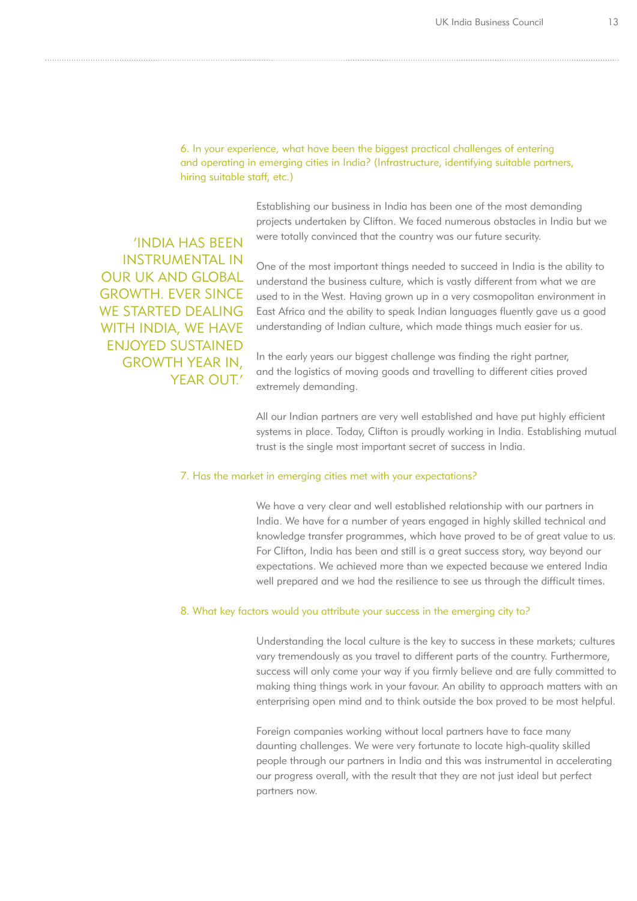### 6. In your experience, what have been the biggest practical challenges of entering and operating in emerging cities in India? (Infrastructure, identifying suitable partners, hiring suitable staff, etc.)

> ‘INDIA HAS BEEN INSTRUMENTAL IN OUR UK AND GLOBAL GROWTH. EVER SINCE WE STARTED DEALING WITH INDIA, WE HAVE ENJOYED SUSTAINED GROWTH YEAR IN, YEAR OUT.’

Establishing our business in India has been one of the most demanding projects undertaken by Clifton. We faced numerous obstacles in India but we were totally convinced that the country was our future security.

One of the most important things needed to succeed in India is the ability to understand the business culture, which is vastly different from what we are used to in the West. Having grown up in a very cosmopolitan environment in East Africa and the ability to speak Indian languages fluently gave us a good understanding of Indian culture, which made things much easier for us.

In the early years our biggest challenge was finding the right partner, and the logistics of moving goods and travelling to different cities proved extremely demanding.

All our Indian partners are very well established and have put highly efficient systems in place. Today, Clifton is proudly working in India. Establishing mutual trust is the single most important secret of success in India.

### 7. Has the market in emerging cities met with your expectations?

We have a very clear and well established relationship with our partners in India. We have for a number of years engaged in highly skilled technical and knowledge transfer programmes, which have proved to be of great value to us. For Clifton, India has been and still is a great success story, way beyond our expectations. We achieved more than we expected because we entered India well prepared and we had the resilience to see us through the difficult times.

### 8. What key factors would you attribute your success in the emerging city to?

Understanding the local culture is the key to success in these markets; cultures vary tremendously as you travel to different parts of the country. Furthermore, success will only come your way if you firmly believe and are fully committed to making thing things work in your favour. An ability to approach matters with an enterprising open mind and to think outside the box proved to be most helpful.

Foreign companies working without local partners have to face many daunting challenges. We were very fortunate to locate high-quality skilled people through our partners in India and this was instrumental in accelerating our progress overall, with the result that they are not just ideal but perfect partners now.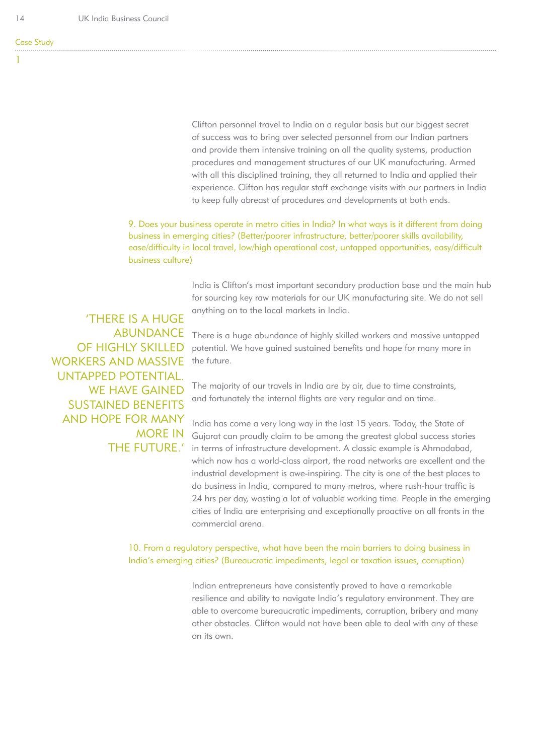Case Study

1

Clifton personnel travel to India on a regular basis but our biggest secret of success was to bring over selected personnel from our Indian partners and provide them intensive training on all the quality systems, production procedures and management structures of our UK manufacturing. Armed with all this disciplined training, they all returned to India and applied their experience. Clifton has regular staff exchange visits with our partners in India to keep fully abreast of procedures and developments at both ends.

9. Does your business operate in metro cities in India? In what ways is it different from doing business in emerging cities? (Better/poorer infrastructure, better/poorer skills availability, ease/difficulty in local travel, low/high operational cost, untapped opportunities, easy/difficult business culture)

India is Clifton's most important secondary production base and the main hub for sourcing key raw materials for our UK manufacturing site. We do not sell anything on to the local markets in India.

> 'THERE IS A HUGE ABUNDANCE OF HIGHLY SKILLED WORKERS AND MASSIVE UNTAPPED POTENTIAL. WE HAVE GAINED SUSTAINED BENEFITS AND HOPE FOR MANY MORE IN THE FUTURE.'

There is a huge abundance of highly skilled workers and massive untapped potential. We have gained sustained benefits and hope for many more in the future.

The majority of our travels in India are by air, due to time constraints, and fortunately the internal flights are very regular and on time.

India has come a very long way in the last 15 years. Today, the State of Gujarat can proudly claim to be among the greatest global success stories in terms of infrastructure development. A classic example is Ahmadabad, which now has a world-class airport, the road networks are excellent and the industrial development is awe-inspiring. The city is one of the best places to do business in India, compared to many metros, where rush-hour traffic is 24 hrs per day, wasting a lot of valuable working time. People in the emerging cities of India are enterprising and exceptionally proactive on all fronts in the commercial arena.

10. From a regulatory perspective, what have been the main barriers to doing business in India's emerging cities? (Bureaucratic impediments, legal or taxation issues, corruption)

Indian entrepreneurs have consistently proved to have a remarkable resilience and ability to navigate India's regulatory environment. They are able to overcome bureaucratic impediments, corruption, bribery and many other obstacles. Clifton would not have been able to deal with any of these on its own.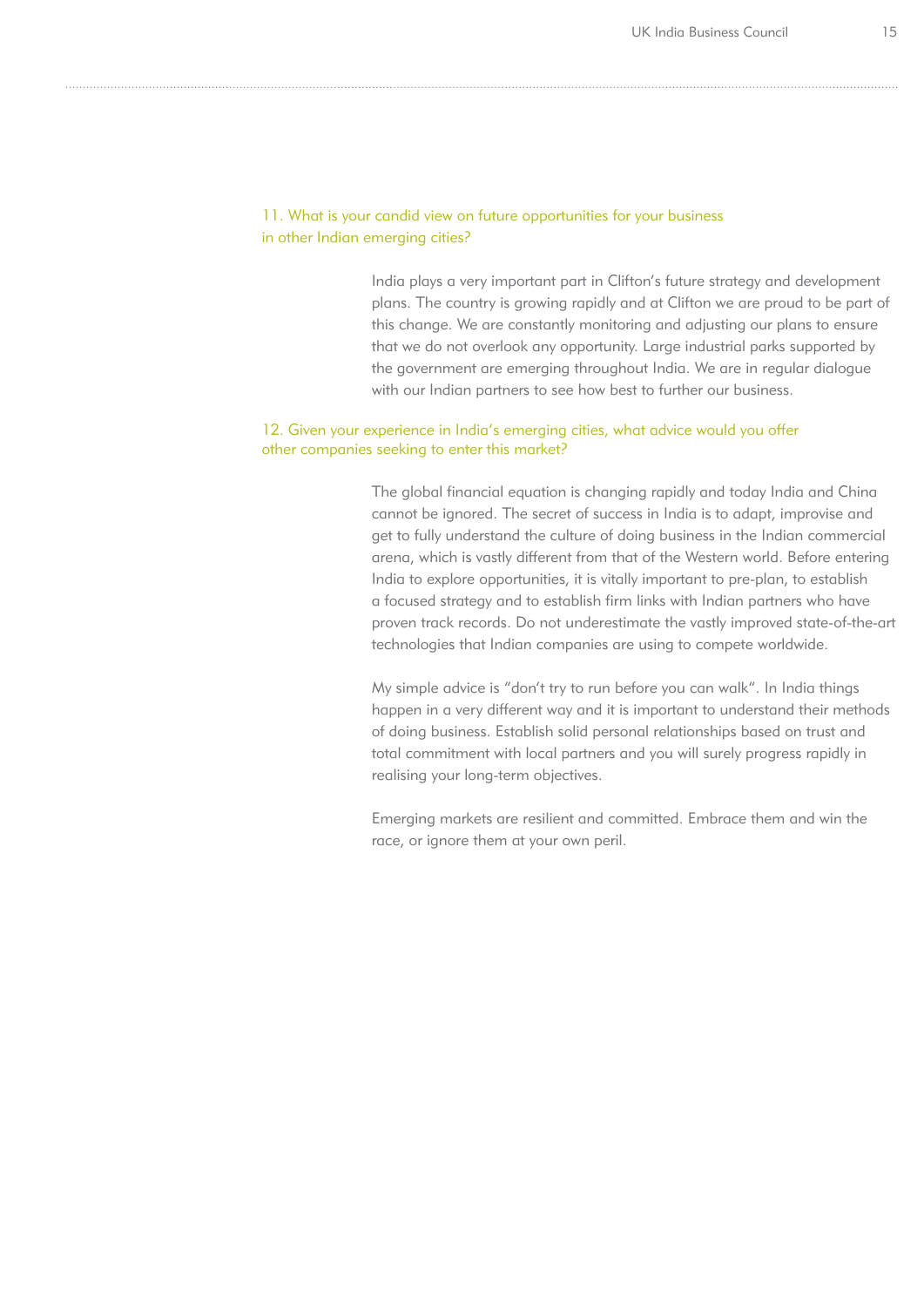### 11. What is your candid view on future opportunities for your business in other Indian emerging cities?

India plays a very important part in Clifton's future strategy and development plans. The country is growing rapidly and at Clifton we are proud to be part of this change. We are constantly monitoring and adjusting our plans to ensure that we do not overlook any opportunity. Large industrial parks supported by the government are emerging throughout India. We are in regular dialogue with our Indian partners to see how best to further our business.

### 12. Given your experience in India's emerging cities, what advice would you offer other companies seeking to enter this market?

The global financial equation is changing rapidly and today India and China cannot be ignored. The secret of success in India is to adapt, improvise and get to fully understand the culture of doing business in the Indian commercial arena, which is vastly different from that of the Western world. Before entering India to explore opportunities, it is vitally important to pre-plan, to establish a focused strategy and to establish firm links with Indian partners who have proven track records. Do not underestimate the vastly improved state-of-the-art technologies that Indian companies are using to compete worldwide.

My simple advice is "don't try to run before you can walk". In India things happen in a very different way and it is important to understand their methods of doing business. Establish solid personal relationships based on trust and total commitment with local partners and you will surely progress rapidly in realising your long-term objectives.

Emerging markets are resilient and committed. Embrace them and win the race, or ignore them at your own peril.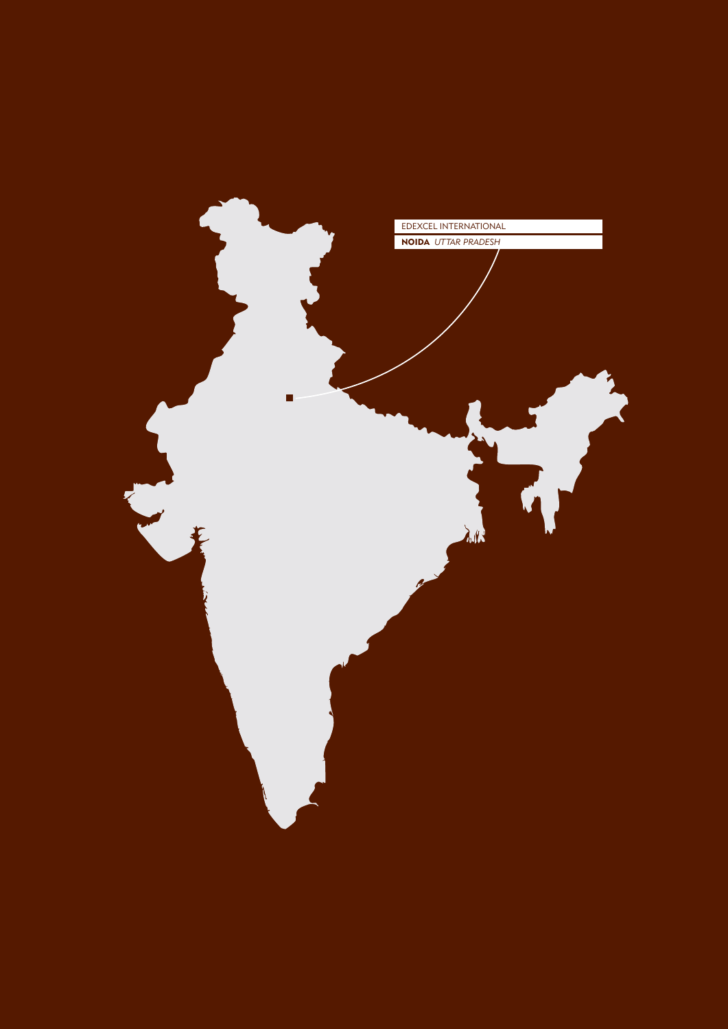EDEXCEL INTERNATIONAL

**NOIDA** *UTTAR PRADESH*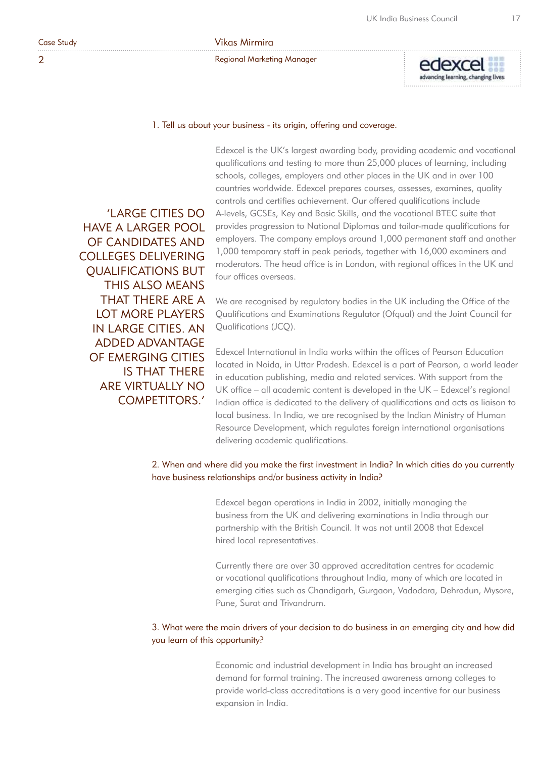Case Study 2

**Vikas Mirmira**
Regional Marketing Manager

edexcel
advancing learning, changing lives

### 1. Tell us about your business - its origin, offering and coverage.

Edexcel is the UK's largest awarding body, providing academic and vocational qualifications and testing to more than 25,000 places of learning, including schools, colleges, employers and other places in the UK and in over 100 countries worldwide. Edexcel prepares courses, assesses, examines, quality controls and certifies achievement. Our offered qualifications include A-levels, GCSEs, Key and Basic Skills, and the vocational BTEC suite that provides progression to National Diplomas and tailor-made qualifications for employers. The company employs around 1,000 permanent staff and another 1,000 temporary staff in peak periods, together with 16,000 examiners and moderators. The head office is in London, with regional offices in the UK and four offices overseas.

> 'LARGE CITIES DO HAVE A LARGER POOL OF CANDIDATES AND COLLEGES DELIVERING QUALIFICATIONS BUT THIS ALSO MEANS THAT THERE ARE A LOT MORE PLAYERS IN LARGE CITIES. AN ADDED ADVANTAGE OF EMERGING CITIES IS THAT THERE ARE VIRTUALLY NO COMPETITORS.'

We are recognised by regulatory bodies in the UK including the Office of the Qualifications and Examinations Regulator (Ofqual) and the Joint Council for Qualifications (JCQ).

Edexcel International in India works within the offices of Pearson Education located in Noida, in Uttar Pradesh. Edexcel is a part of Pearson, a world leader in education publishing, media and related services. With support from the UK office – all academic content is developed in the UK – Edexcel's regional Indian office is dedicated to the delivery of qualifications and acts as liaison to local business. In India, we are recognised by the Indian Ministry of Human Resource Development, which regulates foreign international organisations delivering academic qualifications.

### 2. When and where did you make the first investment in India? In which cities do you currently have business relationships and/or business activity in India?

Edexcel began operations in India in 2002, initially managing the business from the UK and delivering examinations in India through our partnership with the British Council. It was not until 2008 that Edexcel hired local representatives.

Currently there are over 30 approved accreditation centres for academic or vocational qualifications throughout India, many of which are located in emerging cities such as Chandigarh, Gurgaon, Vadodara, Dehradun, Mysore, Pune, Surat and Trivandrum.

### 3. What were the main drivers of your decision to do business in an emerging city and how did you learn of this opportunity?

Economic and industrial development in India has brought an increased demand for formal training. The increased awareness among colleges to provide world-class accreditations is a very good incentive for our business expansion in India.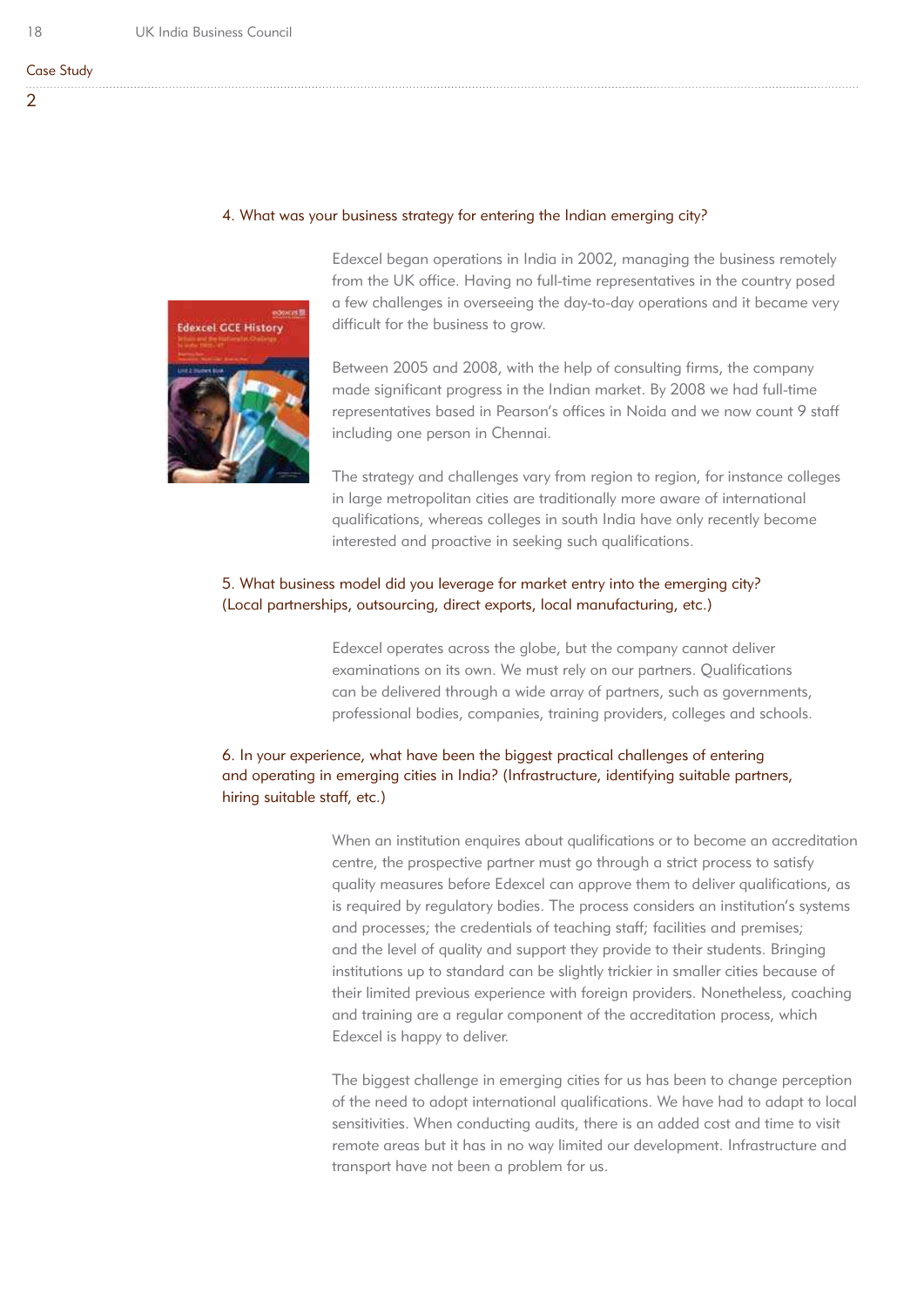Case Study

2

### 4. What was your business strategy for entering the Indian emerging city?

Edexcel began operations in India in 2002, managing the business remotely from the UK office. Having no full-time representatives in the country posed a few challenges in overseeing the day-to-day operations and it became very difficult for the business to grow.

Between 2005 and 2008, with the help of consulting firms, the company made significant progress in the Indian market. By 2008 we had full-time representatives based in Pearson's offices in Noida and we now count 9 staff including one person in Chennai.

The strategy and challenges vary from region to region, for instance colleges in large metropolitan cities are traditionally more aware of international qualifications, whereas colleges in south India have only recently become interested and proactive in seeking such qualifications.

### 5. What business model did you leverage for market entry into the emerging city? (Local partnerships, outsourcing, direct exports, local manufacturing, etc.)

Edexcel operates across the globe, but the company cannot deliver examinations on its own. We must rely on our partners. Qualifications can be delivered through a wide array of partners, such as governments, professional bodies, companies, training providers, colleges and schools.

### 6. In your experience, what have been the biggest practical challenges of entering and operating in emerging cities in India? (Infrastructure, identifying suitable partners, hiring suitable staff, etc.)

When an institution enquires about qualifications or to become an accreditation centre, the prospective partner must go through a strict process to satisfy quality measures before Edexcel can approve them to deliver qualifications, as is required by regulatory bodies. The process considers an institution's systems and processes; the credentials of teaching staff; facilities and premises; and the level of quality and support they provide to their students. Bringing institutions up to standard can be slightly trickier in smaller cities because of their limited previous experience with foreign providers. Nonetheless, coaching and training are a regular component of the accreditation process, which Edexcel is happy to deliver.

The biggest challenge in emerging cities for us has been to change perception of the need to adopt international qualifications. We have had to adapt to local sensitivities. When conducting audits, there is an added cost and time to visit remote areas but it has in no way limited our development. Infrastructure and transport have not been a problem for us.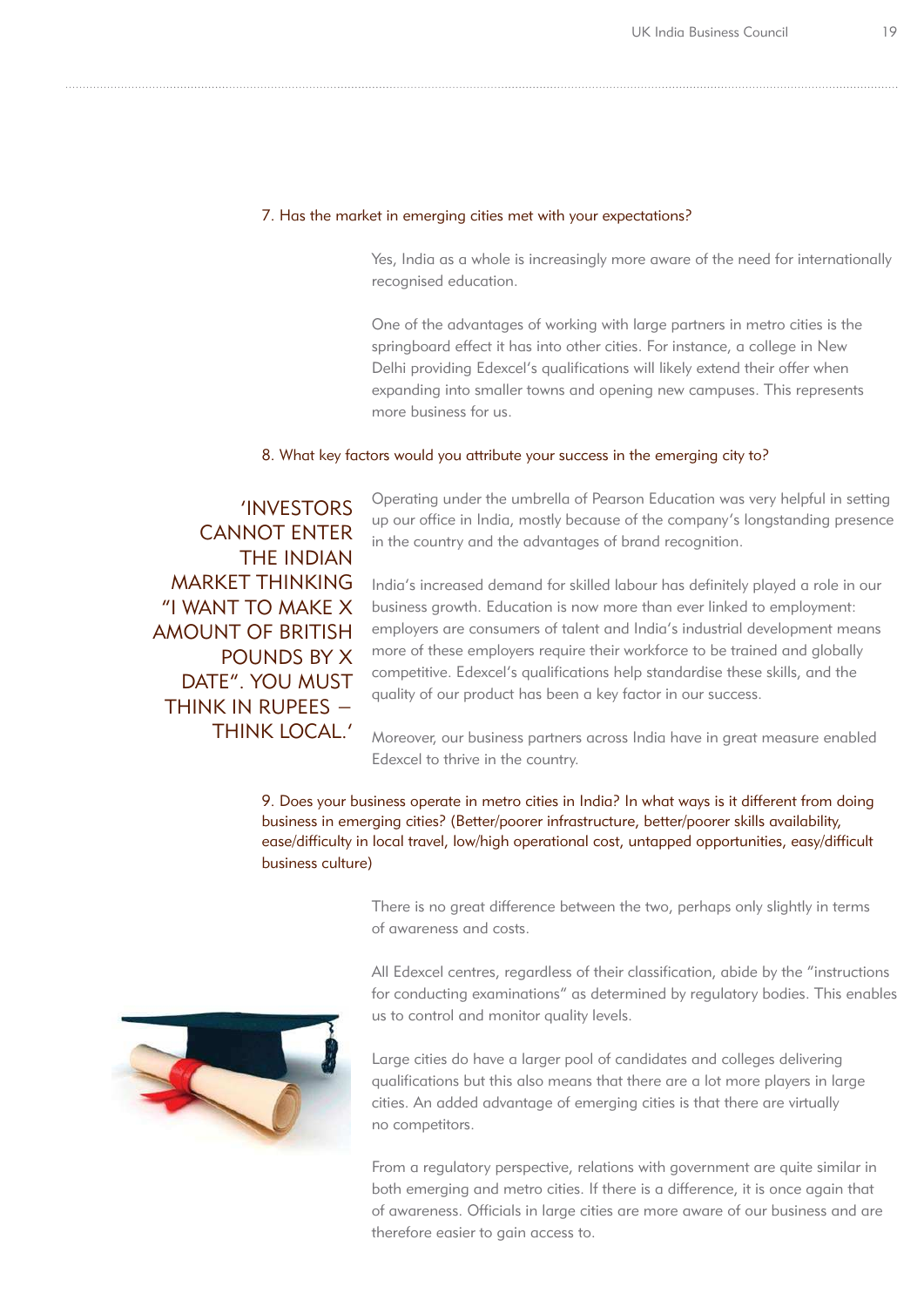7. Has the market in emerging cities met with your expectations?

Yes, India as a whole is increasingly more aware of the need for internationally recognised education.

One of the advantages of working with large partners in metro cities is the springboard effect it has into other cities. For instance, a college in New Delhi providing Edexcel's qualifications will likely extend their offer when expanding into smaller towns and opening new campuses. This represents more business for us.

8. What key factors would you attribute your success in the emerging city to?

'INVESTORS CANNOT ENTER THE INDIAN MARKET THINKING "I WANT TO MAKE X AMOUNT OF BRITISH POUNDS BY X DATE". YOU MUST THINK IN RUPEES – THINK LOCAL.'

Operating under the umbrella of Pearson Education was very helpful in setting up our office in India, mostly because of the company's longstanding presence in the country and the advantages of brand recognition.

India's increased demand for skilled labour has definitely played a role in our business growth. Education is now more than ever linked to employment: employers are consumers of talent and India's industrial development means more of these employers require their workforce to be trained and globally competitive. Edexcel's qualifications help standardise these skills, and the quality of our product has been a key factor in our success.

Moreover, our business partners across India have in great measure enabled Edexcel to thrive in the country.

9. Does your business operate in metro cities in India? In what ways is it different from doing business in emerging cities? (Better/poorer infrastructure, better/poorer skills availability, ease/difficulty in local travel, low/high operational cost, untapped opportunities, easy/difficult business culture)

There is no great difference between the two, perhaps only slightly in terms of awareness and costs.

All Edexcel centres, regardless of their classification, abide by the "instructions for conducting examinations" as determined by regulatory bodies. This enables us to control and monitor quality levels.

Large cities do have a larger pool of candidates and colleges delivering qualifications but this also means that there are a lot more players in large cities. An added advantage of emerging cities is that there are virtually no competitors.

From a regulatory perspective, relations with government are quite similar in both emerging and metro cities. If there is a difference, it is once again that of awareness. Officials in large cities are more aware of our business and are therefore easier to gain access to.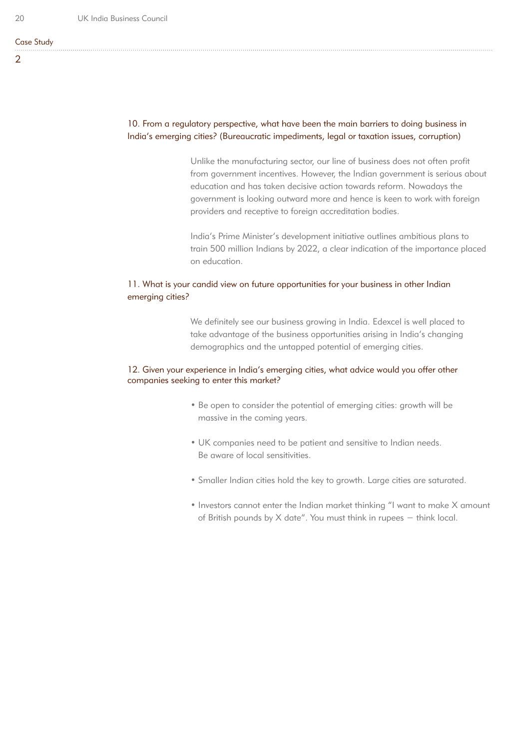Case Study

2

10. From a regulatory perspective, what have been the main barriers to doing business in India's emerging cities? (Bureaucratic impediments, legal or taxation issues, corruption)

Unlike the manufacturing sector, our line of business does not often profit from government incentives. However, the Indian government is serious about education and has taken decisive action towards reform. Nowadays the government is looking outward more and hence is keen to work with foreign providers and receptive to foreign accreditation bodies.

India's Prime Minister's development initiative outlines ambitious plans to train 500 million Indians by 2022, a clear indication of the importance placed on education.

11. What is your candid view on future opportunities for your business in other Indian emerging cities?

We definitely see our business growing in India. Edexcel is well placed to take advantage of the business opportunities arising in India's changing demographics and the untapped potential of emerging cities.

12. Given your experience in India's emerging cities, what advice would you offer other companies seeking to enter this market?

- Be open to consider the potential of emerging cities: growth will be massive in the coming years.
- UK companies need to be patient and sensitive to Indian needs. Be aware of local sensitivities.
- Smaller Indian cities hold the key to growth. Large cities are saturated.
- Investors cannot enter the Indian market thinking "I want to make X amount of British pounds by X date". You must think in rupees – think local.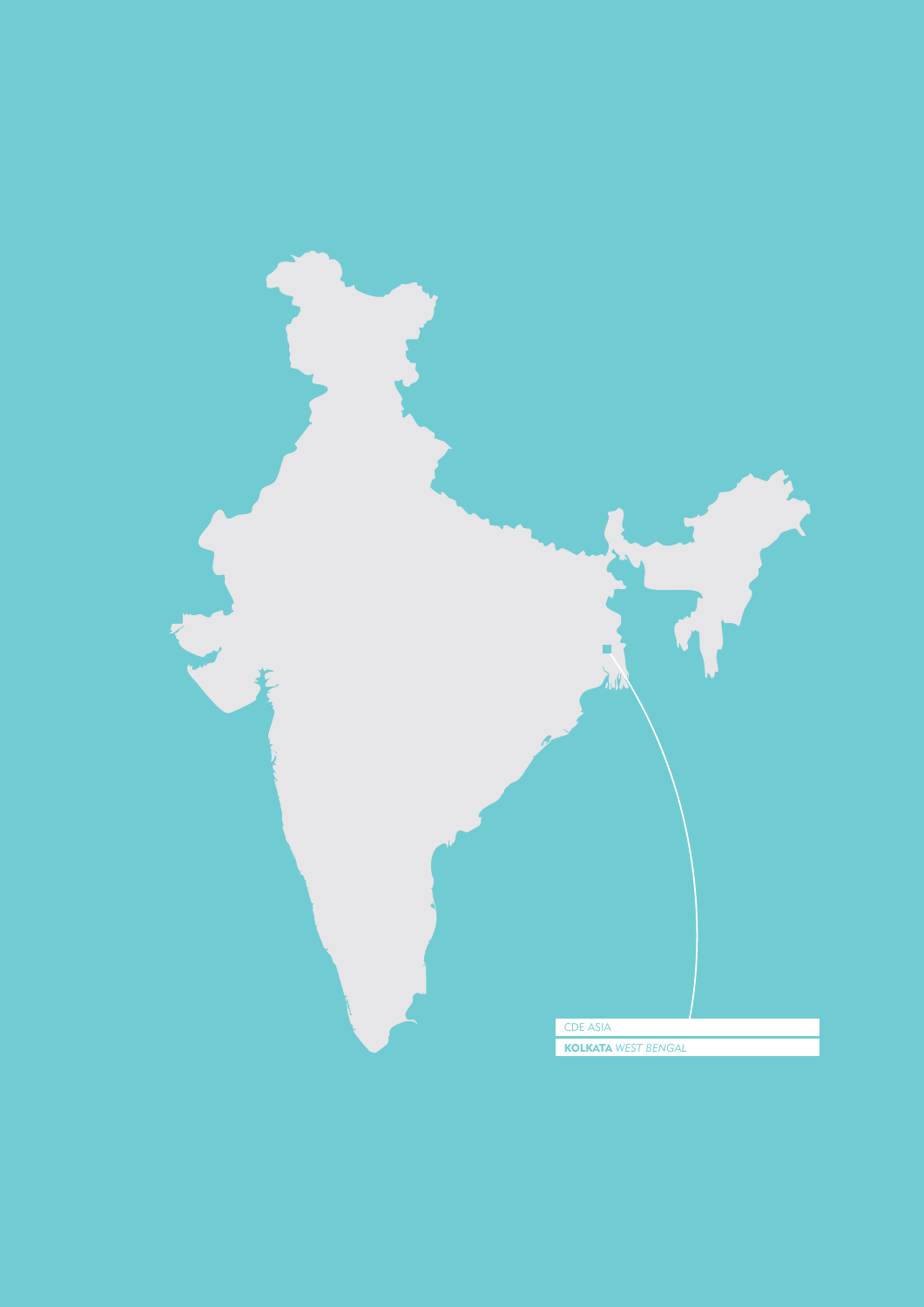CDE ASIA

**KOLKATA** *WEST BENGAL*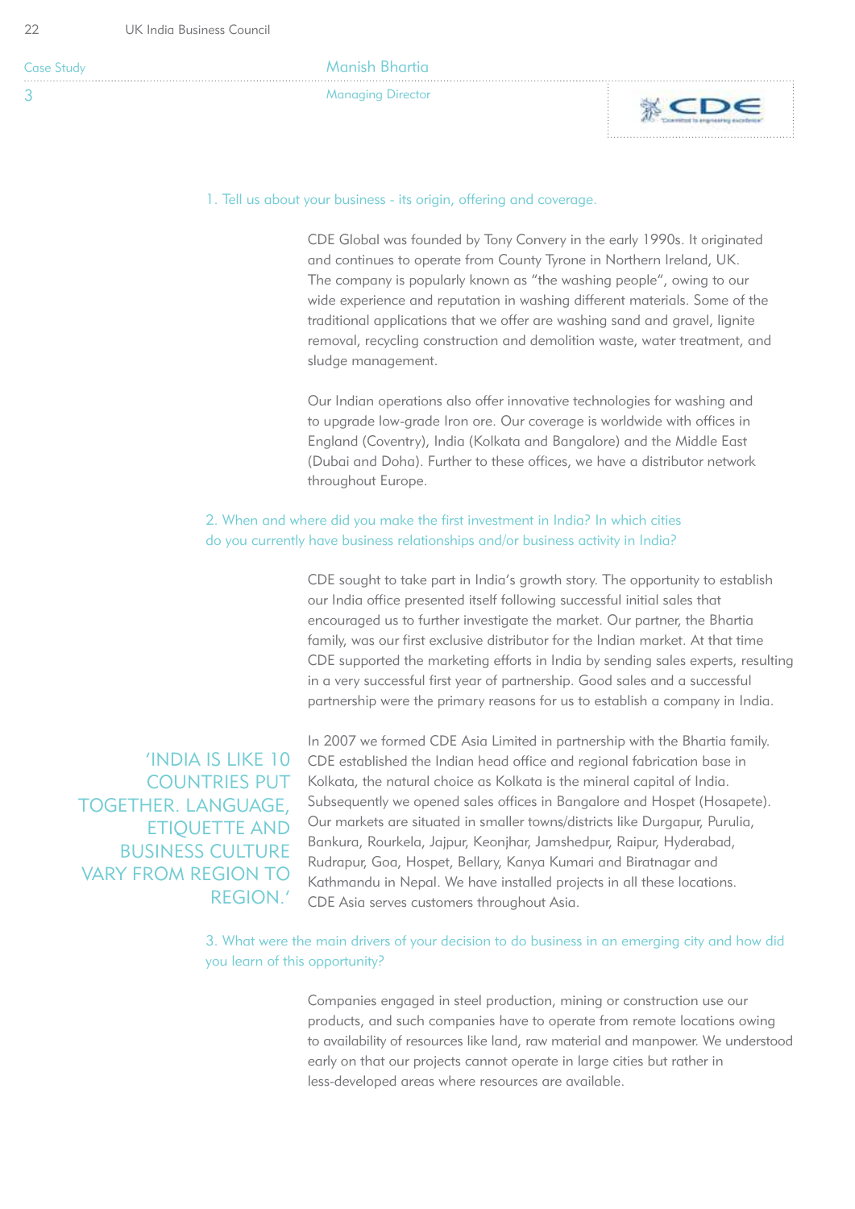Case Study

3

## Manish Bhartia

Managing Director

### 1. Tell us about your business - its origin, offering and coverage.

CDE Global was founded by Tony Convery in the early 1990s. It originated and continues to operate from County Tyrone in Northern Ireland, UK. The company is popularly known as "the washing people", owing to our wide experience and reputation in washing different materials. Some of the traditional applications that we offer are washing sand and gravel, lignite removal, recycling construction and demolition waste, water treatment, and sludge management.

Our Indian operations also offer innovative technologies for washing and to upgrade low-grade Iron ore. Our coverage is worldwide with offices in England (Coventry), India (Kolkata and Bangalore) and the Middle East (Dubai and Doha). Further to these offices, we have a distributor network throughout Europe.

### 2. When and where did you make the first investment in India? In which cities do you currently have business relationships and/or business activity in India?

CDE sought to take part in India's growth story. The opportunity to establish our India office presented itself following successful initial sales that encouraged us to further investigate the market. Our partner, the Bhartia family, was our first exclusive distributor for the Indian market. At that time CDE supported the marketing efforts in India by sending sales experts, resulting in a very successful first year of partnership. Good sales and a successful partnership were the primary reasons for us to establish a company in India.

> 'INDIA IS LIKE 10 COUNTRIES PUT TOGETHER. LANGUAGE, ETIQUETTE AND BUSINESS CULTURE VARY FROM REGION TO REGION.'

In 2007 we formed CDE Asia Limited in partnership with the Bhartia family. CDE established the Indian head office and regional fabrication base in Kolkata, the natural choice as Kolkata is the mineral capital of India. Subsequently we opened sales offices in Bangalore and Hospet (Hosapete). Our markets are situated in smaller towns/districts like Durgapur, Purulia, Bankura, Rourkela, Jajpur, Keonjhar, Jamshedpur, Raipur, Hyderabad, Rudrapur, Goa, Hospet, Bellary, Kanya Kumari and Biratnagar and Kathmandu in Nepal. We have installed projects in all these locations. CDE Asia serves customers throughout Asia.

### 3. What were the main drivers of your decision to do business in an emerging city and how did you learn of this opportunity?

Companies engaged in steel production, mining or construction use our products, and such companies have to operate from remote locations owing to availability of resources like land, raw material and manpower. We understood early on that our projects cannot operate in large cities but rather in less-developed areas where resources are available.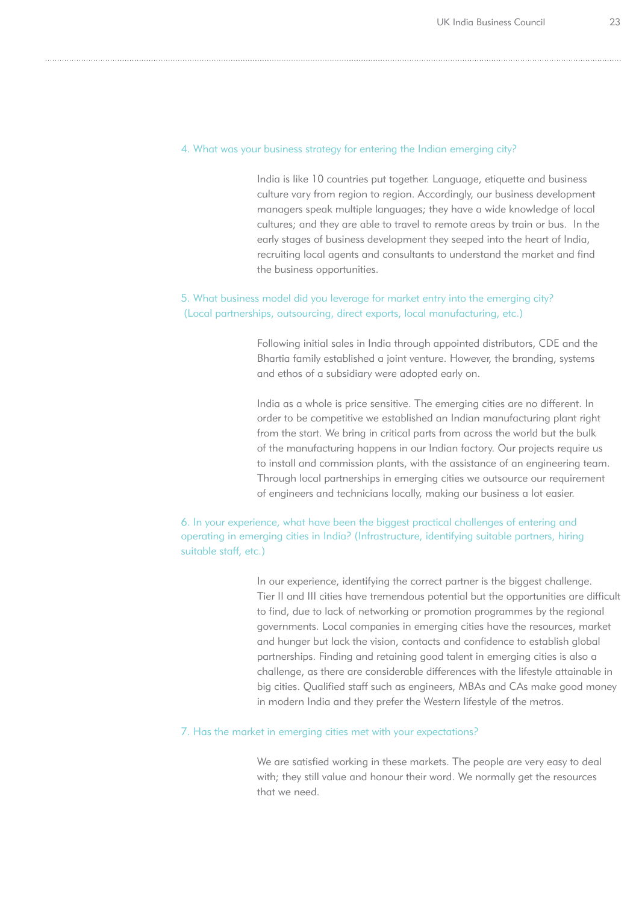4. What was your business strategy for entering the Indian emerging city?

India is like 10 countries put together. Language, etiquette and business culture vary from region to region. Accordingly, our business development managers speak multiple languages; they have a wide knowledge of local cultures; and they are able to travel to remote areas by train or bus. In the early stages of business development they seeped into the heart of India, recruiting local agents and consultants to understand the market and find the business opportunities.

5. What business model did you leverage for market entry into the emerging city? (Local partnerships, outsourcing, direct exports, local manufacturing, etc.)

Following initial sales in India through appointed distributors, CDE and the Bhartia family established a joint venture. However, the branding, systems and ethos of a subsidiary were adopted early on.

India as a whole is price sensitive. The emerging cities are no different. In order to be competitive we established an Indian manufacturing plant right from the start. We bring in critical parts from across the world but the bulk of the manufacturing happens in our Indian factory. Our projects require us to install and commission plants, with the assistance of an engineering team. Through local partnerships in emerging cities we outsource our requirement of engineers and technicians locally, making our business a lot easier.

6. In your experience, what have been the biggest practical challenges of entering and operating in emerging cities in India? (Infrastructure, identifying suitable partners, hiring suitable staff, etc.)

In our experience, identifying the correct partner is the biggest challenge. Tier II and III cities have tremendous potential but the opportunities are difficult to find, due to lack of networking or promotion programmes by the regional governments. Local companies in emerging cities have the resources, market and hunger but lack the vision, contacts and confidence to establish global partnerships. Finding and retaining good talent in emerging cities is also a challenge, as there are considerable differences with the lifestyle attainable in big cities. Qualified staff such as engineers, MBAs and CAs make good money in modern India and they prefer the Western lifestyle of the metros.

7. Has the market in emerging cities met with your expectations?

We are satisfied working in these markets. The people are very easy to deal with; they still value and honour their word. We normally get the resources that we need.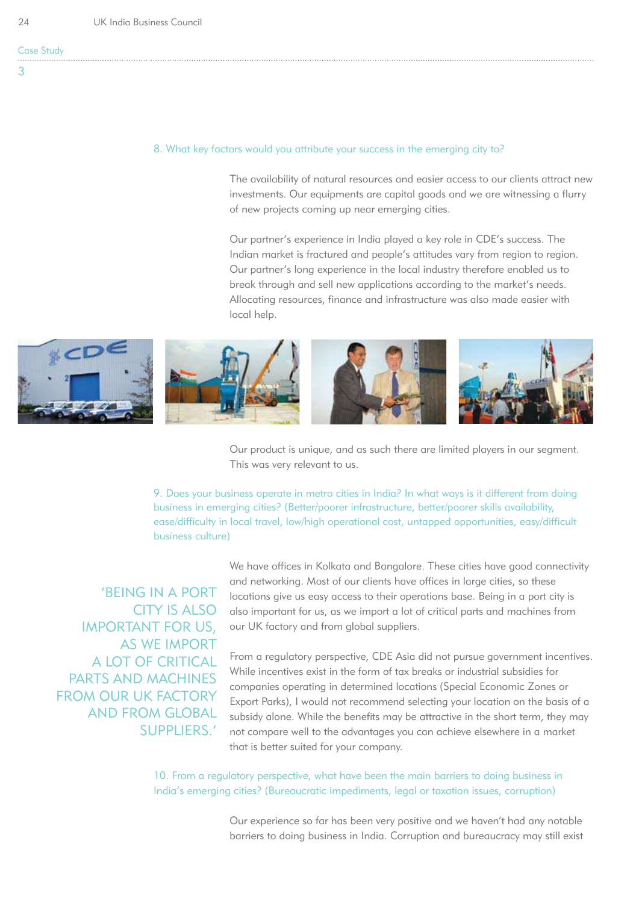Case Study

3

8. What key factors would you attribute your success in the emerging city to?

The availability of natural resources and easier access to our clients attract new investments. Our equipments are capital goods and we are witnessing a flurry of new projects coming up near emerging cities.

Our partner's experience in India played a key role in CDE's success. The Indian market is fractured and people's attitudes vary from region to region. Our partner's long experience in the local industry therefore enabled us to break through and sell new applications according to the market's needs. Allocating resources, finance and infrastructure was also made easier with local help.

Our product is unique, and as such there are limited players in our segment. This was very relevant to us.

9. Does your business operate in metro cities in India? In what ways is it different from doing business in emerging cities? (Better/poorer infrastructure, better/poorer skills availability, ease/difficulty in local travel, low/high operational cost, untapped opportunities, easy/difficult business culture)

> 'BEING IN A PORT CITY IS ALSO IMPORTANT FOR US, AS WE IMPORT A LOT OF CRITICAL PARTS AND MACHINES FROM OUR UK FACTORY AND FROM GLOBAL SUPPLIERS.'

We have offices in Kolkata and Bangalore. These cities have good connectivity and networking. Most of our clients have offices in large cities, so these locations give us easy access to their operations base. Being in a port city is also important for us, as we import a lot of critical parts and machines from our UK factory and from global suppliers.

From a regulatory perspective, CDE Asia did not pursue government incentives. While incentives exist in the form of tax breaks or industrial subsidies for companies operating in determined locations (Special Economic Zones or Export Parks), I would not recommend selecting your location on the basis of a subsidy alone. While the benefits may be attractive in the short term, they may not compare well to the advantages you can achieve elsewhere in a market that is better suited for your company.

10. From a regulatory perspective, what have been the main barriers to doing business in India's emerging cities? (Bureaucratic impediments, legal or taxation issues, corruption)

Our experience so far has been very positive and we haven't had any notable barriers to doing business in India. Corruption and bureaucracy may still exist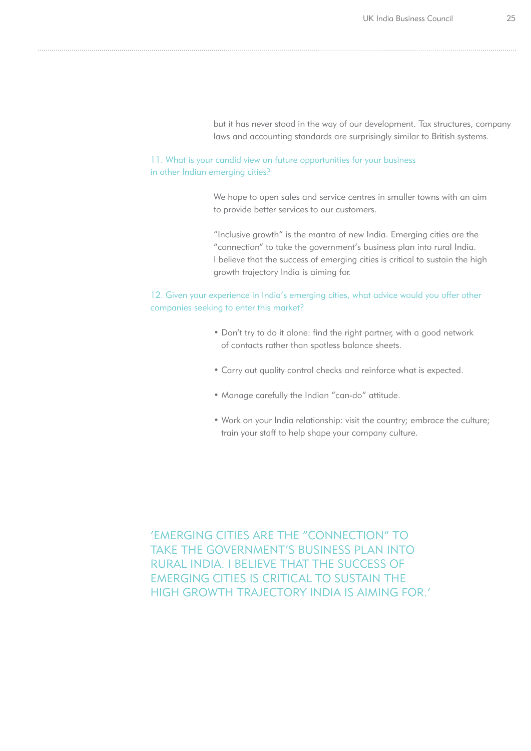but it has never stood in the way of our development. Tax structures, company laws and accounting standards are surprisingly similar to British systems.

### 11. What is your candid view on future opportunities for your business in other Indian emerging cities?

We hope to open sales and service centres in smaller towns with an aim to provide better services to our customers.

"Inclusive growth" is the mantra of new India. Emerging cities are the "connection" to take the government's business plan into rural India. I believe that the success of emerging cities is critical to sustain the high growth trajectory India is aiming for.

### 12. Given your experience in India's emerging cities, what advice would you offer other companies seeking to enter this market?

- Don't try to do it alone: find the right partner, with a good network of contacts rather than spotless balance sheets.
- Carry out quality control checks and reinforce what is expected.
- Manage carefully the Indian "can-do" attitude.
- Work on your India relationship: visit the country; embrace the culture; train your staff to help shape your company culture.

'EMERGING CITIES ARE THE "CONNECTION" TO TAKE THE GOVERNMENT'S BUSINESS PLAN INTO RURAL INDIA. I BELIEVE THAT THE SUCCESS OF EMERGING CITIES IS CRITICAL TO SUSTAIN THE HIGH GROWTH TRAJECTORY INDIA IS AIMING FOR.'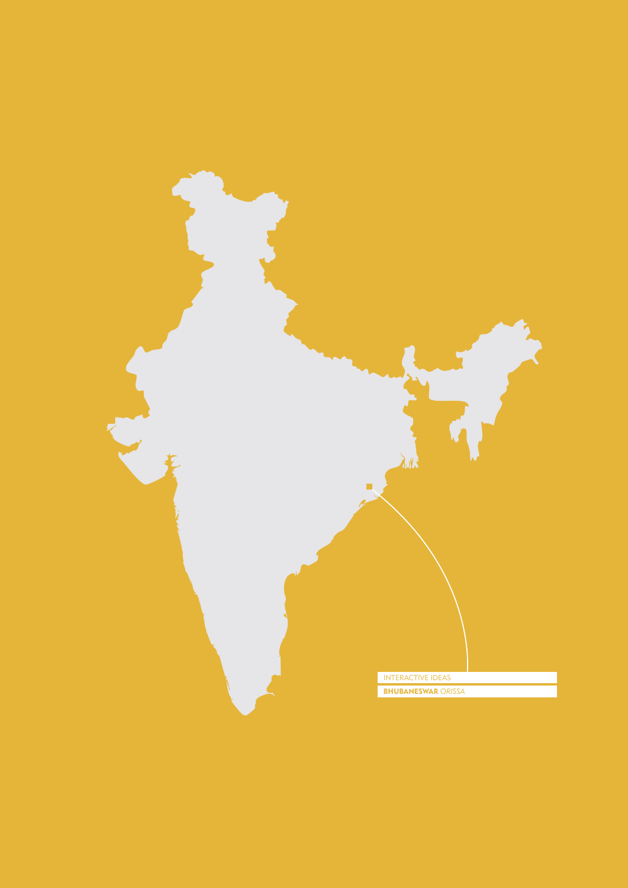INTERACTIVE IDEAS

**BHUBANESWAR** *ORISSA*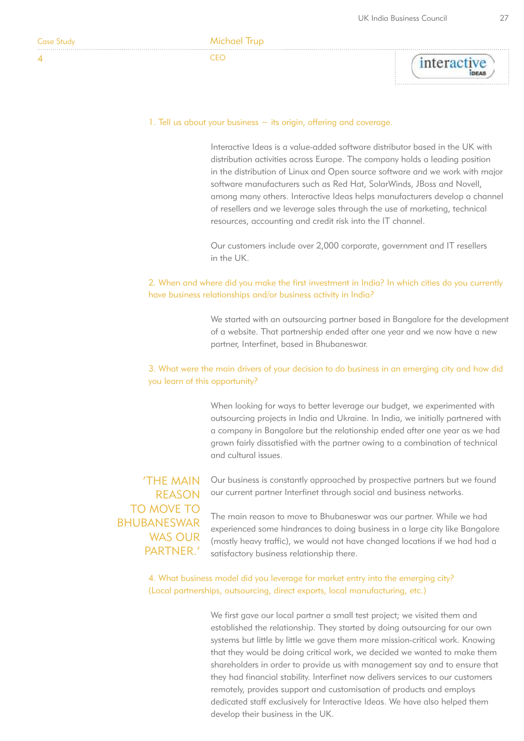Case Study 4

## Michael Trup

CEO

interactive IDEAS

### 1. Tell us about your business – its origin, offering and coverage.

Interactive Ideas is a value-added software distributor based in the UK with distribution activities across Europe. The company holds a leading position in the distribution of Linux and Open source software and we work with major software manufacturers such as Red Hat, SolarWinds, JBoss and Novell, among many others. Interactive Ideas helps manufacturers develop a channel of resellers and we leverage sales through the use of marketing, technical resources, accounting and credit risk into the IT channel.

Our customers include over 2,000 corporate, government and IT resellers in the UK.

### 2. When and where did you make the first investment in India? In which cities do you currently have business relationships and/or business activity in India?

We started with an outsourcing partner based in Bangalore for the development of a website. That partnership ended after one year and we now have a new partner, Interfinet, based in Bhubaneswar.

### 3. What were the main drivers of your decision to do business in an emerging city and how did you learn of this opportunity?

When looking for ways to better leverage our budget, we experimented with outsourcing projects in India and Ukraine. In India, we initially partnered with a company in Bangalore but the relationship ended after one year as we had grown fairly dissatisfied with the partner owing to a combination of technical and cultural issues.

> 'THE MAIN REASON TO MOVE TO BHUBANESWAR WAS OUR PARTNER.'

Our business is constantly approached by prospective partners but we found our current partner Interfinet through social and business networks.

The main reason to move to Bhubaneswar was our partner. While we had experienced some hindrances to doing business in a large city like Bangalore (mostly heavy traffic), we would not have changed locations if we had had a satisfactory business relationship there.

### 4. What business model did you leverage for market entry into the emerging city? (Local partnerships, outsourcing, direct exports, local manufacturing, etc.)

We first gave our local partner a small test project; we visited them and established the relationship. They started by doing outsourcing for our own systems but little by little we gave them more mission-critical work. Knowing that they would be doing critical work, we decided we wanted to make them shareholders in order to provide us with management say and to ensure that they had financial stability. Interfinet now delivers services to our customers remotely, provides support and customisation of products and employs dedicated staff exclusively for Interactive Ideas. We have also helped them develop their business in the UK.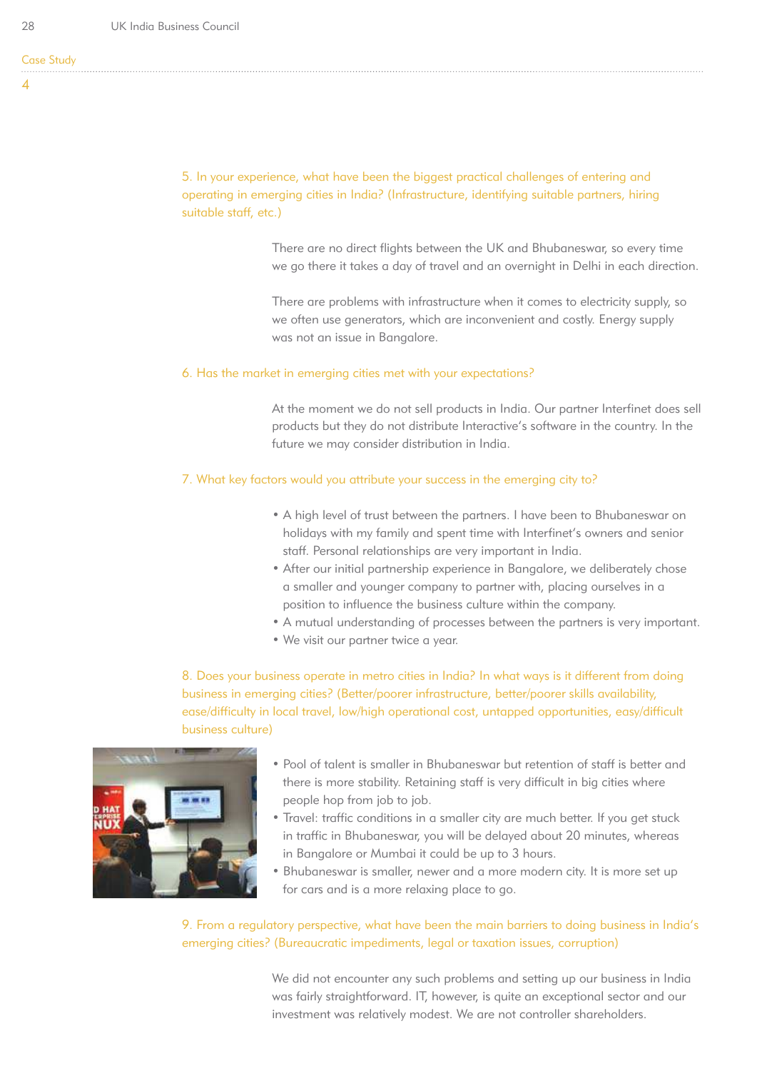Case Study

4

5. In your experience, what have been the biggest practical challenges of entering and operating in emerging cities in India? (Infrastructure, identifying suitable partners, hiring suitable staff, etc.)

There are no direct flights between the UK and Bhubaneswar, so every time we go there it takes a day of travel and an overnight in Delhi in each direction.

There are problems with infrastructure when it comes to electricity supply, so we often use generators, which are inconvenient and costly. Energy supply was not an issue in Bangalore.

6. Has the market in emerging cities met with your expectations?

At the moment we do not sell products in India. Our partner Interfinet does sell products but they do not distribute Interactive's software in the country. In the future we may consider distribution in India.

7. What key factors would you attribute your success in the emerging city to?

- A high level of trust between the partners. I have been to Bhubaneswar on holidays with my family and spent time with Interfinet's owners and senior staff. Personal relationships are very important in India.
- After our initial partnership experience in Bangalore, we deliberately chose a smaller and younger company to partner with, placing ourselves in a position to influence the business culture within the company.
- A mutual understanding of processes between the partners is very important.
- We visit our partner twice a year.

8. Does your business operate in metro cities in India? In what ways is it different from doing business in emerging cities? (Better/poorer infrastructure, better/poorer skills availability, ease/difficulty in local travel, low/high operational cost, untapped opportunities, easy/difficult business culture)

- Pool of talent is smaller in Bhubaneswar but retention of staff is better and there is more stability. Retaining staff is very difficult in big cities where people hop from job to job.
- Travel: traffic conditions in a smaller city are much better. If you get stuck in traffic in Bhubaneswar, you will be delayed about 20 minutes, whereas in Bangalore or Mumbai it could be up to 3 hours.
- Bhubaneswar is smaller, newer and a more modern city. It is more set up for cars and is a more relaxing place to go.

9. From a regulatory perspective, what have been the main barriers to doing business in India's emerging cities? (Bureaucratic impediments, legal or taxation issues, corruption)

We did not encounter any such problems and setting up our business in India was fairly straightforward. IT, however, is quite an exceptional sector and our investment was relatively modest. We are not controller shareholders.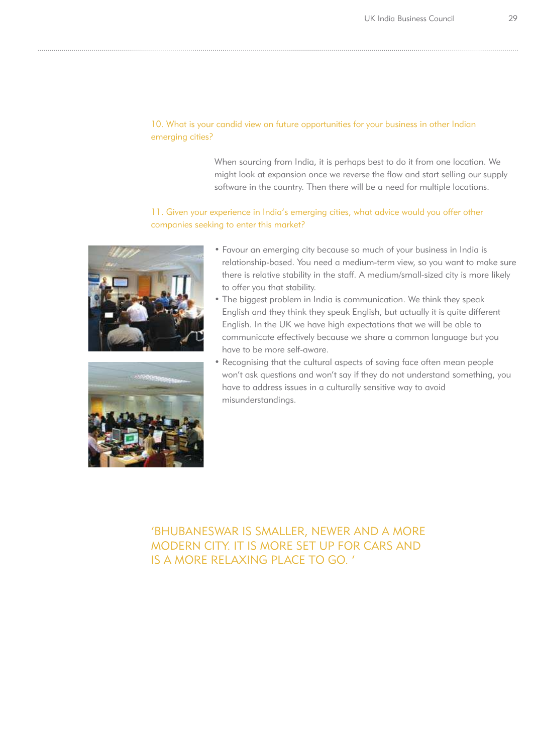### 10. What is your candid view on future opportunities for your business in other Indian emerging cities?

When sourcing from India, it is perhaps best to do it from one location. We might look at expansion once we reverse the flow and start selling our supply software in the country. Then there will be a need for multiple locations.

### 11. Given your experience in India's emerging cities, what advice would you offer other companies seeking to enter this market?

- Favour an emerging city because so much of your business in India is relationship-based. You need a medium-term view, so you want to make sure there is relative stability in the staff. A medium/small-sized city is more likely to offer you that stability.
- The biggest problem in India is communication. We think they speak English and they think they speak English, but actually it is quite different English. In the UK we have high expectations that we will be able to communicate effectively because we share a common language but you have to be more self-aware.
- Recognising that the cultural aspects of saving face often mean people won't ask questions and won't say if they do not understand something, you have to address issues in a culturally sensitive way to avoid misunderstandings.

'BHUBANESWAR IS SMALLER, NEWER AND A MORE MODERN CITY. IT IS MORE SET UP FOR CARS AND IS A MORE RELAXING PLACE TO GO. '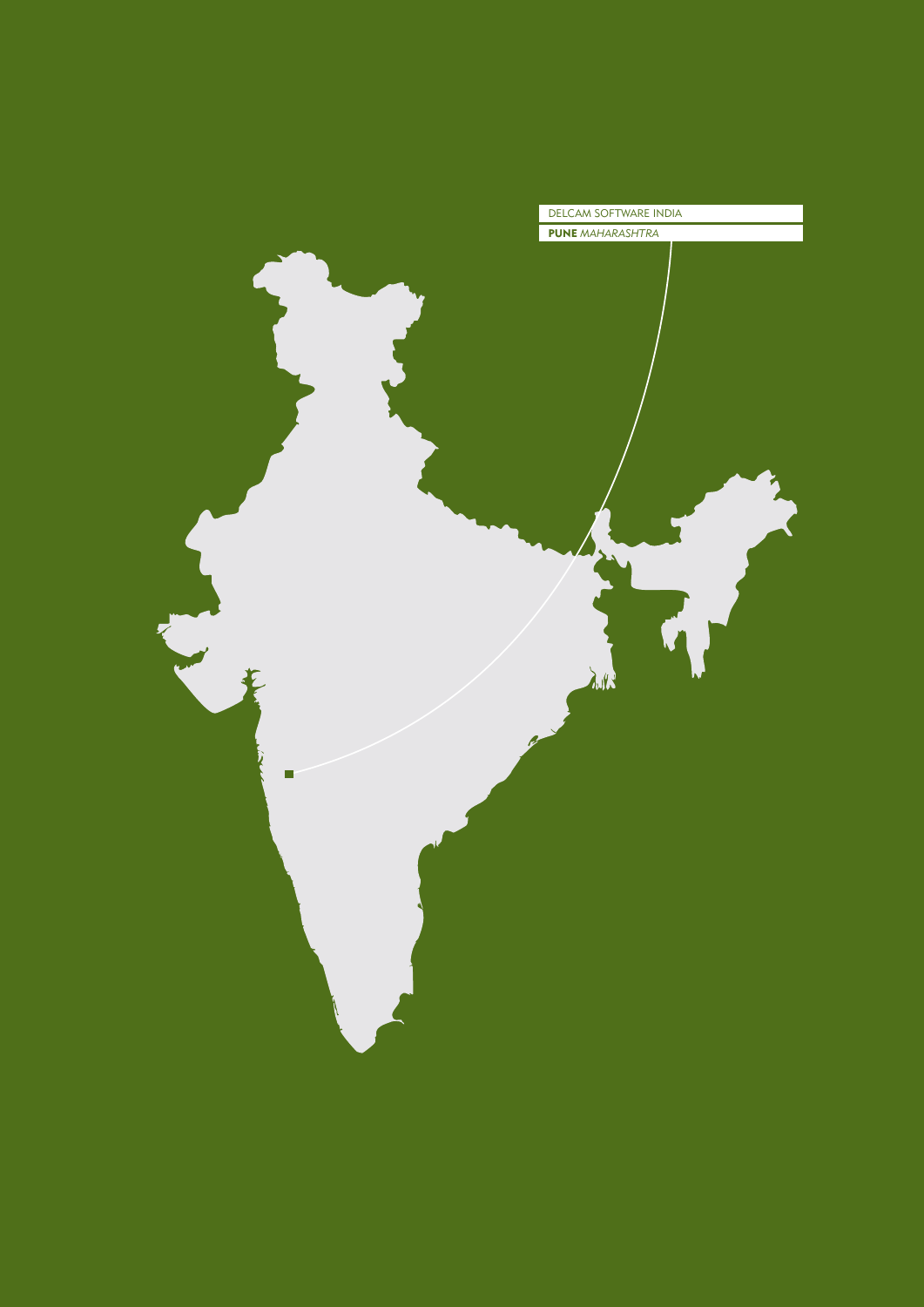DELCAM SOFTWARE INDIA

**PUNE** *MAHARASHTRA*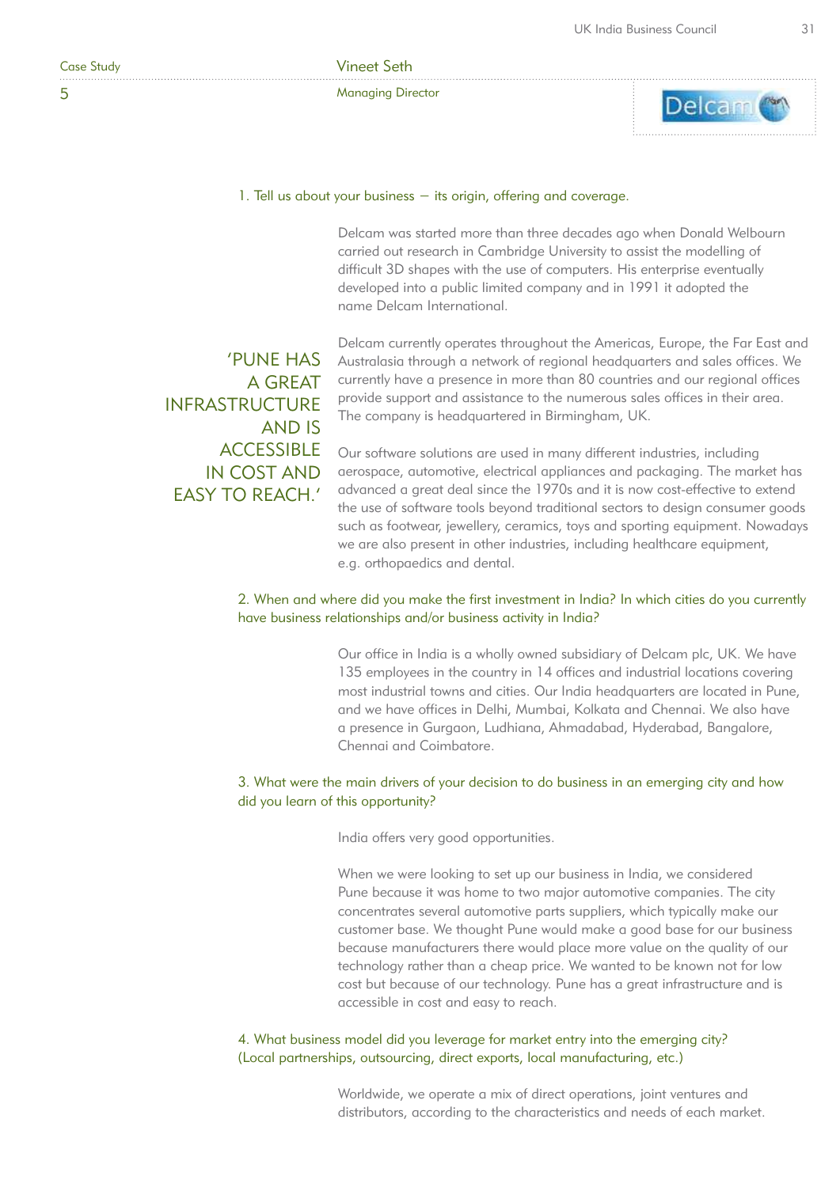Case Study 5

## Vineet Seth

Managing Director

Delcam

### 1. Tell us about your business – its origin, offering and coverage.

Delcam was started more than three decades ago when Donald Welbourn carried out research in Cambridge University to assist the modelling of difficult 3D shapes with the use of computers. His enterprise eventually developed into a public limited company and in 1991 it adopted the name Delcam International.

Delcam currently operates throughout the Americas, Europe, the Far East and Australasia through a network of regional headquarters and sales offices. We currently have a presence in more than 80 countries and our regional offices provide support and assistance to the numerous sales offices in their area. The company is headquartered in Birmingham, UK.

> 'PUNE HAS A GREAT INFRASTRUCTURE AND IS ACCESSIBLE IN COST AND EASY TO REACH.'

Our software solutions are used in many different industries, including aerospace, automotive, electrical appliances and packaging. The market has advanced a great deal since the 1970s and it is now cost-effective to extend the use of software tools beyond traditional sectors to design consumer goods such as footwear, jewellery, ceramics, toys and sporting equipment. Nowadays we are also present in other industries, including healthcare equipment, e.g. orthopaedics and dental.

### 2. When and where did you make the first investment in India? In which cities do you currently have business relationships and/or business activity in India?

Our office in India is a wholly owned subsidiary of Delcam plc, UK. We have 135 employees in the country in 14 offices and industrial locations covering most industrial towns and cities. Our India headquarters are located in Pune, and we have offices in Delhi, Mumbai, Kolkata and Chennai. We also have a presence in Gurgaon, Ludhiana, Ahmadabad, Hyderabad, Bangalore, Chennai and Coimbatore.

### 3. What were the main drivers of your decision to do business in an emerging city and how did you learn of this opportunity?

India offers very good opportunities.

When we were looking to set up our business in India, we considered Pune because it was home to two major automotive companies. The city concentrates several automotive parts suppliers, which typically make our customer base. We thought Pune would make a good base for our business because manufacturers there would place more value on the quality of our technology rather than a cheap price. We wanted to be known not for low cost but because of our technology. Pune has a great infrastructure and is accessible in cost and easy to reach.

### 4. What business model did you leverage for market entry into the emerging city? (Local partnerships, outsourcing, direct exports, local manufacturing, etc.)

Worldwide, we operate a mix of direct operations, joint ventures and distributors, according to the characteristics and needs of each market.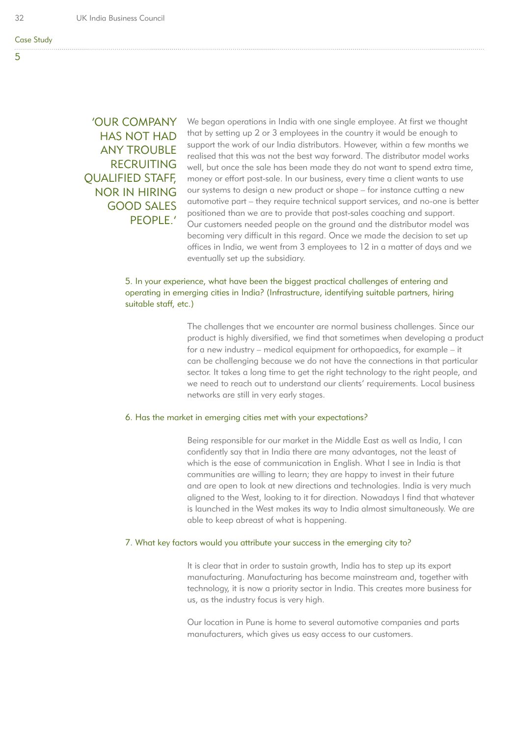'OUR COMPANY HAS NOT HAD ANY TROUBLE RECRUITING QUALIFIED STAFF, NOR IN HIRING GOOD SALES PEOPLE.'

We began operations in India with one single employee. At first we thought that by setting up 2 or 3 employees in the country it would be enough to support the work of our India distributors. However, within a few months we realised that this was not the best way forward. The distributor model works well, but once the sale has been made they do not want to spend extra time, money or effort post-sale. In our business, every time a client wants to use our systems to design a new product or shape – for instance cutting a new automotive part – they require technical support services, and no-one is better positioned than we are to provide that post-sales coaching and support. Our customers needed people on the ground and the distributor model was becoming very difficult in this regard. Once we made the decision to set up offices in India, we went from 3 employees to 12 in a matter of days and we eventually set up the subsidiary.

### 5. In your experience, what have been the biggest practical challenges of entering and operating in emerging cities in India? (Infrastructure, identifying suitable partners, hiring suitable staff, etc.)

The challenges that we encounter are normal business challenges. Since our product is highly diversified, we find that sometimes when developing a product for a new industry – medical equipment for orthopaedics, for example – it can be challenging because we do not have the connections in that particular sector. It takes a long time to get the right technology to the right people, and we need to reach out to understand our clients' requirements. Local business networks are still in very early stages.

### 6. Has the market in emerging cities met with your expectations?

Being responsible for our market in the Middle East as well as India, I can confidently say that in India there are many advantages, not the least of which is the ease of communication in English. What I see in India is that communities are willing to learn; they are happy to invest in their future and are open to look at new directions and technologies. India is very much aligned to the West, looking to it for direction. Nowadays I find that whatever is launched in the West makes its way to India almost simultaneously. We are able to keep abreast of what is happening.

### 7. What key factors would you attribute your success in the emerging city to?

It is clear that in order to sustain growth, India has to step up its export manufacturing. Manufacturing has become mainstream and, together with technology, it is now a priority sector in India. This creates more business for us, as the industry focus is very high.

Our location in Pune is home to several automotive companies and parts manufacturers, which gives us easy access to our customers.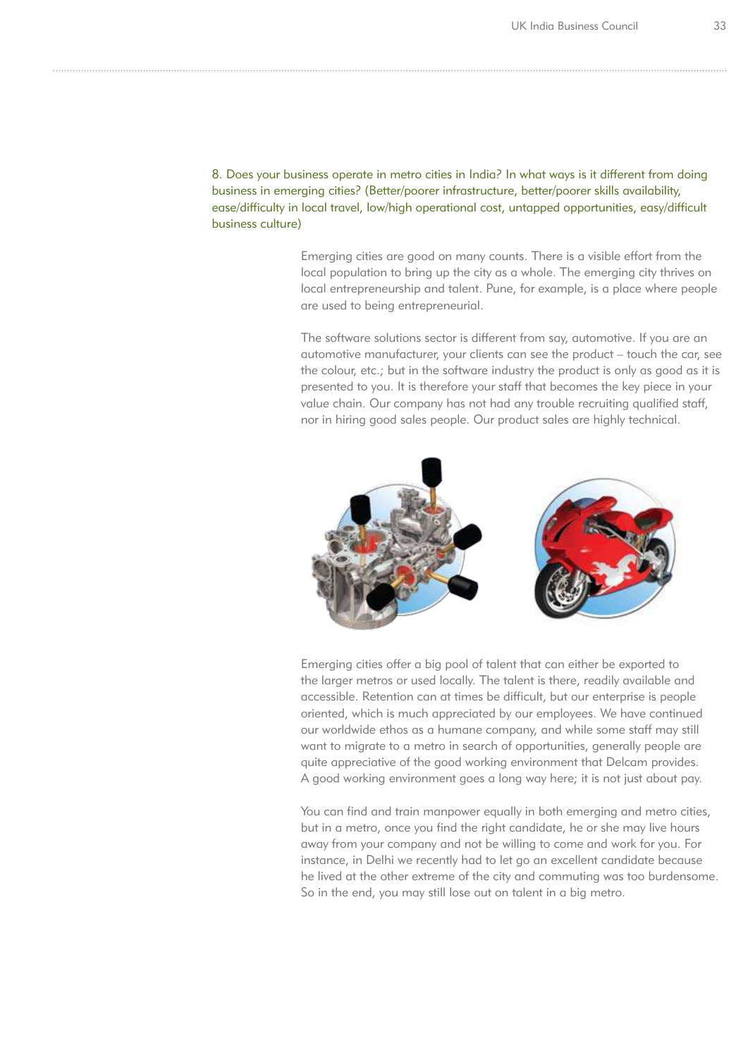8. Does your business operate in metro cities in India? In what ways is it different from doing business in emerging cities? (Better/poorer infrastructure, better/poorer skills availability, ease/difficulty in local travel, low/high operational cost, untapped opportunities, easy/difficult business culture)

Emerging cities are good on many counts. There is a visible effort from the local population to bring up the city as a whole. The emerging city thrives on local entrepreneurship and talent. Pune, for example, is a place where people are used to being entrepreneurial.

The software solutions sector is different from say, automotive. If you are an automotive manufacturer, your clients can see the product – touch the car, see the colour, etc.; but in the software industry the product is only as good as it is presented to you. It is therefore your staff that becomes the key piece in your value chain. Our company has not had any trouble recruiting qualified staff, nor in hiring good sales people. Our product sales are highly technical.

Emerging cities offer a big pool of talent that can either be exported to the larger metros or used locally. The talent is there, readily available and accessible. Retention can at times be difficult, but our enterprise is people oriented, which is much appreciated by our employees. We have continued our worldwide ethos as a humane company, and while some staff may still want to migrate to a metro in search of opportunities, generally people are quite appreciative of the good working environment that Delcam provides. A good working environment goes a long way here; it is not just about pay.

You can find and train manpower equally in both emerging and metro cities, but in a metro, once you find the right candidate, he or she may live hours away from your company and not be willing to come and work for you. For instance, in Delhi we recently had to let go an excellent candidate because he lived at the other extreme of the city and commuting was too burdensome. So in the end, you may still lose out on talent in a big metro.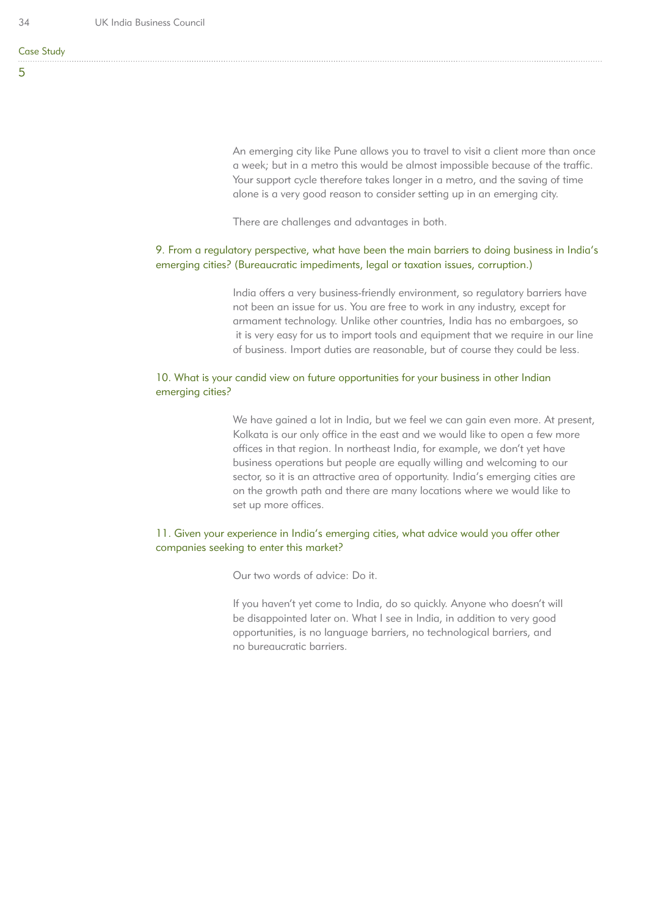An emerging city like Pune allows you to travel to visit a client more than once a week; but in a metro this would be almost impossible because of the traffic. Your support cycle therefore takes longer in a metro, and the saving of time alone is a very good reason to consider setting up in an emerging city.

There are challenges and advantages in both.

### 9. From a regulatory perspective, what have been the main barriers to doing business in India's emerging cities? (Bureaucratic impediments, legal or taxation issues, corruption.)

India offers a very business-friendly environment, so regulatory barriers have not been an issue for us. You are free to work in any industry, except for armament technology. Unlike other countries, India has no embargoes, so it is very easy for us to import tools and equipment that we require in our line of business. Import duties are reasonable, but of course they could be less.

### 10. What is your candid view on future opportunities for your business in other Indian emerging cities?

We have gained a lot in India, but we feel we can gain even more. At present, Kolkata is our only office in the east and we would like to open a few more offices in that region. In northeast India, for example, we don't yet have business operations but people are equally willing and welcoming to our sector, so it is an attractive area of opportunity. India's emerging cities are on the growth path and there are many locations where we would like to set up more offices.

### 11. Given your experience in India's emerging cities, what advice would you offer other companies seeking to enter this market?

Our two words of advice: Do it.

If you haven't yet come to India, do so quickly. Anyone who doesn't will be disappointed later on. What I see in India, in addition to very good opportunities, is no language barriers, no technological barriers, and no bureaucratic barriers.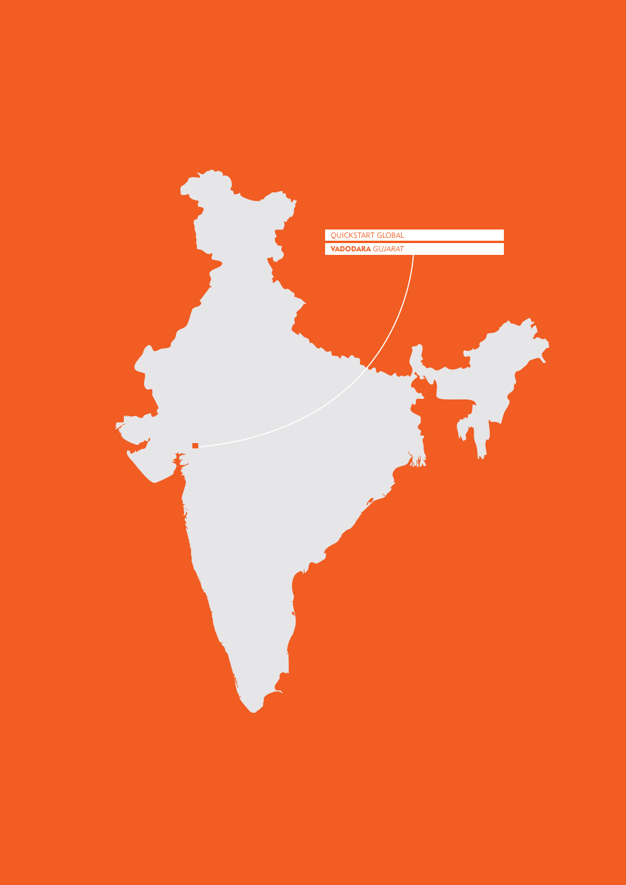QUICKSTART GLOBAL

**VADODARA** *GUJARAT*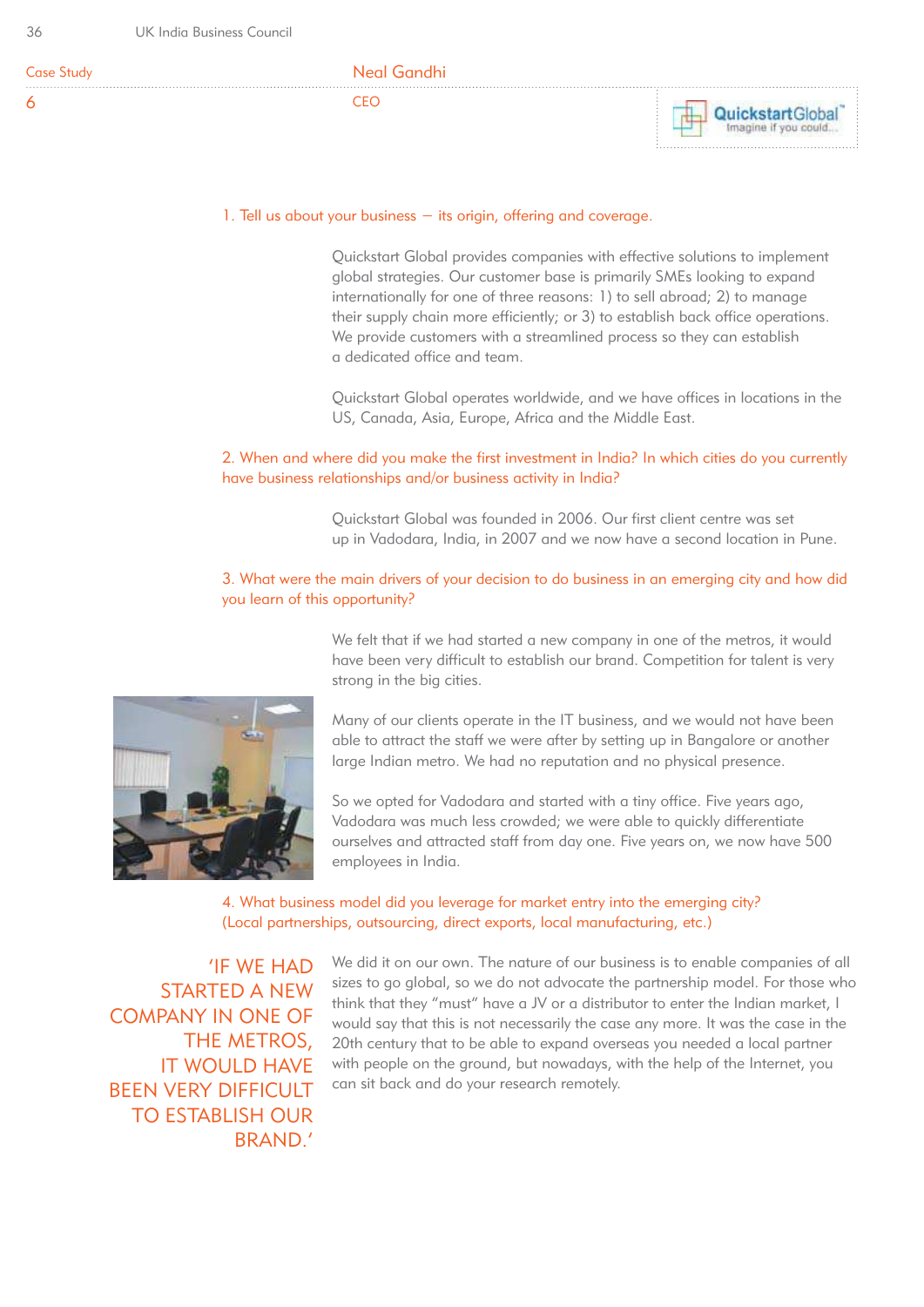Case Study 6

## Neal Gandhi

CEO

QuickstartGlobal™ Imagine if you could...

### 1. Tell us about your business – its origin, offering and coverage.

Quickstart Global provides companies with effective solutions to implement global strategies. Our customer base is primarily SMEs looking to expand internationally for one of three reasons: 1) to sell abroad; 2) to manage their supply chain more efficiently; or 3) to establish back office operations. We provide customers with a streamlined process so they can establish a dedicated office and team.

Quickstart Global operates worldwide, and we have offices in locations in the US, Canada, Asia, Europe, Africa and the Middle East.

### 2. When and where did you make the first investment in India? In which cities do you currently have business relationships and/or business activity in India?

Quickstart Global was founded in 2006. Our first client centre was set up in Vadodara, India, in 2007 and we now have a second location in Pune.

### 3. What were the main drivers of your decision to do business in an emerging city and how did you learn of this opportunity?

We felt that if we had started a new company in one of the metros, it would have been very difficult to establish our brand. Competition for talent is very strong in the big cities.

Many of our clients operate in the IT business, and we would not have been able to attract the staff we were after by setting up in Bangalore or another large Indian metro. We had no reputation and no physical presence.

So we opted for Vadodara and started with a tiny office. Five years ago, Vadodara was much less crowded; we were able to quickly differentiate ourselves and attracted staff from day one. Five years on, we now have 500 employees in India.

### 4. What business model did you leverage for market entry into the emerging city? (Local partnerships, outsourcing, direct exports, local manufacturing, etc.)

> 'IF WE HAD STARTED A NEW COMPANY IN ONE OF THE METROS, IT WOULD HAVE BEEN VERY DIFFICULT TO ESTABLISH OUR BRAND.'

We did it on our own. The nature of our business is to enable companies of all sizes to go global, so we do not advocate the partnership model. For those who think that they "must" have a JV or a distributor to enter the Indian market, I would say that this is not necessarily the case any more. It was the case in the 20th century that to be able to expand overseas you needed a local partner with people on the ground, but nowadays, with the help of the Internet, you can sit back and do your research remotely.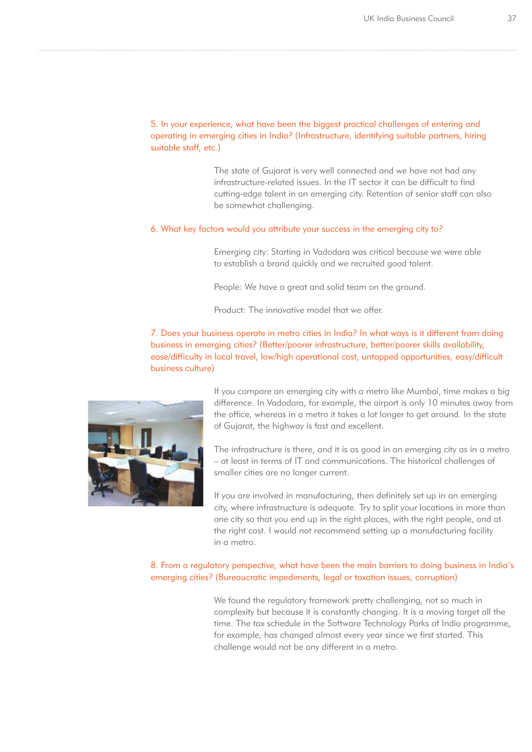5. In your experience, what have been the biggest practical challenges of entering and operating in emerging cities in India? (Infrastructure, identifying suitable partners, hiring suitable staff, etc.)

The state of Gujarat is very well connected and we have not had any infrastructure-related issues. In the IT sector it can be difficult to find cutting-edge talent in an emerging city. Retention of senior staff can also be somewhat challenging.

6. What key factors would you attribute your success in the emerging city to?

Emerging city: Starting in Vadodara was critical because we were able to establish a brand quickly and we recruited good talent.

People: We have a great and solid team on the ground.

Product: The innovative model that we offer.

7. Does your business operate in metro cities in India? In what ways is it different from doing business in emerging cities? (Better/poorer infrastructure, better/poorer skills availability, ease/difficulty in local travel, low/high operational cost, untapped opportunities, easy/difficult business culture)

If you compare an emerging city with a metro like Mumbai, time makes a big difference. In Vadodara, for example, the airport is only 10 minutes away from the office, whereas in a metro it takes a lot longer to get around. In the state of Gujarat, the highway is fast and excellent.

The infrastructure is there, and it is as good in an emerging city as in a metro – at least in terms of IT and communications. The historical challenges of smaller cities are no longer current.

If you are involved in manufacturing, then definitely set up in an emerging city, where infrastructure is adequate. Try to split your locations in more than one city so that you end up in the right places, with the right people, and at the right cost. I would not recommend setting up a manufacturing facility in a metro.

8. From a regulatory perspective, what have been the main barriers to doing business in India's emerging cities? (Bureaucratic impediments, legal or taxation issues, corruption)

We found the regulatory framework pretty challenging, not so much in complexity but because it is constantly changing. It is a moving target all the time. The tax schedule in the Software Technology Parks of India programme, for example, has changed almost every year since we first started. This challenge would not be any different in a metro.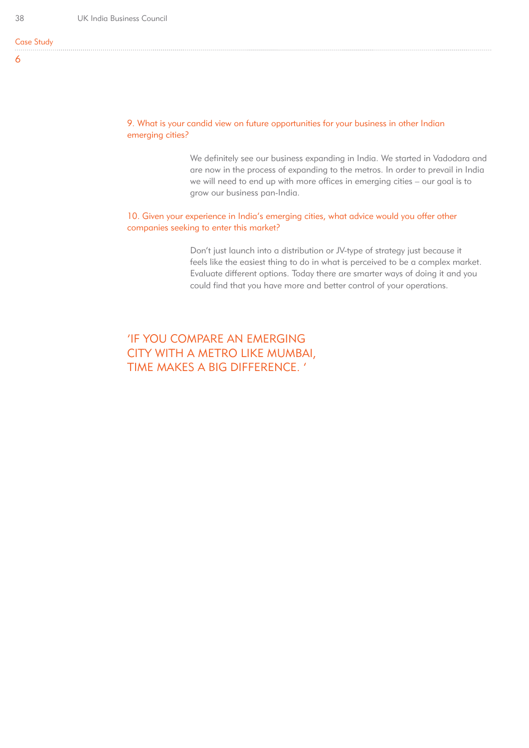Case Study

6

**9. What is your candid view on future opportunities for your business in other Indian emerging cities?**

We definitely see our business expanding in India. We started in Vadodara and are now in the process of expanding to the metros. In order to prevail in India we will need to end up with more offices in emerging cities – our goal is to grow our business pan-India.

**10. Given your experience in India's emerging cities, what advice would you offer other companies seeking to enter this market?**

Don't just launch into a distribution or JV-type of strategy just because it feels like the easiest thing to do in what is perceived to be a complex market. Evaluate different options. Today there are smarter ways of doing it and you could find that you have more and better control of your operations.

## 'IF YOU COMPARE AN EMERGING CITY WITH A METRO LIKE MUMBAI, TIME MAKES A BIG DIFFERENCE. '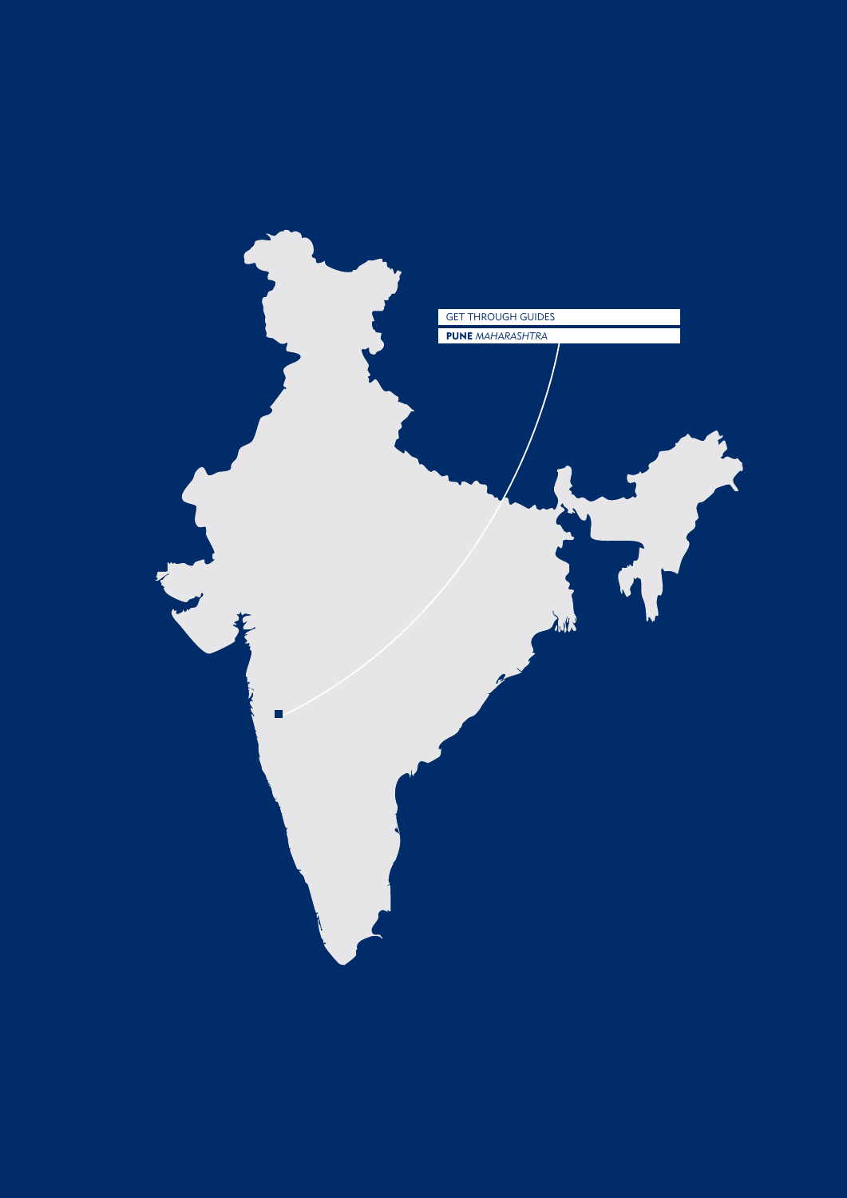GET THROUGH GUIDES

**PUNE** *MAHARASHTRA*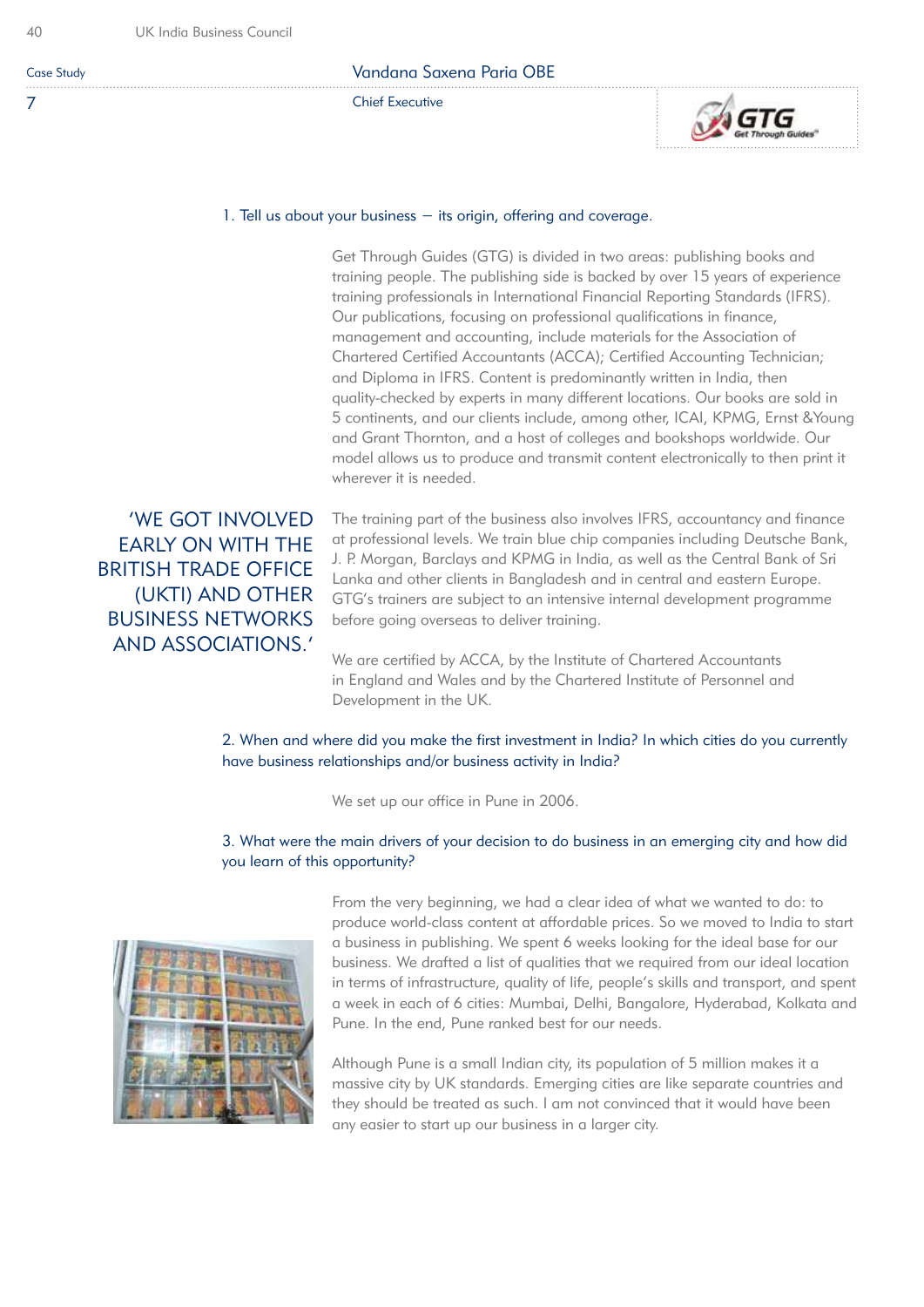Case Study

7

## Vandana Saxena Paria OBE

Chief Executive

### 1. Tell us about your business – its origin, offering and coverage.

Get Through Guides (GTG) is divided in two areas: publishing books and training people. The publishing side is backed by over 15 years of experience training professionals in International Financial Reporting Standards (IFRS). Our publications, focusing on professional qualifications in finance, management and accounting, include materials for the Association of Chartered Certified Accountants (ACCA); Certified Accounting Technician; and Diploma in IFRS. Content is predominantly written in India, then quality-checked by experts in many different locations. Our books are sold in 5 continents, and our clients include, among other, ICAI, KPMG, Ernst &Young and Grant Thornton, and a host of colleges and bookshops worldwide. Our model allows us to produce and transmit content electronically to then print it wherever it is needed.

> 'WE GOT INVOLVED EARLY ON WITH THE BRITISH TRADE OFFICE (UKTI) AND OTHER BUSINESS NETWORKS AND ASSOCIATIONS.'

The training part of the business also involves IFRS, accountancy and finance at professional levels. We train blue chip companies including Deutsche Bank, J. P. Morgan, Barclays and KPMG in India, as well as the Central Bank of Sri Lanka and other clients in Bangladesh and in central and eastern Europe. GTG's trainers are subject to an intensive internal development programme before going overseas to deliver training.

We are certified by ACCA, by the Institute of Chartered Accountants in England and Wales and by the Chartered Institute of Personnel and Development in the UK.

### 2. When and where did you make the first investment in India? In which cities do you currently have business relationships and/or business activity in India?

We set up our office in Pune in 2006.

### 3. What were the main drivers of your decision to do business in an emerging city and how did you learn of this opportunity?

From the very beginning, we had a clear idea of what we wanted to do: to produce world-class content at affordable prices. So we moved to India to start a business in publishing. We spent 6 weeks looking for the ideal base for our business. We drafted a list of qualities that we required from our ideal location in terms of infrastructure, quality of life, people's skills and transport, and spent a week in each of 6 cities: Mumbai, Delhi, Bangalore, Hyderabad, Kolkata and Pune. In the end, Pune ranked best for our needs.

Although Pune is a small Indian city, its population of 5 million makes it a massive city by UK standards. Emerging cities are like separate countries and they should be treated as such. I am not convinced that it would have been any easier to start up our business in a larger city.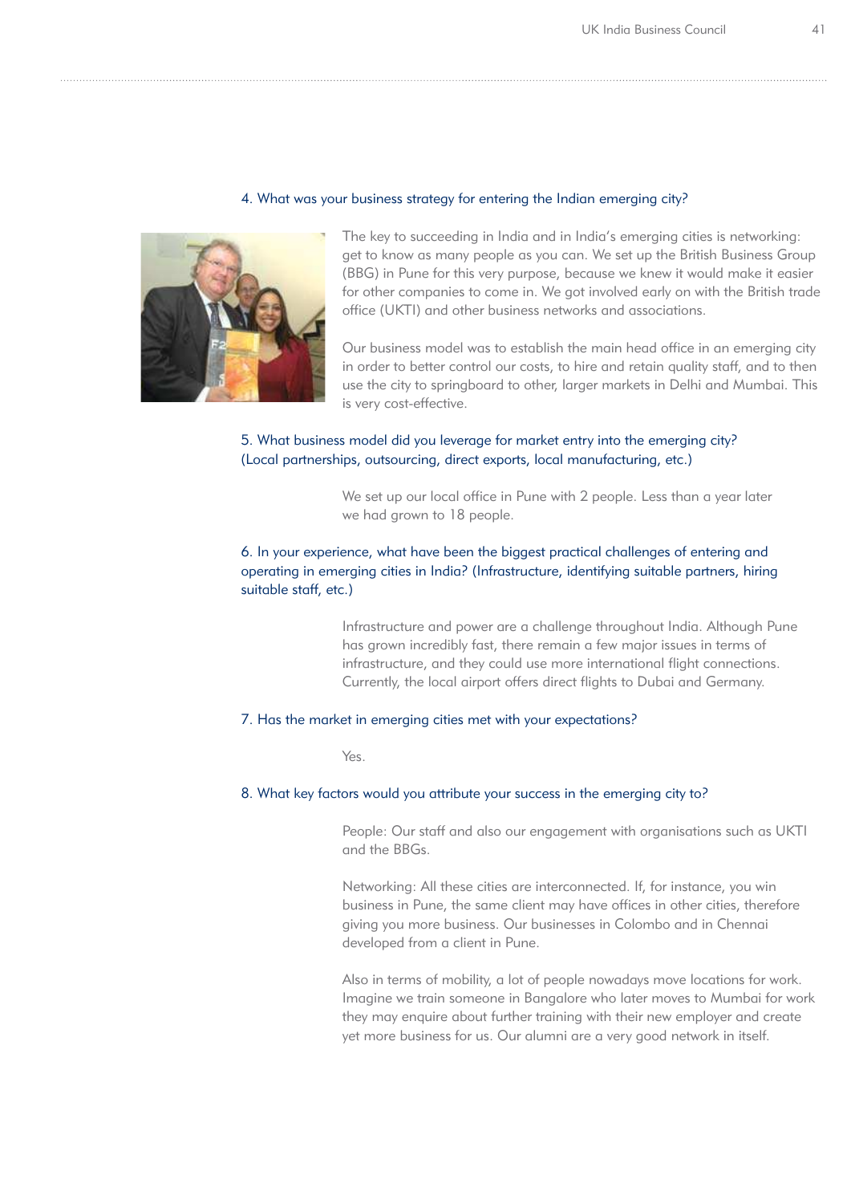### 4. What was your business strategy for entering the Indian emerging city?

The key to succeeding in India and in India's emerging cities is networking: get to know as many people as you can. We set up the British Business Group (BBG) in Pune for this very purpose, because we knew it would make it easier for other companies to come in. We got involved early on with the British trade office (UKTI) and other business networks and associations.

Our business model was to establish the main head office in an emerging city in order to better control our costs, to hire and retain quality staff, and to then use the city to springboard to other, larger markets in Delhi and Mumbai. This is very cost-effective.

### 5. What business model did you leverage for market entry into the emerging city? (Local partnerships, outsourcing, direct exports, local manufacturing, etc.)

We set up our local office in Pune with 2 people. Less than a year later we had grown to 18 people.

### 6. In your experience, what have been the biggest practical challenges of entering and operating in emerging cities in India? (Infrastructure, identifying suitable partners, hiring suitable staff, etc.)

Infrastructure and power are a challenge throughout India. Although Pune has grown incredibly fast, there remain a few major issues in terms of infrastructure, and they could use more international flight connections. Currently, the local airport offers direct flights to Dubai and Germany.

### 7. Has the market in emerging cities met with your expectations?

Yes.

### 8. What key factors would you attribute your success in the emerging city to?

People: Our staff and also our engagement with organisations such as UKTI and the BBGs.

Networking: All these cities are interconnected. If, for instance, you win business in Pune, the same client may have offices in other cities, therefore giving you more business. Our businesses in Colombo and in Chennai developed from a client in Pune.

Also in terms of mobility, a lot of people nowadays move locations for work. Imagine we train someone in Bangalore who later moves to Mumbai for work they may enquire about further training with their new employer and create yet more business for us. Our alumni are a very good network in itself.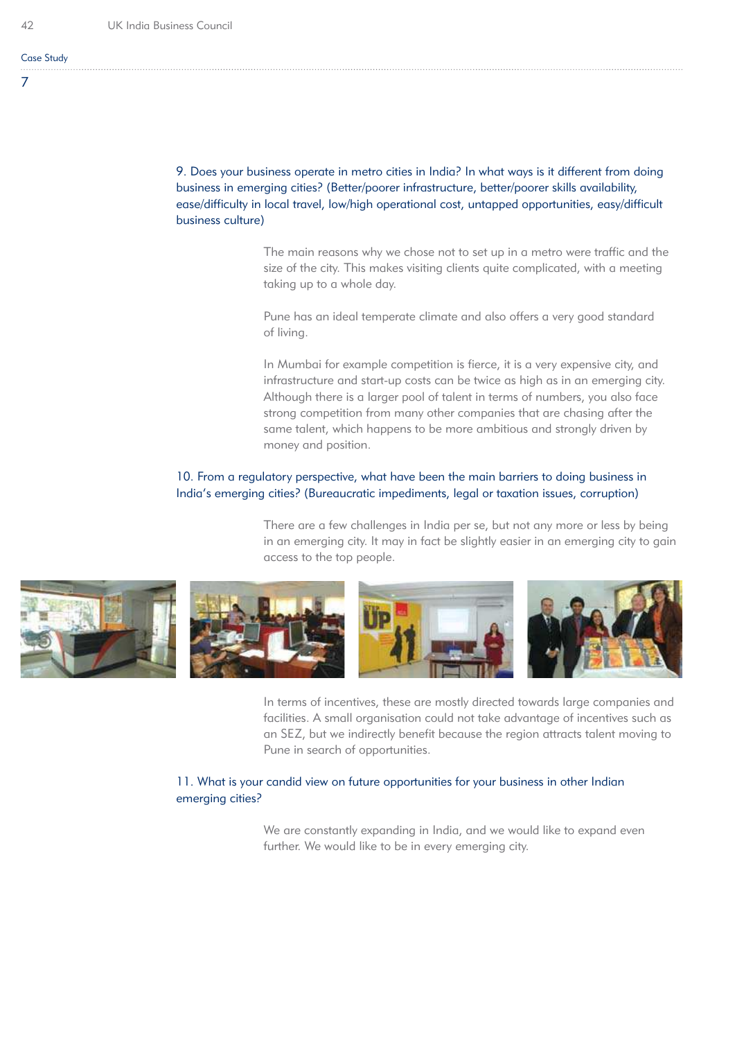Case Study

7

9. Does your business operate in metro cities in India? In what ways is it different from doing business in emerging cities? (Better/poorer infrastructure, better/poorer skills availability, ease/difficulty in local travel, low/high operational cost, untapped opportunities, easy/difficult business culture)

The main reasons why we chose not to set up in a metro were traffic and the size of the city. This makes visiting clients quite complicated, with a meeting taking up to a whole day.

Pune has an ideal temperate climate and also offers a very good standard of living.

In Mumbai for example competition is fierce, it is a very expensive city, and infrastructure and start-up costs can be twice as high as in an emerging city. Although there is a larger pool of talent in terms of numbers, you also face strong competition from many other companies that are chasing after the same talent, which happens to be more ambitious and strongly driven by money and position.

10. From a regulatory perspective, what have been the main barriers to doing business in India's emerging cities? (Bureaucratic impediments, legal or taxation issues, corruption)

There are a few challenges in India per se, but not any more or less by being in an emerging city. It may in fact be slightly easier in an emerging city to gain access to the top people.

In terms of incentives, these are mostly directed towards large companies and facilities. A small organisation could not take advantage of incentives such as an SEZ, but we indirectly benefit because the region attracts talent moving to Pune in search of opportunities.

11. What is your candid view on future opportunities for your business in other Indian emerging cities?

We are constantly expanding in India, and we would like to expand even further. We would like to be in every emerging city.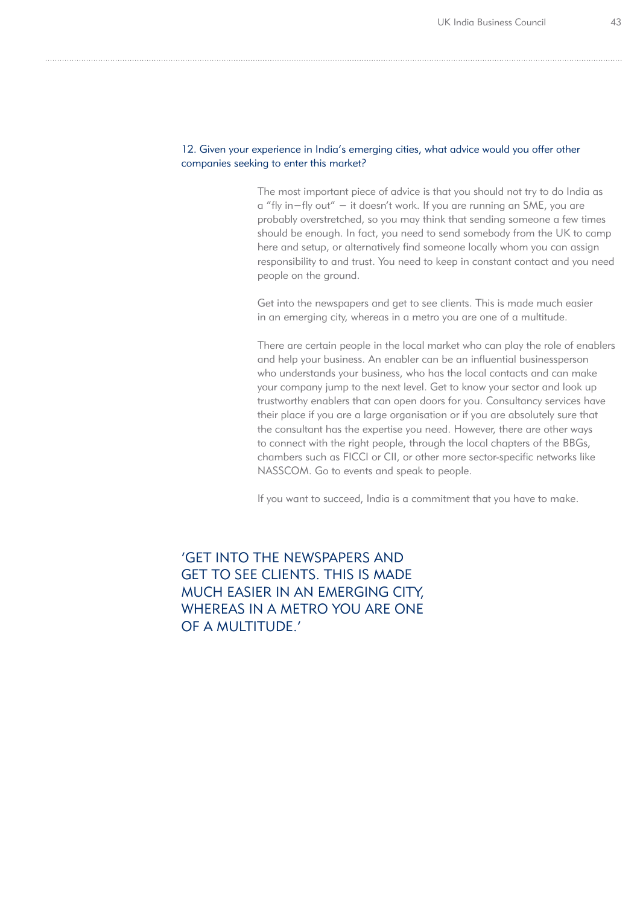12. Given your experience in India's emerging cities, what advice would you offer other companies seeking to enter this market?

The most important piece of advice is that you should not try to do India as a "fly in—fly out" — it doesn't work. If you are running an SME, you are probably overstretched, so you may think that sending someone a few times should be enough. In fact, you need to send somebody from the UK to camp here and setup, or alternatively find someone locally whom you can assign responsibility to and trust. You need to keep in constant contact and you need people on the ground.

Get into the newspapers and get to see clients. This is made much easier in an emerging city, whereas in a metro you are one of a multitude.

There are certain people in the local market who can play the role of enablers and help your business. An enabler can be an influential businessperson who understands your business, who has the local contacts and can make your company jump to the next level. Get to know your sector and look up trustworthy enablers that can open doors for you. Consultancy services have their place if you are a large organisation or if you are absolutely sure that the consultant has the expertise you need. However, there are other ways to connect with the right people, through the local chapters of the BBGs, chambers such as FICCI or CII, or other more sector-specific networks like NASSCOM. Go to events and speak to people.

If you want to succeed, India is a commitment that you have to make.

'GET INTO THE NEWSPAPERS AND GET TO SEE CLIENTS. THIS IS MADE MUCH EASIER IN AN EMERGING CITY, WHEREAS IN A METRO YOU ARE ONE OF A MULTITUDE.'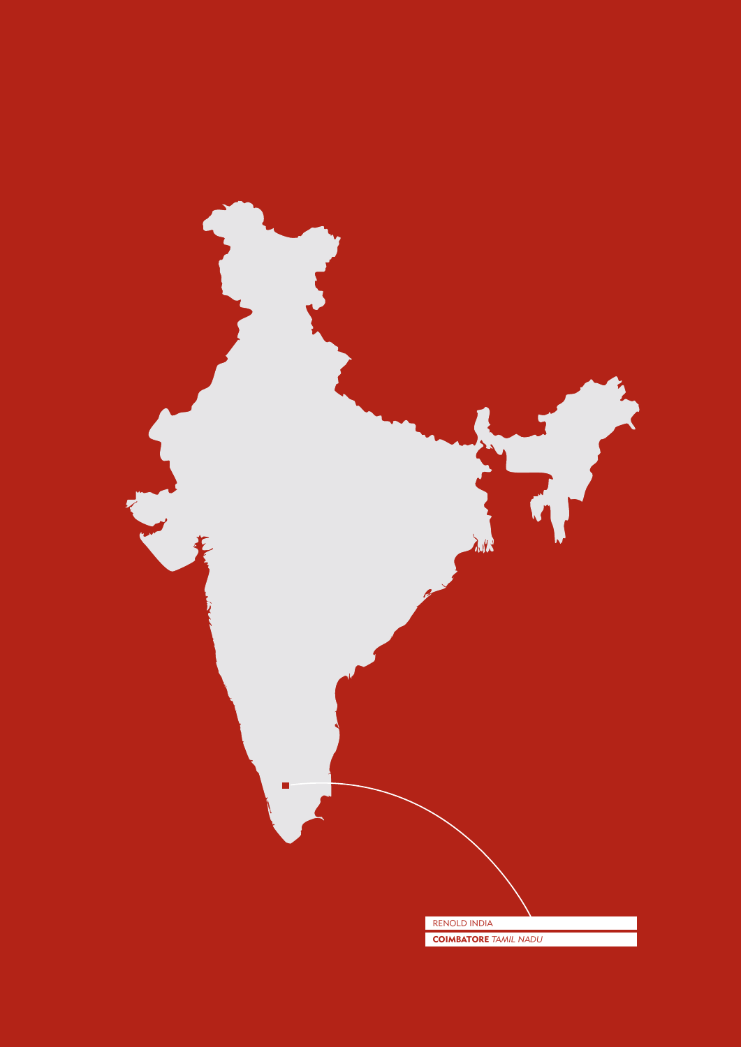RENOLD INDIA

**COIMBATORE** *TAMIL NADU*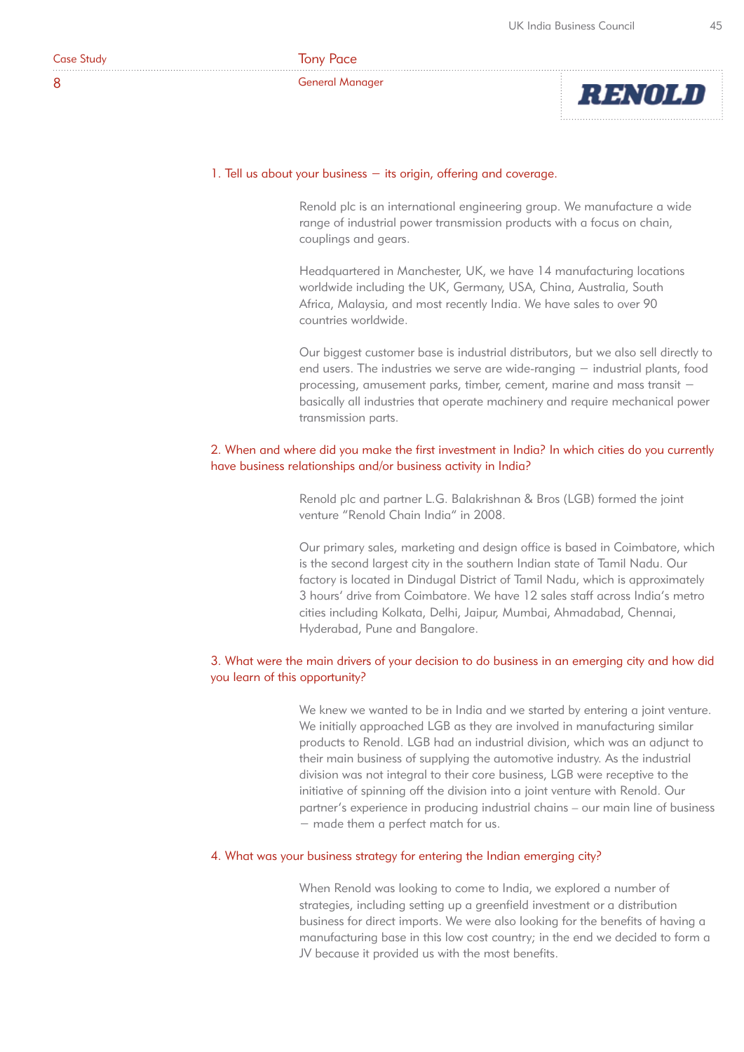Case Study 8

## Tony Pace

General Manager

RENOLD

### 1. Tell us about your business — its origin, offering and coverage.

Renold plc is an international engineering group. We manufacture a wide range of industrial power transmission products with a focus on chain, couplings and gears.

Headquartered in Manchester, UK, we have 14 manufacturing locations worldwide including the UK, Germany, USA, China, Australia, South Africa, Malaysia, and most recently India. We have sales to over 90 countries worldwide.

Our biggest customer base is industrial distributors, but we also sell directly to end users. The industries we serve are wide-ranging — industrial plants, food processing, amusement parks, timber, cement, marine and mass transit — basically all industries that operate machinery and require mechanical power transmission parts.

### 2. When and where did you make the first investment in India? In which cities do you currently have business relationships and/or business activity in India?

Renold plc and partner L.G. Balakrishnan & Bros (LGB) formed the joint venture "Renold Chain India" in 2008.

Our primary sales, marketing and design office is based in Coimbatore, which is the second largest city in the southern Indian state of Tamil Nadu. Our factory is located in Dindugal District of Tamil Nadu, which is approximately 3 hours' drive from Coimbatore. We have 12 sales staff across India's metro cities including Kolkata, Delhi, Jaipur, Mumbai, Ahmadabad, Chennai, Hyderabad, Pune and Bangalore.

### 3. What were the main drivers of your decision to do business in an emerging city and how did you learn of this opportunity?

We knew we wanted to be in India and we started by entering a joint venture. We initially approached LGB as they are involved in manufacturing similar products to Renold. LGB had an industrial division, which was an adjunct to their main business of supplying the automotive industry. As the industrial division was not integral to their core business, LGB were receptive to the initiative of spinning off the division into a joint venture with Renold. Our partner's experience in producing industrial chains – our main line of business — made them a perfect match for us.

### 4. What was your business strategy for entering the Indian emerging city?

When Renold was looking to come to India, we explored a number of strategies, including setting up a greenfield investment or a distribution business for direct imports. We were also looking for the benefits of having a manufacturing base in this low cost country; in the end we decided to form a JV because it provided us with the most benefits.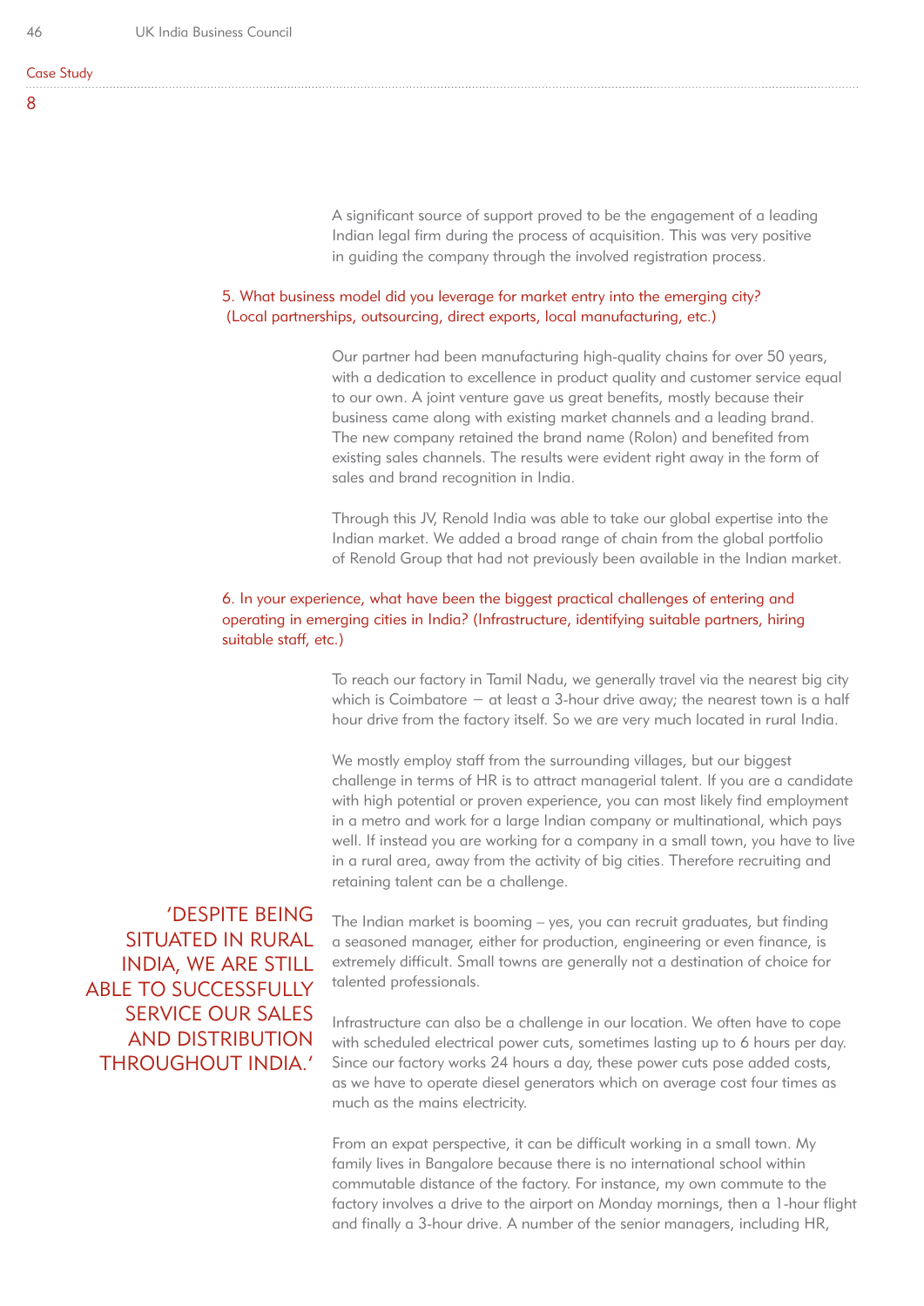A significant source of support proved to be the engagement of a leading Indian legal firm during the process of acquisition. This was very positive in guiding the company through the involved registration process.

### 5. What business model did you leverage for market entry into the emerging city? (Local partnerships, outsourcing, direct exports, local manufacturing, etc.)

Our partner had been manufacturing high-quality chains for over 50 years, with a dedication to excellence in product quality and customer service equal to our own. A joint venture gave us great benefits, mostly because their business came along with existing market channels and a leading brand. The new company retained the brand name (Rolon) and benefited from existing sales channels. The results were evident right away in the form of sales and brand recognition in India.

Through this JV, Renold India was able to take our global expertise into the Indian market. We added a broad range of chain from the global portfolio of Renold Group that had not previously been available in the Indian market.

### 6. In your experience, what have been the biggest practical challenges of entering and operating in emerging cities in India? (Infrastructure, identifying suitable partners, hiring suitable staff, etc.)

To reach our factory in Tamil Nadu, we generally travel via the nearest big city which is Coimbatore – at least a 3-hour drive away; the nearest town is a half hour drive from the factory itself. So we are very much located in rural India.

We mostly employ staff from the surrounding villages, but our biggest challenge in terms of HR is to attract managerial talent. If you are a candidate with high potential or proven experience, you can most likely find employment in a metro and work for a large Indian company or multinational, which pays well. If instead you are working for a company in a small town, you have to live in a rural area, away from the activity of big cities. Therefore recruiting and retaining talent can be a challenge.

> 'DESPITE BEING SITUATED IN RURAL INDIA, WE ARE STILL ABLE TO SUCCESSFULLY SERVICE OUR SALES AND DISTRIBUTION THROUGHOUT INDIA.'

The Indian market is booming – yes, you can recruit graduates, but finding a seasoned manager, either for production, engineering or even finance, is extremely difficult. Small towns are generally not a destination of choice for talented professionals.

Infrastructure can also be a challenge in our location. We often have to cope with scheduled electrical power cuts, sometimes lasting up to 6 hours per day. Since our factory works 24 hours a day, these power cuts pose added costs, as we have to operate diesel generators which on average cost four times as much as the mains electricity.

From an expat perspective, it can be difficult working in a small town. My family lives in Bangalore because there is no international school within commutable distance of the factory. For instance, my own commute to the factory involves a drive to the airport on Monday mornings, then a 1-hour flight and finally a 3-hour drive. A number of the senior managers, including HR,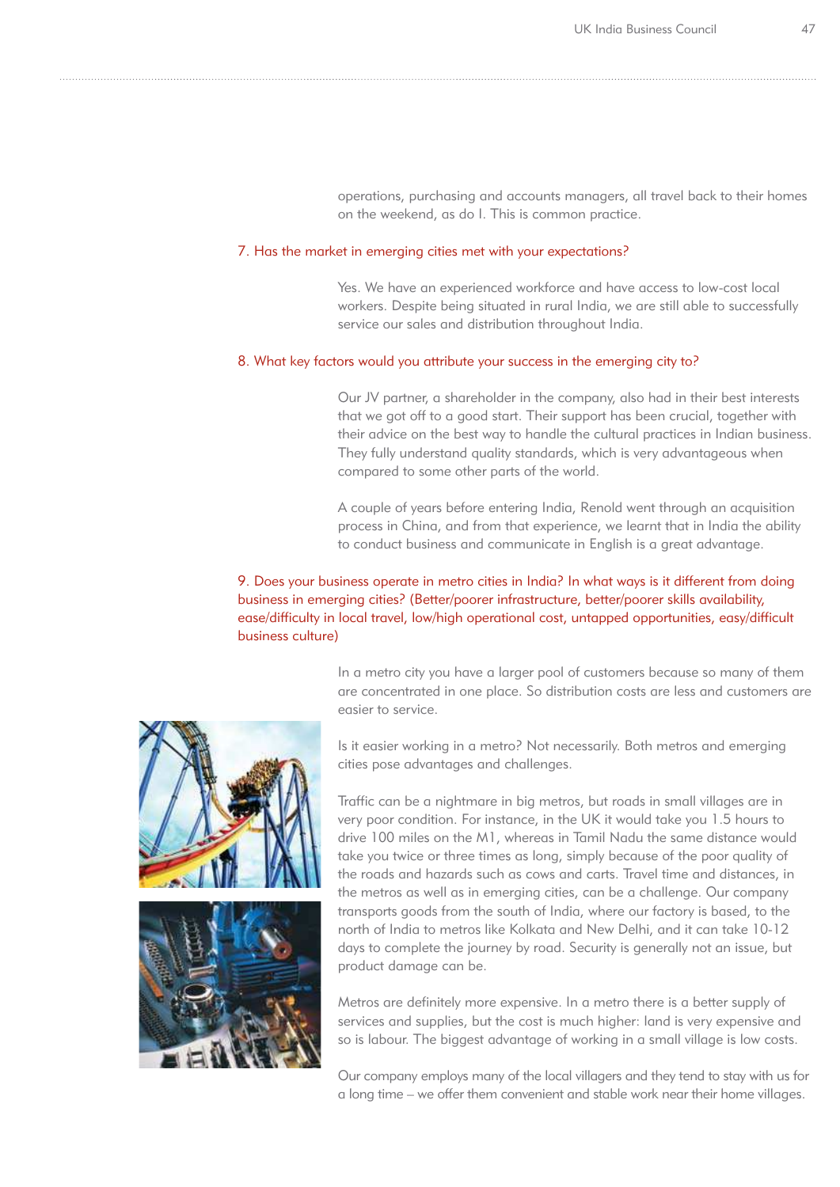operations, purchasing and accounts managers, all travel back to their homes on the weekend, as do I. This is common practice.

### 7. Has the market in emerging cities met with your expectations?

Yes. We have an experienced workforce and have access to low-cost local workers. Despite being situated in rural India, we are still able to successfully service our sales and distribution throughout India.

### 8. What key factors would you attribute your success in the emerging city to?

Our JV partner, a shareholder in the company, also had in their best interests that we got off to a good start. Their support has been crucial, together with their advice on the best way to handle the cultural practices in Indian business. They fully understand quality standards, which is very advantageous when compared to some other parts of the world.

A couple of years before entering India, Renold went through an acquisition process in China, and from that experience, we learnt that in India the ability to conduct business and communicate in English is a great advantage.

### 9. Does your business operate in metro cities in India? In what ways is it different from doing business in emerging cities? (Better/poorer infrastructure, better/poorer skills availability, ease/difficulty in local travel, low/high operational cost, untapped opportunities, easy/difficult business culture)

In a metro city you have a larger pool of customers because so many of them are concentrated in one place. So distribution costs are less and customers are easier to service.

Is it easier working in a metro? Not necessarily. Both metros and emerging cities pose advantages and challenges.

Traffic can be a nightmare in big metros, but roads in small villages are in very poor condition. For instance, in the UK it would take you 1.5 hours to drive 100 miles on the M1, whereas in Tamil Nadu the same distance would take you twice or three times as long, simply because of the poor quality of the roads and hazards such as cows and carts. Travel time and distances, in the metros as well as in emerging cities, can be a challenge. Our company transports goods from the south of India, where our factory is based, to the north of India to metros like Kolkata and New Delhi, and it can take 10-12 days to complete the journey by road. Security is generally not an issue, but product damage can be.

Metros are definitely more expensive. In a metro there is a better supply of services and supplies, but the cost is much higher: land is very expensive and so is labour. The biggest advantage of working in a small village is low costs.

Our company employs many of the local villagers and they tend to stay with us for a long time – we offer them convenient and stable work near their home villages.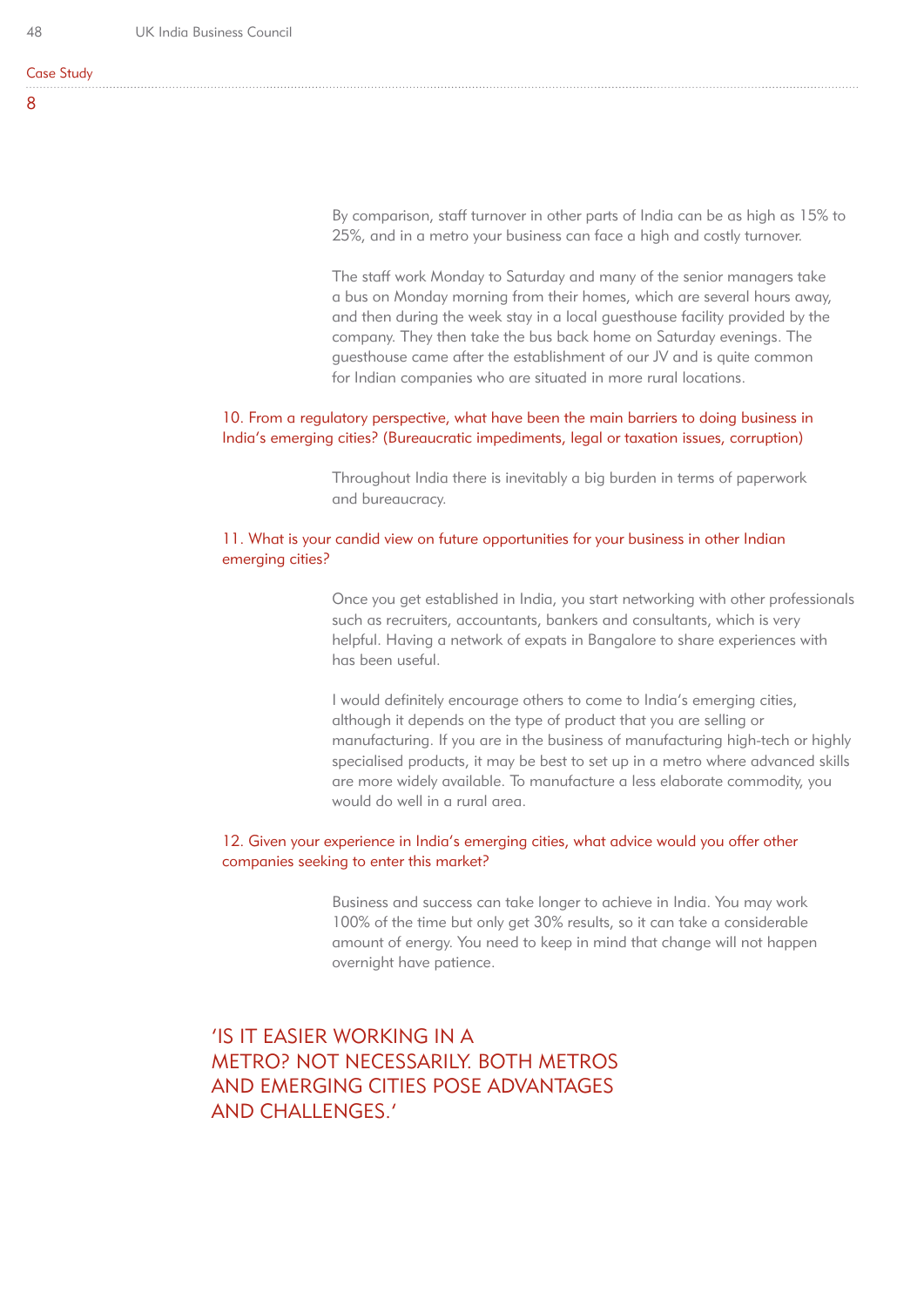Case Study

8

By comparison, staff turnover in other parts of India can be as high as 15% to 25%, and in a metro your business can face a high and costly turnover.

The staff work Monday to Saturday and many of the senior managers take a bus on Monday morning from their homes, which are several hours away, and then during the week stay in a local guesthouse facility provided by the company. They then take the bus back home on Saturday evenings. The guesthouse came after the establishment of our JV and is quite common for Indian companies who are situated in more rural locations.

**10. From a regulatory perspective, what have been the main barriers to doing business in India's emerging cities? (Bureaucratic impediments, legal or taxation issues, corruption)**

Throughout India there is inevitably a big burden in terms of paperwork and bureaucracy.

**11. What is your candid view on future opportunities for your business in other Indian emerging cities?**

Once you get established in India, you start networking with other professionals such as recruiters, accountants, bankers and consultants, which is very helpful. Having a network of expats in Bangalore to share experiences with has been useful.

I would definitely encourage others to come to India's emerging cities, although it depends on the type of product that you are selling or manufacturing. If you are in the business of manufacturing high-tech or highly specialised products, it may be best to set up in a metro where advanced skills are more widely available. To manufacture a less elaborate commodity, you would do well in a rural area.

**12. Given your experience in India's emerging cities, what advice would you offer other companies seeking to enter this market?**

Business and success can take longer to achieve in India. You may work 100% of the time but only get 30% results, so it can take a considerable amount of energy. You need to keep in mind that change will not happen overnight have patience.

'IS IT EASIER WORKING IN A METRO? NOT NECESSARILY. BOTH METROS AND EMERGING CITIES POSE ADVANTAGES AND CHALLENGES.'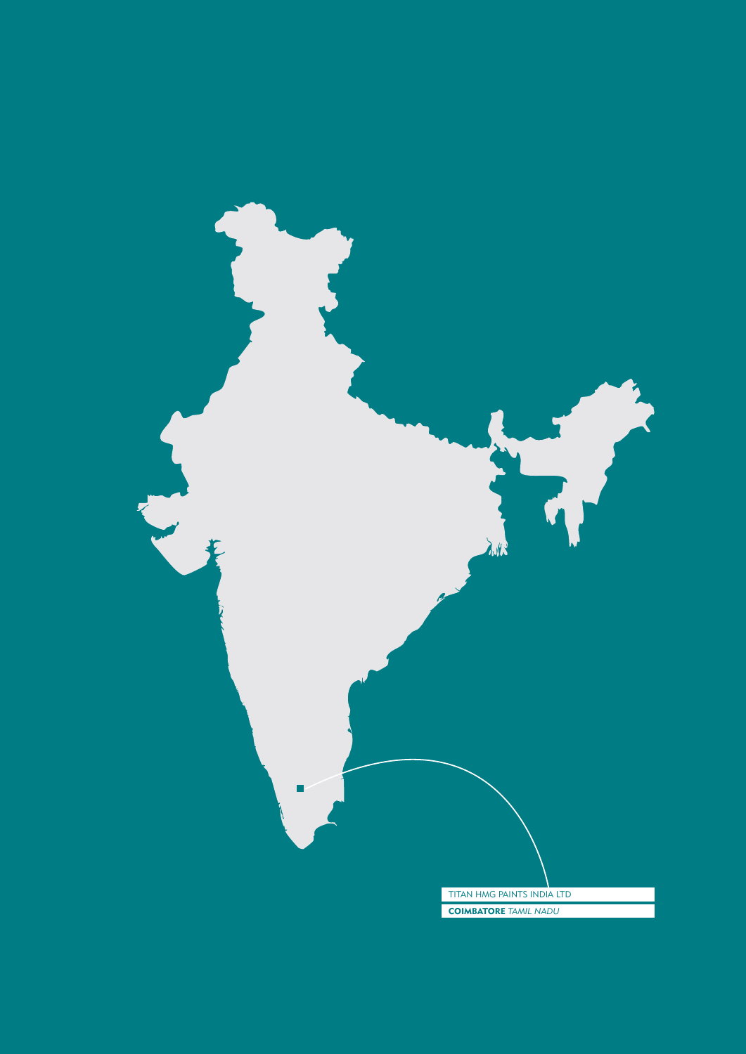TITAN HMG PAINTS INDIA LTD

**COIMBATORE** *TAMIL NADU*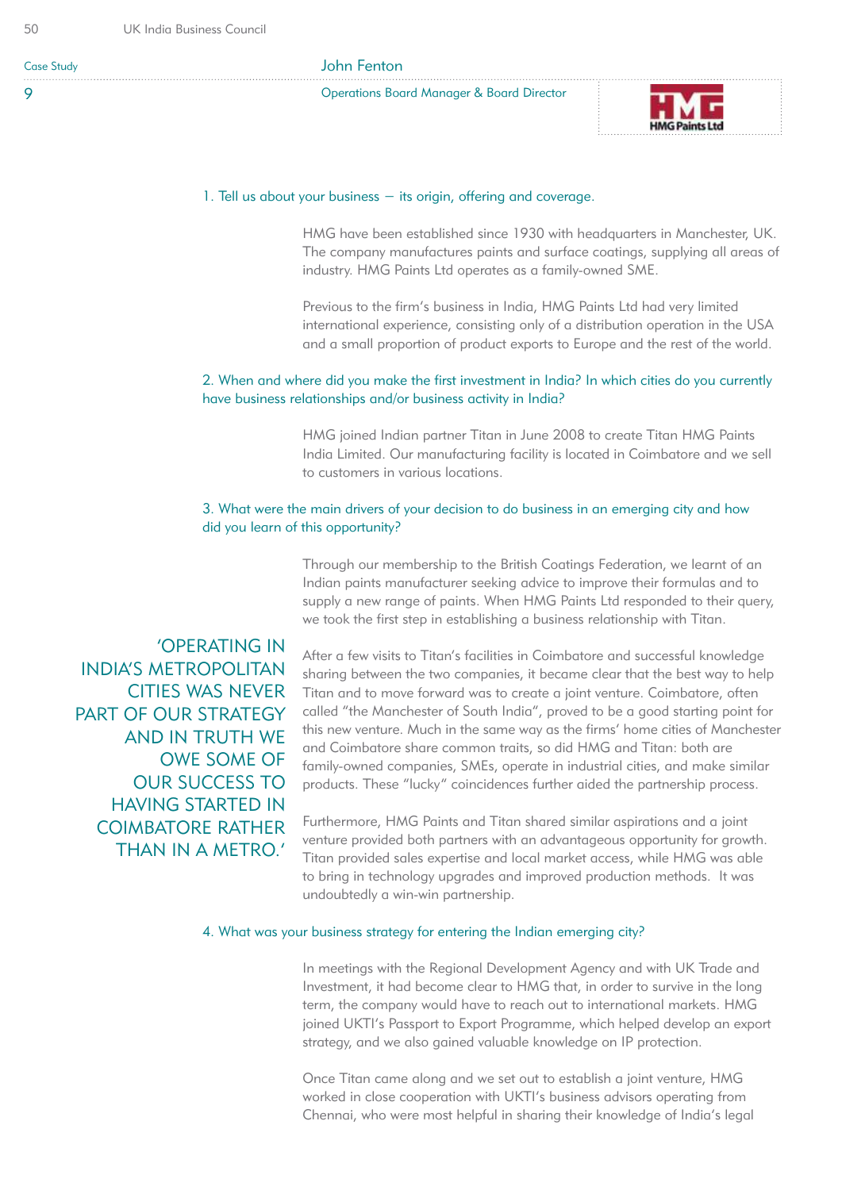Case Study

9

## John Fenton

Operations Board Manager & Board Director

HMG Paints Ltd

### 1. Tell us about your business – its origin, offering and coverage.

HMG have been established since 1930 with headquarters in Manchester, UK. The company manufactures paints and surface coatings, supplying all areas of industry. HMG Paints Ltd operates as a family-owned SME.

Previous to the firm's business in India, HMG Paints Ltd had very limited international experience, consisting only of a distribution operation in the USA and a small proportion of product exports to Europe and the rest of the world.

### 2. When and where did you make the first investment in India? In which cities do you currently have business relationships and/or business activity in India?

HMG joined Indian partner Titan in June 2008 to create Titan HMG Paints India Limited. Our manufacturing facility is located in Coimbatore and we sell to customers in various locations.

### 3. What were the main drivers of your decision to do business in an emerging city and how did you learn of this opportunity?

Through our membership to the British Coatings Federation, we learnt of an Indian paints manufacturer seeking advice to improve their formulas and to supply a new range of paints. When HMG Paints Ltd responded to their query, we took the first step in establishing a business relationship with Titan.

> 'OPERATING IN INDIA'S METROPOLITAN CITIES WAS NEVER PART OF OUR STRATEGY AND IN TRUTH WE OWE SOME OF OUR SUCCESS TO HAVING STARTED IN COIMBATORE RATHER THAN IN A METRO.'

After a few visits to Titan's facilities in Coimbatore and successful knowledge sharing between the two companies, it became clear that the best way to help Titan and to move forward was to create a joint venture. Coimbatore, often called "the Manchester of South India", proved to be a good starting point for this new venture. Much in the same way as the firms' home cities of Manchester and Coimbatore share common traits, so did HMG and Titan: both are family-owned companies, SMEs, operate in industrial cities, and make similar products. These "lucky" coincidences further aided the partnership process.

Furthermore, HMG Paints and Titan shared similar aspirations and a joint venture provided both partners with an advantageous opportunity for growth. Titan provided sales expertise and local market access, while HMG was able to bring in technology upgrades and improved production methods. It was undoubtedly a win-win partnership.

### 4. What was your business strategy for entering the Indian emerging city?

In meetings with the Regional Development Agency and with UK Trade and Investment, it had become clear to HMG that, in order to survive in the long term, the company would have to reach out to international markets. HMG joined UKTI's Passport to Export Programme, which helped develop an export strategy, and we also gained valuable knowledge on IP protection.

Once Titan came along and we set out to establish a joint venture, HMG worked in close cooperation with UKTI's business advisors operating from Chennai, who were most helpful in sharing their knowledge of India's legal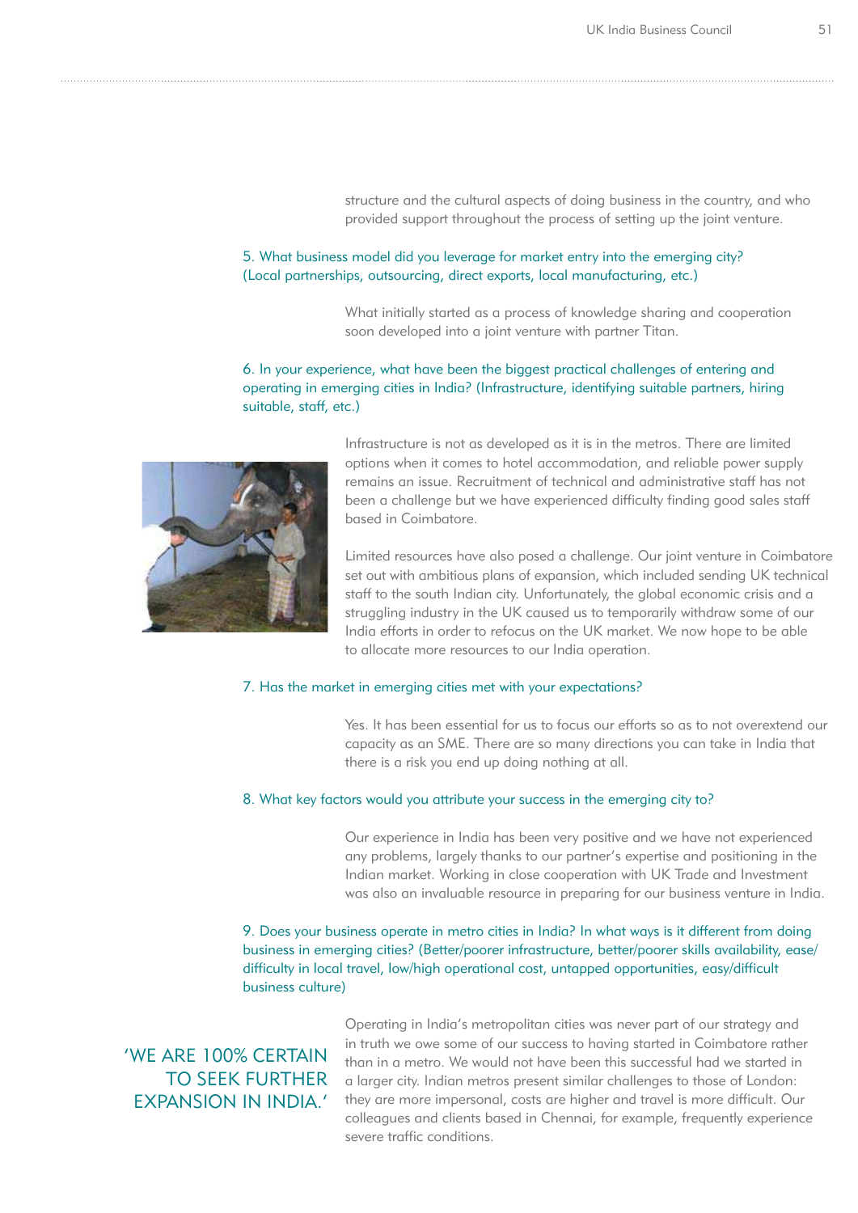structure and the cultural aspects of doing business in the country, and who provided support throughout the process of setting up the joint venture.

**5. What business model did you leverage for market entry into the emerging city? (Local partnerships, outsourcing, direct exports, local manufacturing, etc.)**

What initially started as a process of knowledge sharing and cooperation soon developed into a joint venture with partner Titan.

**6. In your experience, what have been the biggest practical challenges of entering and operating in emerging cities in India? (Infrastructure, identifying suitable partners, hiring suitable, staff, etc.)**

Infrastructure is not as developed as it is in the metros. There are limited options when it comes to hotel accommodation, and reliable power supply remains an issue. Recruitment of technical and administrative staff has not been a challenge but we have experienced difficulty finding good sales staff based in Coimbatore.

Limited resources have also posed a challenge. Our joint venture in Coimbatore set out with ambitious plans of expansion, which included sending UK technical staff to the south Indian city. Unfortunately, the global economic crisis and a struggling industry in the UK caused us to temporarily withdraw some of our India efforts in order to refocus on the UK market. We now hope to be able to allocate more resources to our India operation.

**7. Has the market in emerging cities met with your expectations?**

Yes. It has been essential for us to focus our efforts so as to not overextend our capacity as an SME. There are so many directions you can take in India that there is a risk you end up doing nothing at all.

**8. What key factors would you attribute your success in the emerging city to?**

Our experience in India has been very positive and we have not experienced any problems, largely thanks to our partner's expertise and positioning in the Indian market. Working in close cooperation with UK Trade and Investment was also an invaluable resource in preparing for our business venture in India.

**9. Does your business operate in metro cities in India? In what ways is it different from doing business in emerging cities? (Better/poorer infrastructure, better/poorer skills availability, ease/difficulty in local travel, low/high operational cost, untapped opportunities, easy/difficult business culture)**

> 'WE ARE 100% CERTAIN TO SEEK FURTHER EXPANSION IN INDIA.'

Operating in India's metropolitan cities was never part of our strategy and in truth we owe some of our success to having started in Coimbatore rather than in a metro. We would not have been this successful had we started in a larger city. Indian metros present similar challenges to those of London: they are more impersonal, costs are higher and travel is more difficult. Our colleagues and clients based in Chennai, for example, frequently experience severe traffic conditions.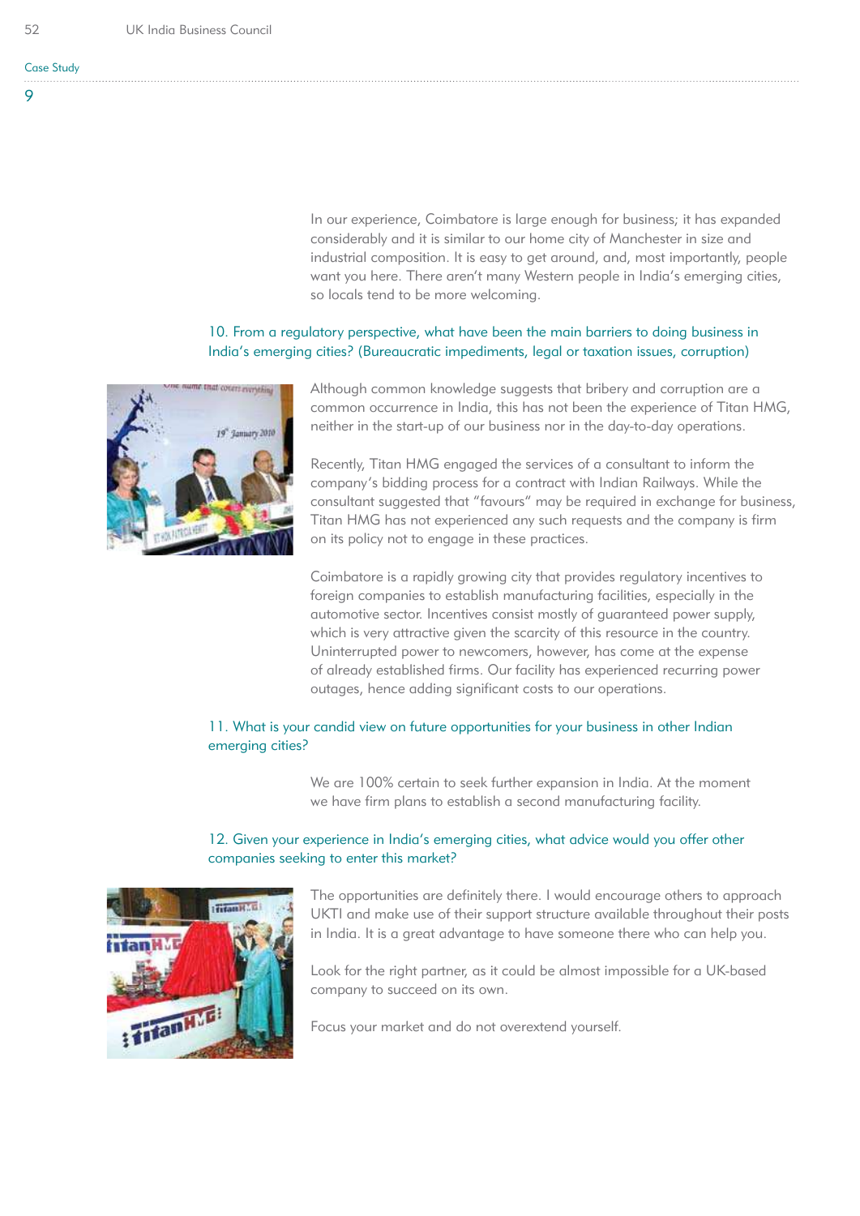In our experience, Coimbatore is large enough for business; it has expanded considerably and it is similar to our home city of Manchester in size and industrial composition. It is easy to get around, and, most importantly, people want you here. There aren't many Western people in India's emerging cities, so locals tend to be more welcoming.

### 10. From a regulatory perspective, what have been the main barriers to doing business in India's emerging cities? (Bureaucratic impediments, legal or taxation issues, corruption)

Although common knowledge suggests that bribery and corruption are a common occurrence in India, this has not been the experience of Titan HMG, neither in the start-up of our business nor in the day-to-day operations.

Recently, Titan HMG engaged the services of a consultant to inform the company's bidding process for a contract with Indian Railways. While the consultant suggested that "favours" may be required in exchange for business, Titan HMG has not experienced any such requests and the company is firm on its policy not to engage in these practices.

Coimbatore is a rapidly growing city that provides regulatory incentives to foreign companies to establish manufacturing facilities, especially in the automotive sector. Incentives consist mostly of guaranteed power supply, which is very attractive given the scarcity of this resource in the country. Uninterrupted power to newcomers, however, has come at the expense of already established firms. Our facility has experienced recurring power outages, hence adding significant costs to our operations.

### 11. What is your candid view on future opportunities for your business in other Indian emerging cities?

We are 100% certain to seek further expansion in India. At the moment we have firm plans to establish a second manufacturing facility.

### 12. Given your experience in India's emerging cities, what advice would you offer other companies seeking to enter this market?

The opportunities are definitely there. I would encourage others to approach UKTI and make use of their support structure available throughout their posts in India. It is a great advantage to have someone there who can help you.

Look for the right partner, as it could be almost impossible for a UK-based company to succeed on its own.

Focus your market and do not overextend yourself.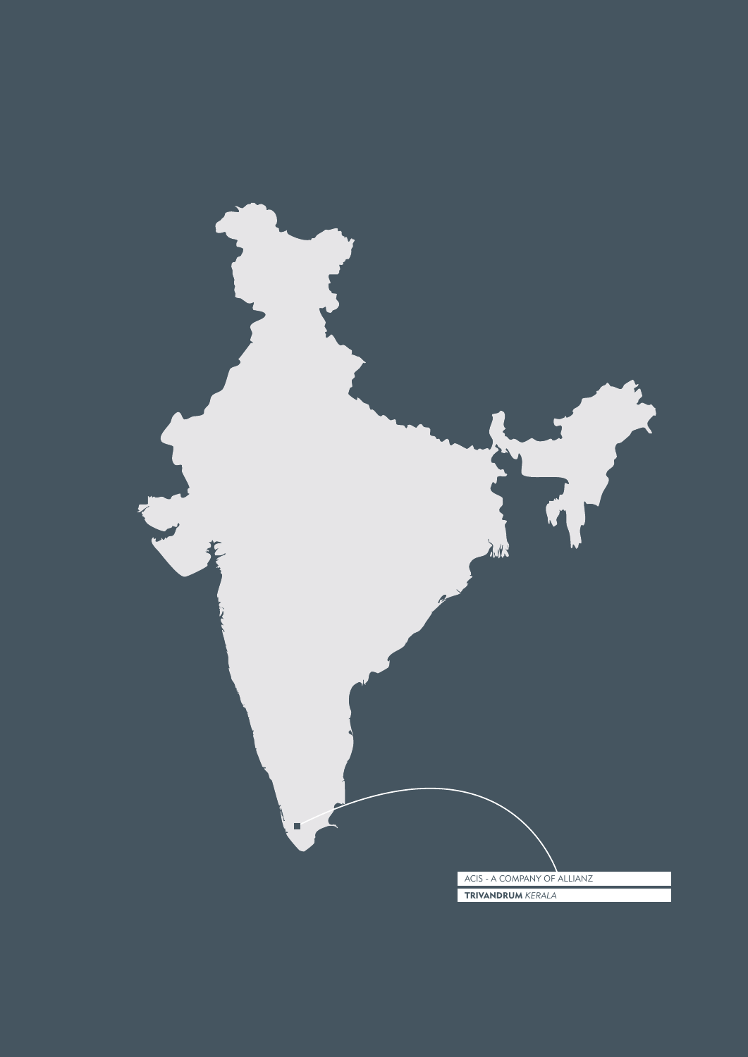ACIS - A COMPANY OF ALLIANZ

**TRIVANDRUM** *KERALA*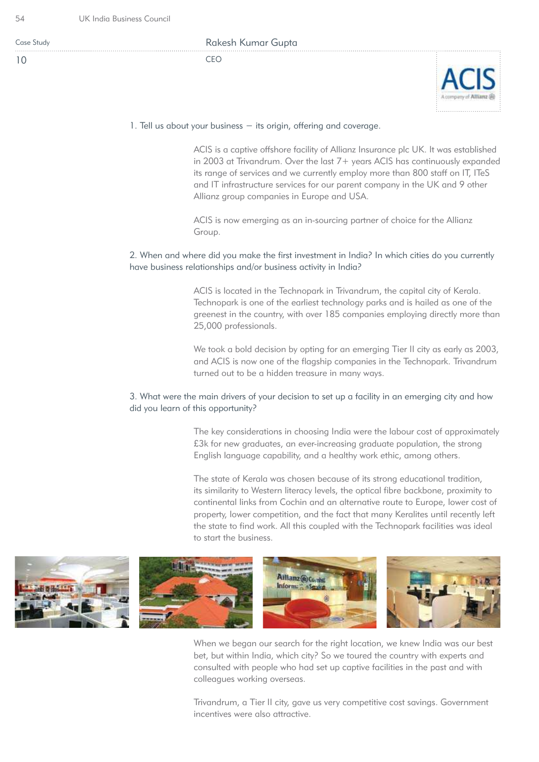Case Study

10

## Rakesh Kumar Gupta

CEO

ACIS

A company of Allianz

1. Tell us about your business – its origin, offering and coverage.

ACIS is a captive offshore facility of Allianz Insurance plc UK. It was established in 2003 at Trivandrum. Over the last 7+ years ACIS has continuously expanded its range of services and we currently employ more than 800 staff on IT, ITeS and IT infrastructure services for our parent company in the UK and 9 other Allianz group companies in Europe and USA.

ACIS is now emerging as an in-sourcing partner of choice for the Allianz Group.

2. When and where did you make the first investment in India? In which cities do you currently have business relationships and/or business activity in India?

ACIS is located in the Technopark in Trivandrum, the capital city of Kerala. Technopark is one of the earliest technology parks and is hailed as one of the greenest in the country, with over 185 companies employing directly more than 25,000 professionals.

We took a bold decision by opting for an emerging Tier II city as early as 2003, and ACIS is now one of the flagship companies in the Technopark. Trivandrum turned out to be a hidden treasure in many ways.

3. What were the main drivers of your decision to set up a facility in an emerging city and how did you learn of this opportunity?

The key considerations in choosing India were the labour cost of approximately £3k for new graduates, an ever-increasing graduate population, the strong English language capability, and a healthy work ethic, among others.

The state of Kerala was chosen because of its strong educational tradition, its similarity to Western literacy levels, the optical fibre backbone, proximity to continental links from Cochin and an alternative route to Europe, lower cost of property, lower competition, and the fact that many Keralites until recently left the state to find work. All this coupled with the Technopark facilities was ideal to start the business.

When we began our search for the right location, we knew India was our best bet, but within India, which city? So we toured the country with experts and consulted with people who had set up captive facilities in the past and with colleagues working overseas.

Trivandrum, a Tier II city, gave us very competitive cost savings. Government incentives were also attractive.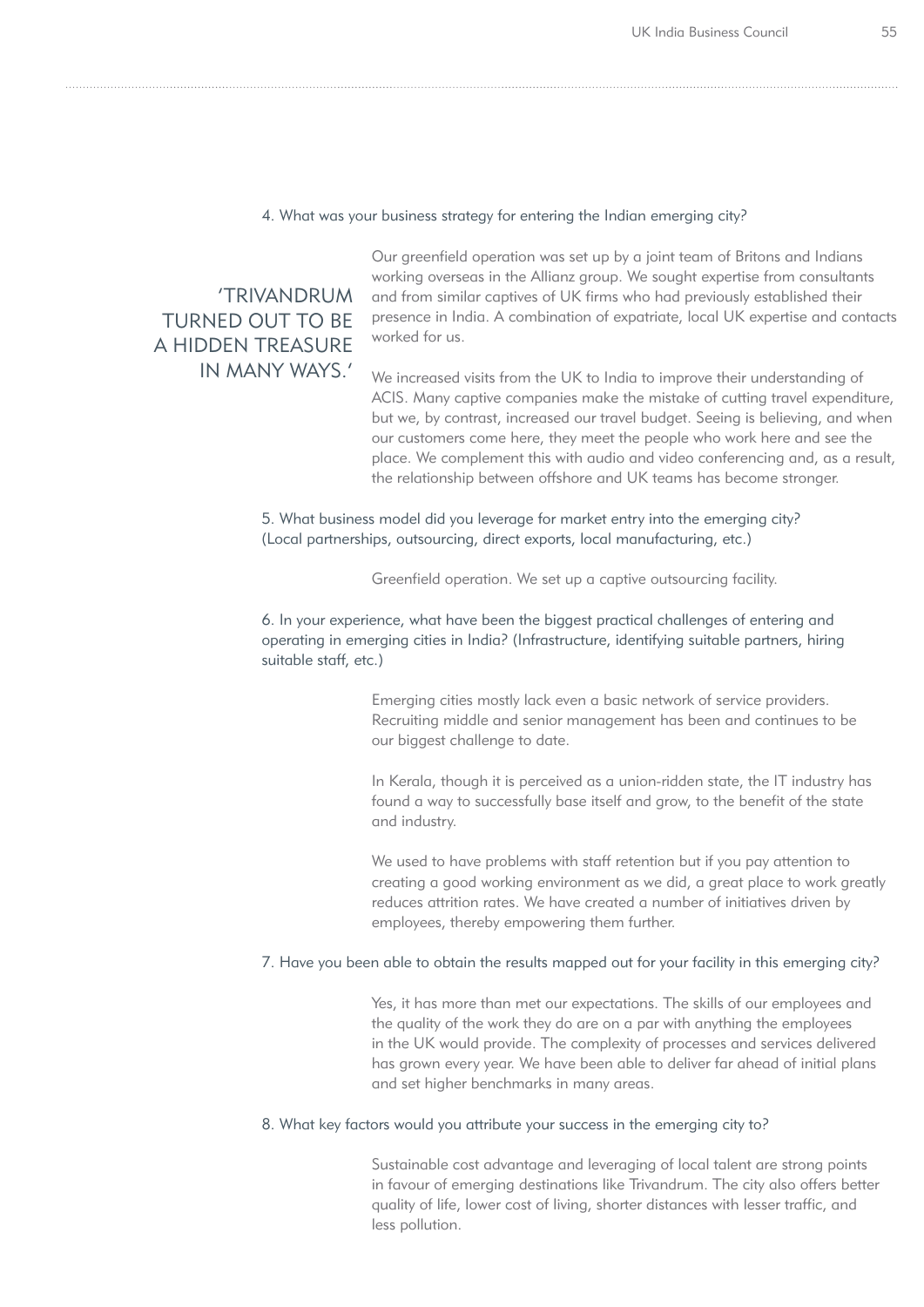4. What was your business strategy for entering the Indian emerging city?

> 'TRIVANDRUM TURNED OUT TO BE A HIDDEN TREASURE IN MANY WAYS.'

Our greenfield operation was set up by a joint team of Britons and Indians working overseas in the Allianz group. We sought expertise from consultants and from similar captives of UK firms who had previously established their presence in India. A combination of expatriate, local UK expertise and contacts worked for us.

We increased visits from the UK to India to improve their understanding of ACIS. Many captive companies make the mistake of cutting travel expenditure, but we, by contrast, increased our travel budget. Seeing is believing, and when our customers come here, they meet the people who work here and see the place. We complement this with audio and video conferencing and, as a result, the relationship between offshore and UK teams has become stronger.

5. What business model did you leverage for market entry into the emerging city? (Local partnerships, outsourcing, direct exports, local manufacturing, etc.)

Greenfield operation. We set up a captive outsourcing facility.

6. In your experience, what have been the biggest practical challenges of entering and operating in emerging cities in India? (Infrastructure, identifying suitable partners, hiring suitable staff, etc.)

Emerging cities mostly lack even a basic network of service providers. Recruiting middle and senior management has been and continues to be our biggest challenge to date.

In Kerala, though it is perceived as a union-ridden state, the IT industry has found a way to successfully base itself and grow, to the benefit of the state and industry.

We used to have problems with staff retention but if you pay attention to creating a good working environment as we did, a great place to work greatly reduces attrition rates. We have created a number of initiatives driven by employees, thereby empowering them further.

7. Have you been able to obtain the results mapped out for your facility in this emerging city?

Yes, it has more than met our expectations. The skills of our employees and the quality of the work they do are on a par with anything the employees in the UK would provide. The complexity of processes and services delivered has grown every year. We have been able to deliver far ahead of initial plans and set higher benchmarks in many areas.

8. What key factors would you attribute your success in the emerging city to?

Sustainable cost advantage and leveraging of local talent are strong points in favour of emerging destinations like Trivandrum. The city also offers better quality of life, lower cost of living, shorter distances with lesser traffic, and less pollution.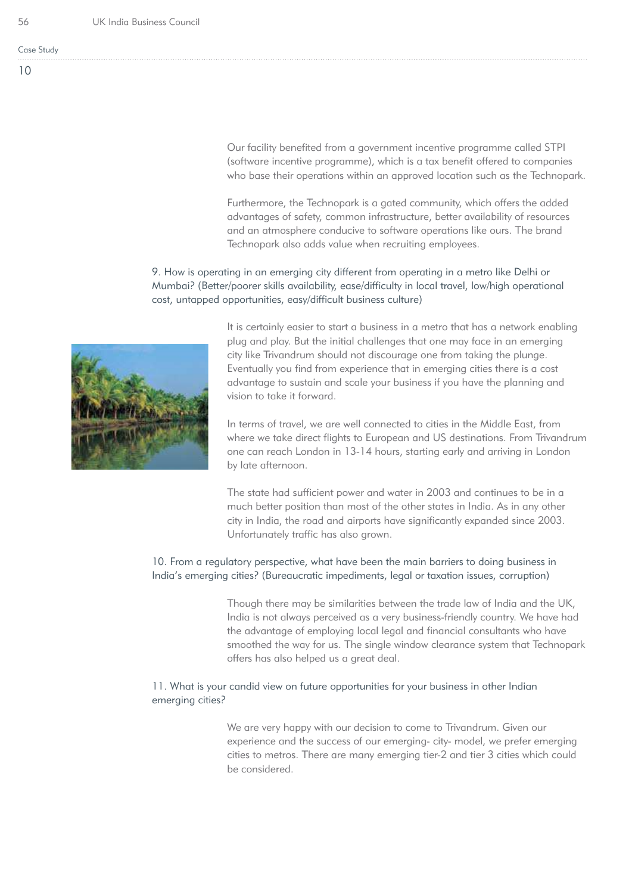Our facility benefited from a government incentive programme called STPI (software incentive programme), which is a tax benefit offered to companies who base their operations within an approved location such as the Technopark.

Furthermore, the Technopark is a gated community, which offers the added advantages of safety, common infrastructure, better availability of resources and an atmosphere conducive to software operations like ours. The brand Technopark also adds value when recruiting employees.

9. How is operating in an emerging city different from operating in a metro like Delhi or Mumbai? (Better/poorer skills availability, ease/difficulty in local travel, low/high operational cost, untapped opportunities, easy/difficult business culture)

It is certainly easier to start a business in a metro that has a network enabling plug and play. But the initial challenges that one may face in an emerging city like Trivandrum should not discourage one from taking the plunge. Eventually you find from experience that in emerging cities there is a cost advantage to sustain and scale your business if you have the planning and vision to take it forward.

In terms of travel, we are well connected to cities in the Middle East, from where we take direct flights to European and US destinations. From Trivandrum one can reach London in 13-14 hours, starting early and arriving in London by late afternoon.

The state had sufficient power and water in 2003 and continues to be in a much better position than most of the other states in India. As in any other city in India, the road and airports have significantly expanded since 2003. Unfortunately traffic has also grown.

10. From a regulatory perspective, what have been the main barriers to doing business in India's emerging cities? (Bureaucratic impediments, legal or taxation issues, corruption)

Though there may be similarities between the trade law of India and the UK, India is not always perceived as a very business-friendly country. We have had the advantage of employing local legal and financial consultants who have smoothed the way for us. The single window clearance system that Technopark offers has also helped us a great deal.

11. What is your candid view on future opportunities for your business in other Indian emerging cities?

We are very happy with our decision to come to Trivandrum. Given our experience and the success of our emerging- city- model, we prefer emerging cities to metros. There are many emerging tier-2 and tier 3 cities which could be considered.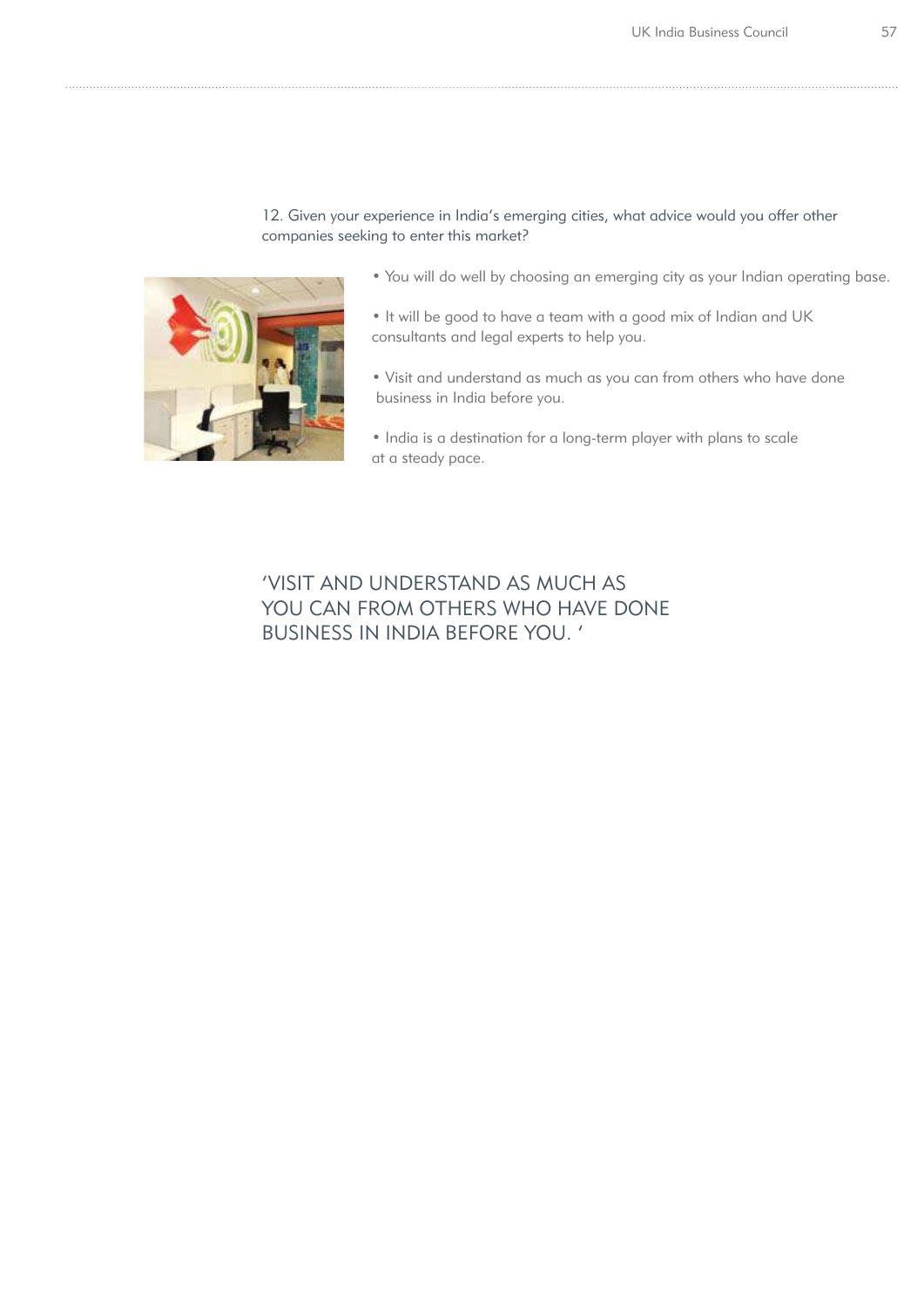12. Given your experience in India's emerging cities, what advice would you offer other companies seeking to enter this market?

- You will do well by choosing an emerging city as your Indian operating base.
- It will be good to have a team with a good mix of Indian and UK consultants and legal experts to help you.
- Visit and understand as much as you can from others who have done business in India before you.
- India is a destination for a long-term player with plans to scale at a steady pace.

'VISIT AND UNDERSTAND AS MUCH AS YOU CAN FROM OTHERS WHO HAVE DONE BUSINESS IN INDIA BEFORE YOU. '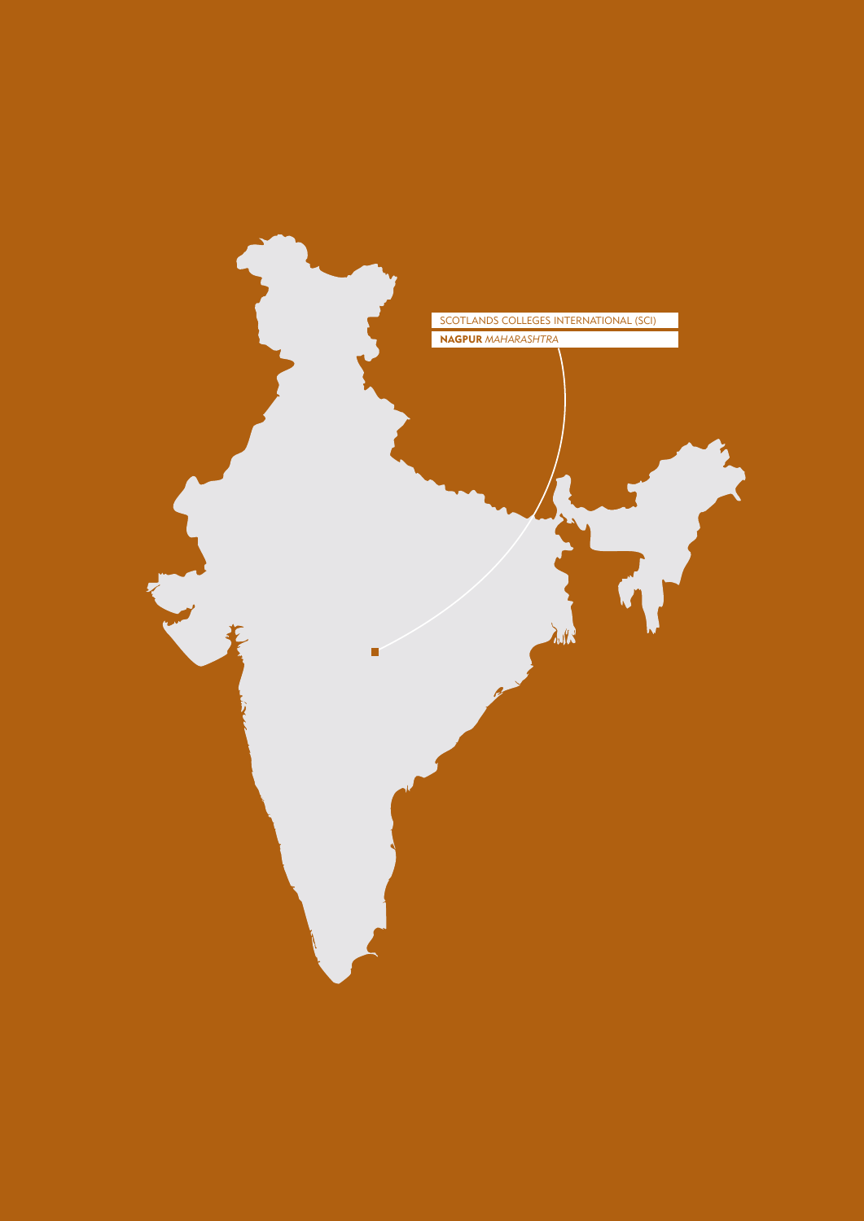SCOTLANDS COLLEGES INTERNATIONAL (SCI)

**NAGPUR** *MAHARASHTRA*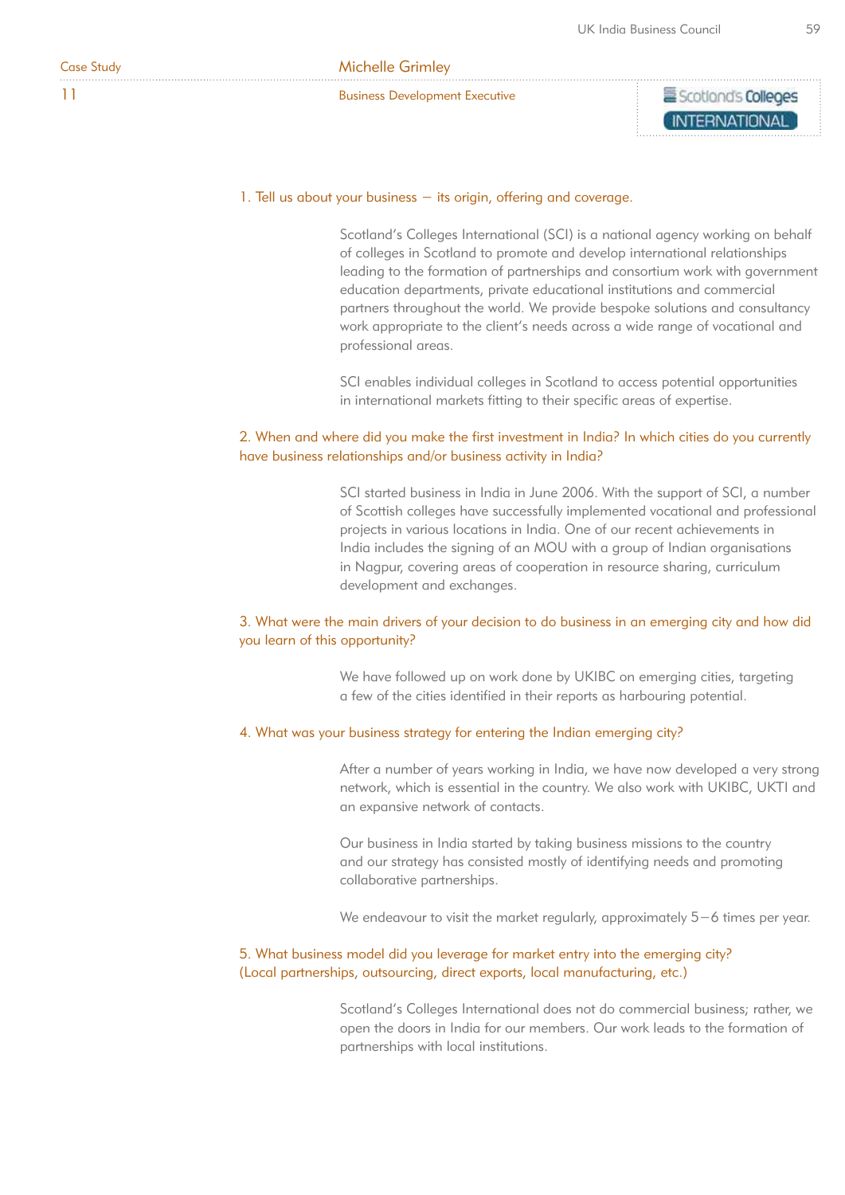Case Study 11

## Michelle Grimley

Business Development Executive

Scotland's Colleges INTERNATIONAL

### 1. Tell us about your business – its origin, offering and coverage.

Scotland's Colleges International (SCI) is a national agency working on behalf of colleges in Scotland to promote and develop international relationships leading to the formation of partnerships and consortium work with government education departments, private educational institutions and commercial partners throughout the world. We provide bespoke solutions and consultancy work appropriate to the client's needs across a wide range of vocational and professional areas.

SCI enables individual colleges in Scotland to access potential opportunities in international markets fitting to their specific areas of expertise.

### 2. When and where did you make the first investment in India? In which cities do you currently have business relationships and/or business activity in India?

SCI started business in India in June 2006. With the support of SCI, a number of Scottish colleges have successfully implemented vocational and professional projects in various locations in India. One of our recent achievements in India includes the signing of an MOU with a group of Indian organisations in Nagpur, covering areas of cooperation in resource sharing, curriculum development and exchanges.

### 3. What were the main drivers of your decision to do business in an emerging city and how did you learn of this opportunity?

We have followed up on work done by UKIBC on emerging cities, targeting a few of the cities identified in their reports as harbouring potential.

### 4. What was your business strategy for entering the Indian emerging city?

After a number of years working in India, we have now developed a very strong network, which is essential in the country. We also work with UKIBC, UKTI and an expansive network of contacts.

Our business in India started by taking business missions to the country and our strategy has consisted mostly of identifying needs and promoting collaborative partnerships.

We endeavour to visit the market regularly, approximately 5–6 times per year.

### 5. What business model did you leverage for market entry into the emerging city? (Local partnerships, outsourcing, direct exports, local manufacturing, etc.)

Scotland's Colleges International does not do commercial business; rather, we open the doors in India for our members. Our work leads to the formation of partnerships with local institutions.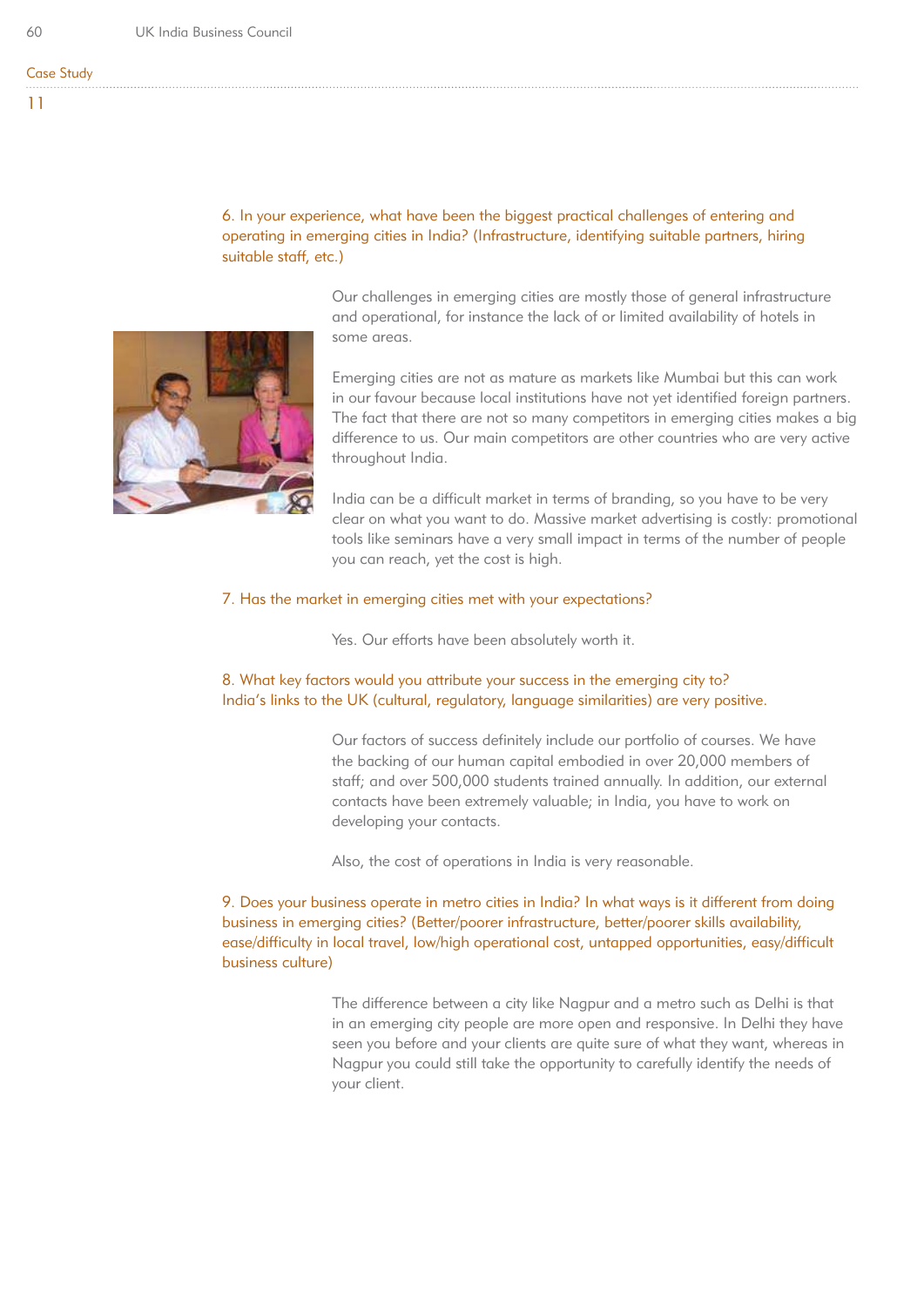Case Study

11

6. In your experience, what have been the biggest practical challenges of entering and operating in emerging cities in India? (Infrastructure, identifying suitable partners, hiring suitable staff, etc.)

Our challenges in emerging cities are mostly those of general infrastructure and operational, for instance the lack of or limited availability of hotels in some areas.

Emerging cities are not as mature as markets like Mumbai but this can work in our favour because local institutions have not yet identified foreign partners. The fact that there are not so many competitors in emerging cities makes a big difference to us. Our main competitors are other countries who are very active throughout India.

India can be a difficult market in terms of branding, so you have to be very clear on what you want to do. Massive market advertising is costly: promotional tools like seminars have a very small impact in terms of the number of people you can reach, yet the cost is high.

7. Has the market in emerging cities met with your expectations?

Yes. Our efforts have been absolutely worth it.

8. What key factors would you attribute your success in the emerging city to?
India's links to the UK (cultural, regulatory, language similarities) are very positive.

Our factors of success definitely include our portfolio of courses. We have the backing of our human capital embodied in over 20,000 members of staff; and over 500,000 students trained annually. In addition, our external contacts have been extremely valuable; in India, you have to work on developing your contacts.

Also, the cost of operations in India is very reasonable.

9. Does your business operate in metro cities in India? In what ways is it different from doing business in emerging cities? (Better/poorer infrastructure, better/poorer skills availability, ease/difficulty in local travel, low/high operational cost, untapped opportunities, easy/difficult business culture)

The difference between a city like Nagpur and a metro such as Delhi is that in an emerging city people are more open and responsive. In Delhi they have seen you before and your clients are quite sure of what they want, whereas in Nagpur you could still take the opportunity to carefully identify the needs of your client.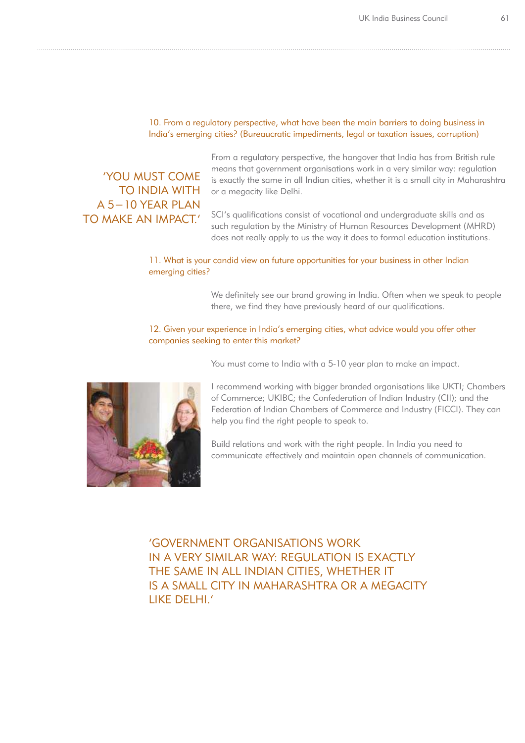**10. From a regulatory perspective, what have been the main barriers to doing business in India's emerging cities? (Bureaucratic impediments, legal or taxation issues, corruption)**

'YOU MUST COME TO INDIA WITH A 5–10 YEAR PLAN TO MAKE AN IMPACT.'

From a regulatory perspective, the hangover that India has from British rule means that government organisations work in a very similar way: regulation is exactly the same in all Indian cities, whether it is a small city in Maharashtra or a megacity like Delhi.

SCI's qualifications consist of vocational and undergraduate skills and as such regulation by the Ministry of Human Resources Development (MHRD) does not really apply to us the way it does to formal education institutions.

**11. What is your candid view on future opportunities for your business in other Indian emerging cities?**

We definitely see our brand growing in India. Often when we speak to people there, we find they have previously heard of our qualifications.

**12. Given your experience in India's emerging cities, what advice would you offer other companies seeking to enter this market?**

You must come to India with a 5-10 year plan to make an impact.

I recommend working with bigger branded organisations like UKTI; Chambers of Commerce; UKIBC; the Confederation of Indian Industry (CII); and the Federation of Indian Chambers of Commerce and Industry (FICCI). They can help you find the right people to speak to.

Build relations and work with the right people. In India you need to communicate effectively and maintain open channels of communication.

'GOVERNMENT ORGANISATIONS WORK IN A VERY SIMILAR WAY: REGULATION IS EXACTLY THE SAME IN ALL INDIAN CITIES, WHETHER IT IS A SMALL CITY IN MAHARASHTRA OR A MEGACITY LIKE DELHI.'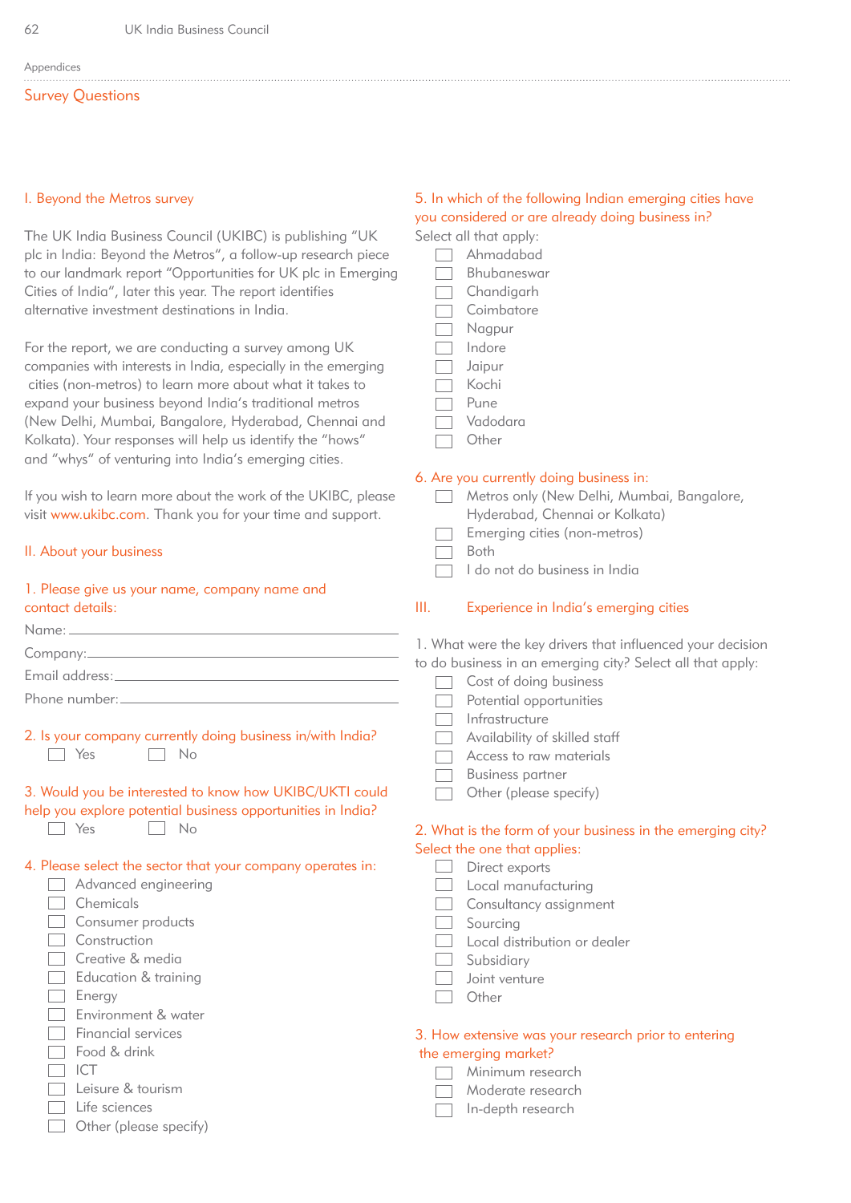Appendices

## Survey Questions

### I. Beyond the Metros survey

The UK India Business Council (UKIBC) is publishing "UK plc in India: Beyond the Metros", a follow-up research piece to our landmark report "Opportunities for UK plc in Emerging Cities of India", later this year. The report identifies alternative investment destinations in India.

For the report, we are conducting a survey among UK companies with interests in India, especially in the emerging cities (non-metros) to learn more about what it takes to expand your business beyond India's traditional metros (New Delhi, Mumbai, Bangalore, Hyderabad, Chennai and Kolkata). Your responses will help us identify the "hows" and "whys" of venturing into India's emerging cities.

If you wish to learn more about the work of the UKIBC, please visit www.ukibc.com. Thank you for your time and support.

### II. About your business

1. Please give us your name, company name and contact details:

Name: ____________________

Company: ____________________

Email address: ____________________

Phone number: ____________________

2. Is your company currently doing business in/with India?

- ☐ Yes
- ☐ No

3. Would you be interested to know how UKIBC/UKTI could help you explore potential business opportunities in India?

- ☐ Yes
- ☐ No

4. Please select the sector that your company operates in:

- ☐ Advanced engineering
- ☐ Chemicals
- ☐ Consumer products
- ☐ Construction
- ☐ Creative & media
- ☐ Education & training
- ☐ Energy
- ☐ Environment & water
- ☐ Financial services
- ☐ Food & drink
- ☐ ICT
- ☐ Leisure & tourism
- ☐ Life sciences
- ☐ Other (please specify)

5. In which of the following Indian emerging cities have you considered or are already doing business in?

Select all that apply:

- ☐ Ahmadabad
- ☐ Bhubaneswar
- ☐ Chandigarh
- ☐ Coimbatore
- ☐ Nagpur
- ☐ Indore
- ☐ Jaipur
- ☐ Kochi
- ☐ Pune
- ☐ Vadodara
- ☐ Other

6. Are you currently doing business in:

- ☐ Metros only (New Delhi, Mumbai, Bangalore, Hyderabad, Chennai or Kolkata)
- ☐ Emerging cities (non-metros)
- ☐ Both
- ☐ I do not do business in India

### III. Experience in India's emerging cities

1. What were the key drivers that influenced your decision to do business in an emerging city? Select all that apply:

- ☐ Cost of doing business
- ☐ Potential opportunities
- ☐ Infrastructure
- ☐ Availability of skilled staff
- ☐ Access to raw materials
- ☐ Business partner
- ☐ Other (please specify)

2. What is the form of your business in the emerging city? Select the one that applies:

- ☐ Direct exports
- ☐ Local manufacturing
- ☐ Consultancy assignment
- ☐ Sourcing
- ☐ Local distribution or dealer
- ☐ Subsidiary
- ☐ Joint venture
- ☐ Other

3. How extensive was your research prior to entering the emerging market?

- ☐ Minimum research
- ☐ Moderate research
- ☐ In-depth research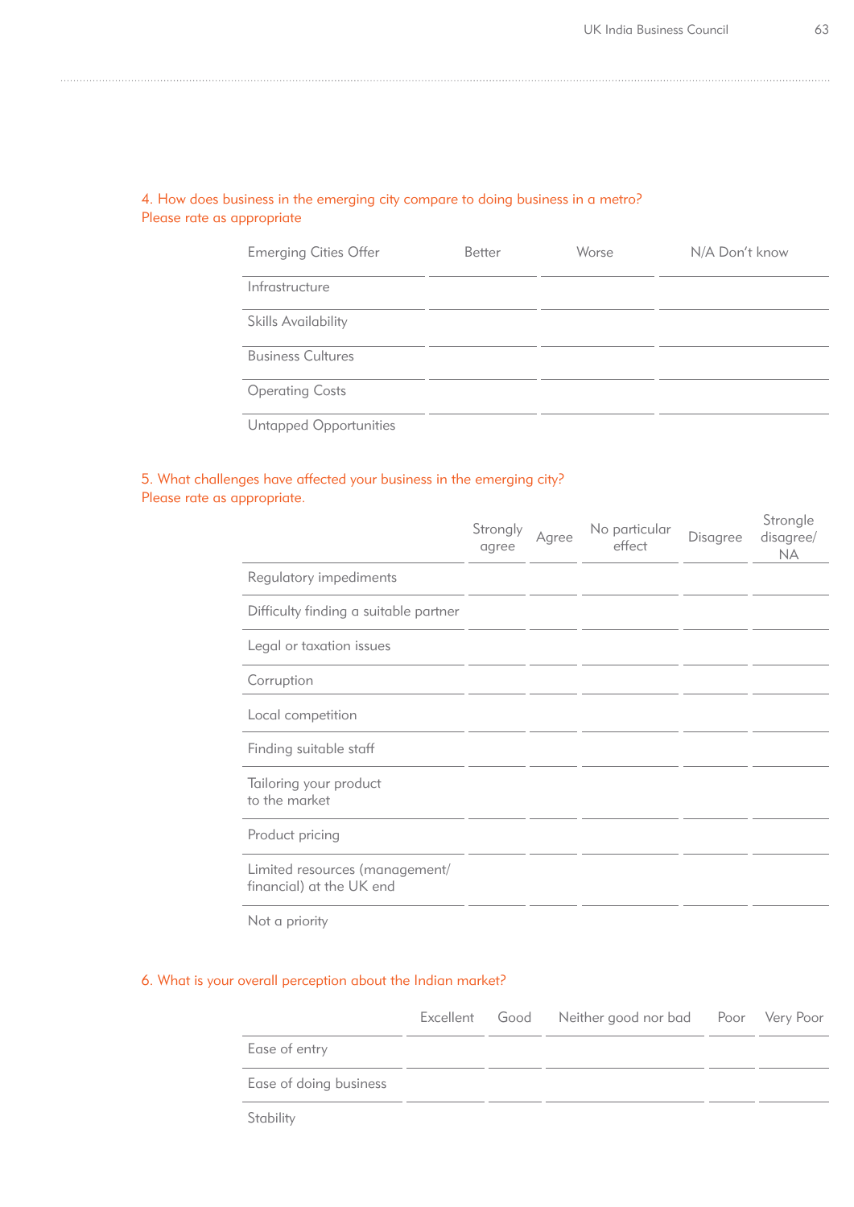4. How does business in the emerging city compare to doing business in a metro?
Please rate as appropriate

| Emerging Cities Offer | Better | Worse | N/A Don't know |
|---|---|---|---|
| Infrastructure | | | |
| Skills Availability | | | |
| Business Cultures | | | |
| Operating Costs | | | |
| Untapped Opportunities | | | |

5. What challenges have affected your business in the emerging city?
Please rate as appropriate.

| | Strongly agree | Agree | No particular effect | Disagree | Strongle disagree/ NA |
|---|---|---|---|---|---|
| Regulatory impediments | | | | | |
| Difficulty finding a suitable partner | | | | | |
| Legal or taxation issues | | | | | |
| Corruption | | | | | |
| Local competition | | | | | |
| Finding suitable staff | | | | | |
| Tailoring your product to the market | | | | | |
| Product pricing | | | | | |
| Limited resources (management/ financial) at the UK end | | | | | |
| Not a priority | | | | | |

6. What is your overall perception about the Indian market?

| | Excellent | Good | Neither good nor bad | Poor | Very Poor |
|---|---|---|---|---|---|
| Ease of entry | | | | | |
| Ease of doing business | | | | | |
| Stability | | | | | |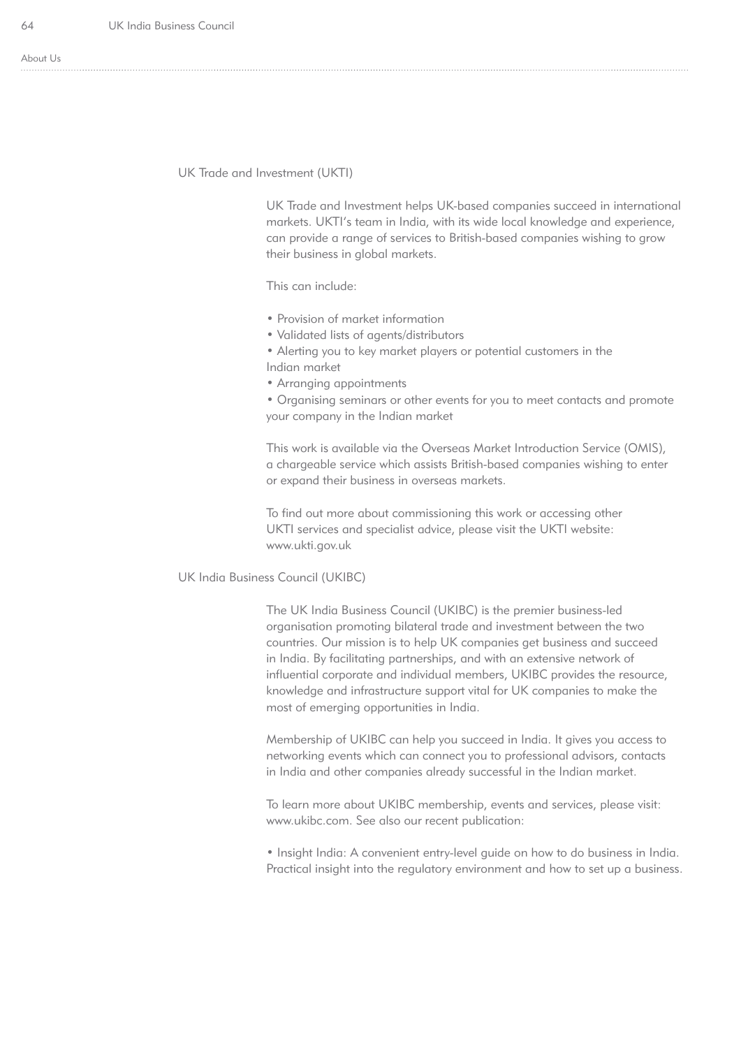## About Us

### UK Trade and Investment (UKTI)

UK Trade and Investment helps UK-based companies succeed in international markets. UKTI's team in India, with its wide local knowledge and experience, can provide a range of services to British-based companies wishing to grow their business in global markets.

This can include:

- Provision of market information
- Validated lists of agents/distributors
- Alerting you to key market players or potential customers in the Indian market
- Arranging appointments
- Organising seminars or other events for you to meet contacts and promote your company in the Indian market

This work is available via the Overseas Market Introduction Service (OMIS), a chargeable service which assists British-based companies wishing to enter or expand their business in overseas markets.

To find out more about commissioning this work or accessing other UKTI services and specialist advice, please visit the UKTI website: www.ukti.gov.uk

### UK India Business Council (UKIBC)

The UK India Business Council (UKIBC) is the premier business-led organisation promoting bilateral trade and investment between the two countries. Our mission is to help UK companies get business and succeed in India. By facilitating partnerships, and with an extensive network of influential corporate and individual members, UKIBC provides the resource, knowledge and infrastructure support vital for UK companies to make the most of emerging opportunities in India.

Membership of UKIBC can help you succeed in India. It gives you access to networking events which can connect you to professional advisors, contacts in India and other companies already successful in the Indian market.

To learn more about UKIBC membership, events and services, please visit: www.ukibc.com. See also our recent publication:

- Insight India: A convenient entry-level guide on how to do business in India. Practical insight into the regulatory environment and how to set up a business.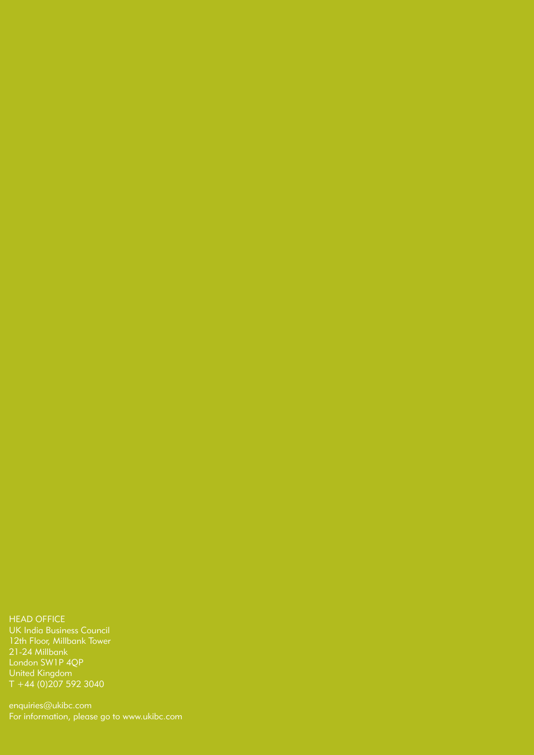HEAD OFFICE
UK India Business Council
12th Floor, Millbank Tower
21-24 Millbank
London SW1P 4QP
United Kingdom
T +44 (0)207 592 3040

enquiries@ukibc.com
For information, please go to www.ukibc.com